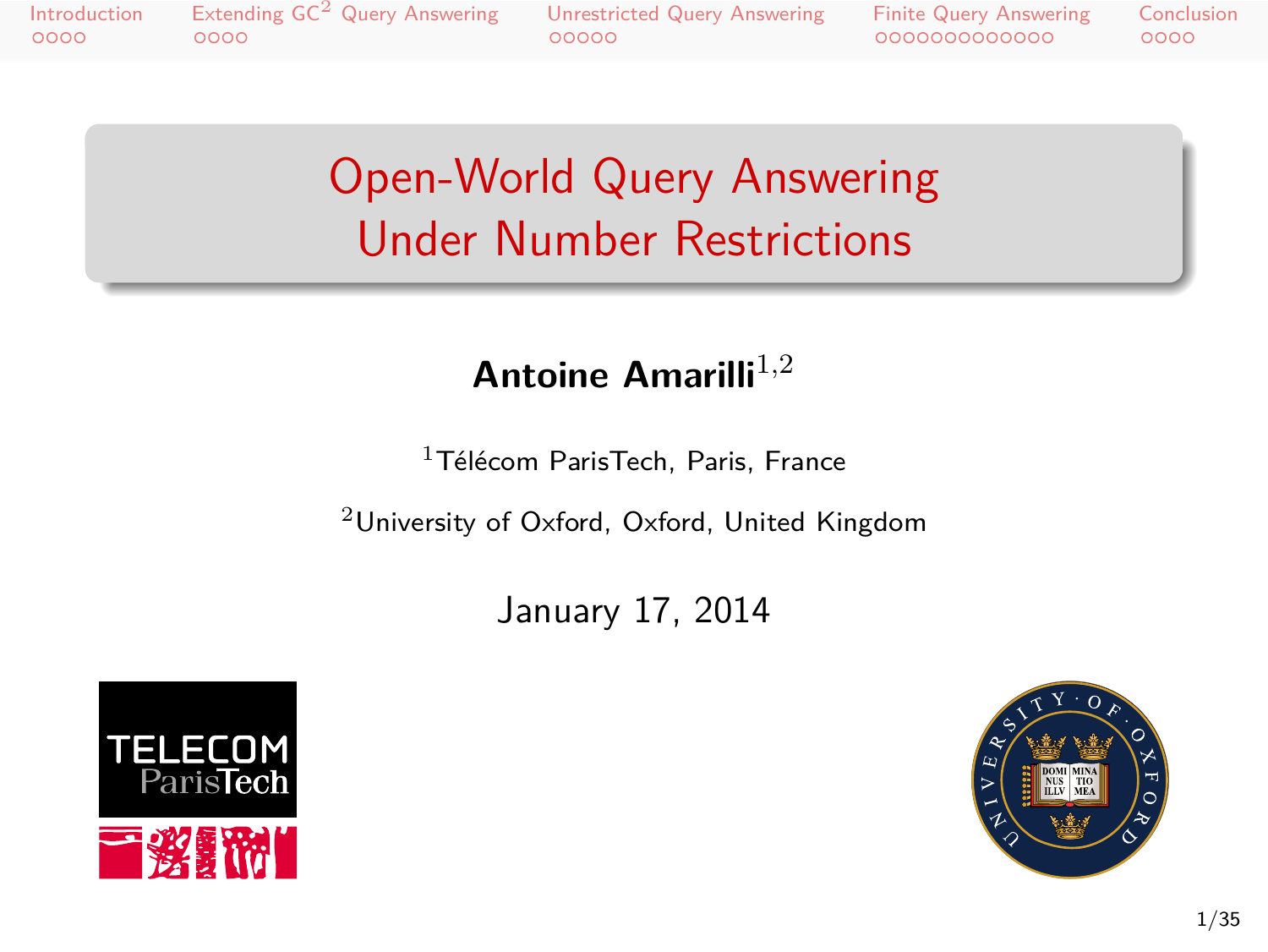# Open-World Query Answering Under Number Restrictions

**Antoine Amarilli**[1,2]

[1]Télécom ParisTech, Paris, France

[2]University of Oxford, Oxford, United Kingdom

January 17, 2014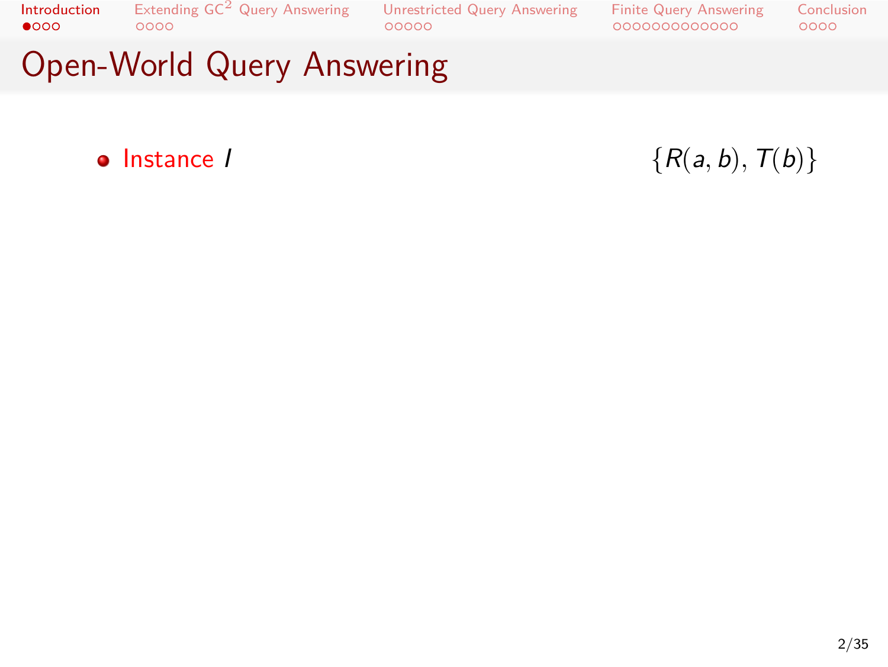# Open-World Query Answering

- Instance $I$ $\{R(a, b), T(b)\}$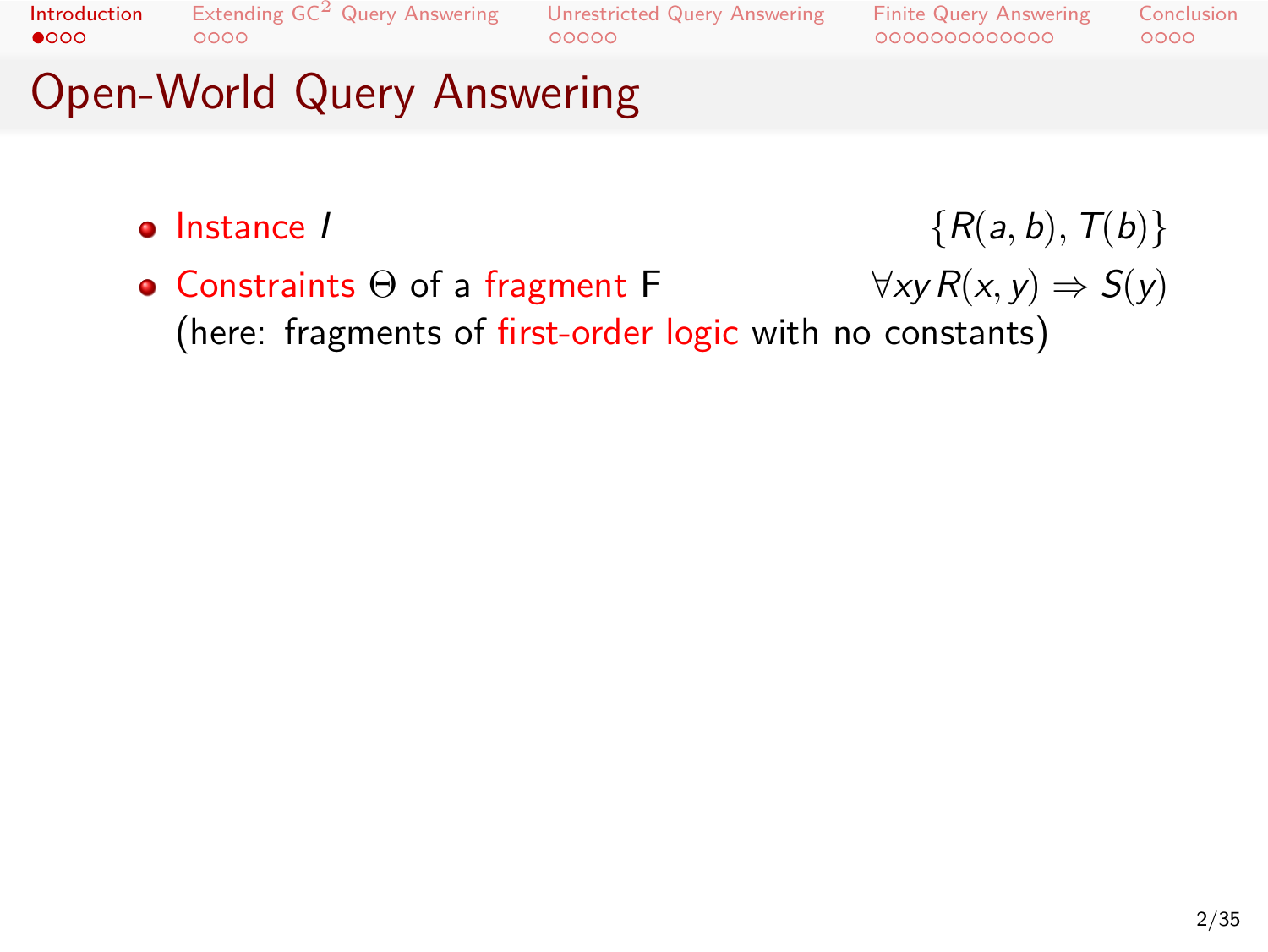# Open-World Query Answering

- Instance $I$ $\{R(a, b), T(b)\}$
- Constraints $\Theta$ of a fragment F $\forall xy\, R(x, y) \Rightarrow S(y)$
  (here: fragments of first-order logic with no constants)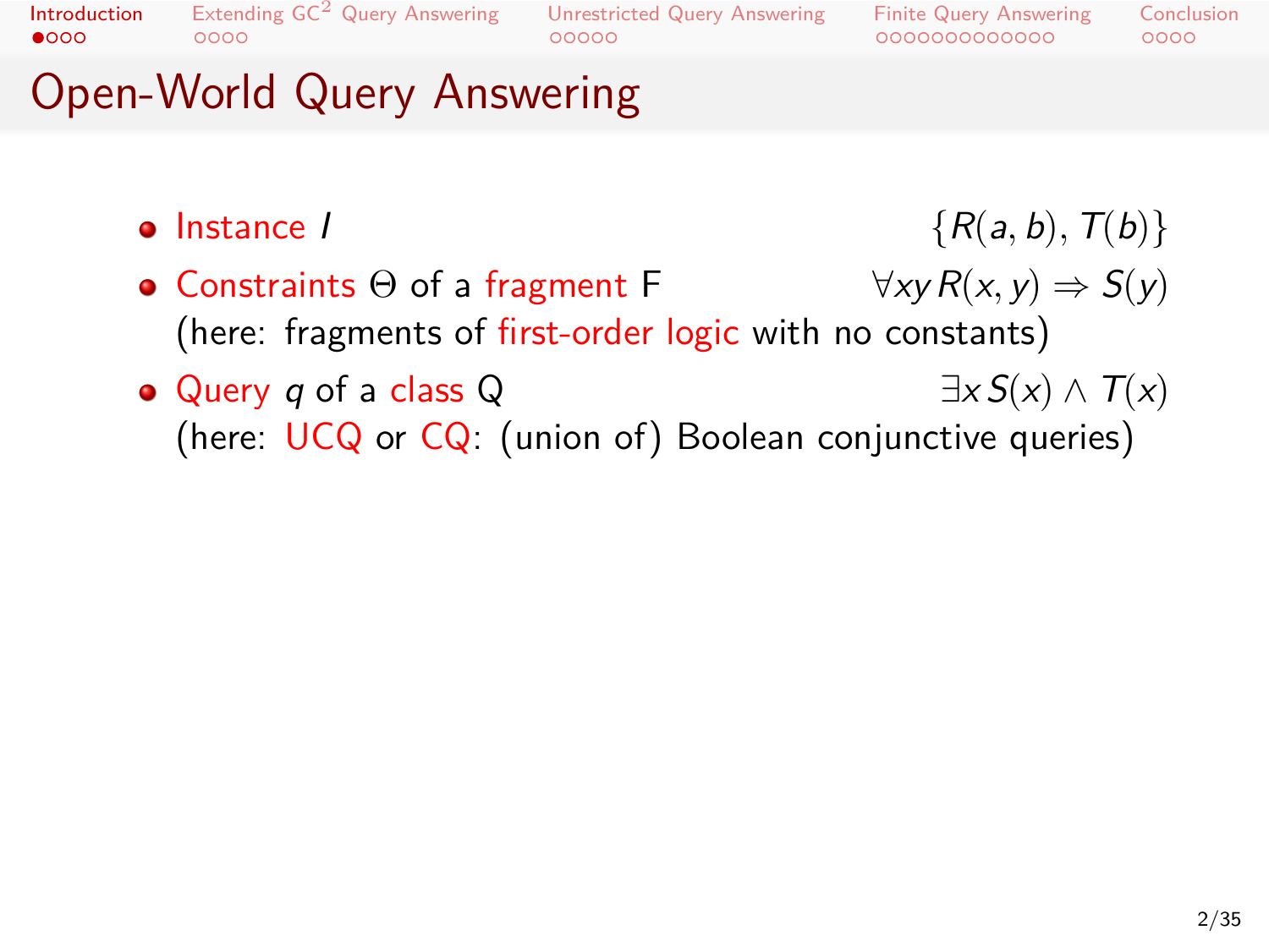# Open-World Query Answering

- Instance $I$ $\{R(a,b), T(b)\}$
- Constraints $\Theta$ of a fragment F $\forall xy\, R(x,y) \Rightarrow S(y)$
  (here: fragments of first-order logic with no constants)
- Query $q$ of a class Q $\exists x\, S(x) \wedge T(x)$
  (here: UCQ or CQ: (union of) Boolean conjunctive queries)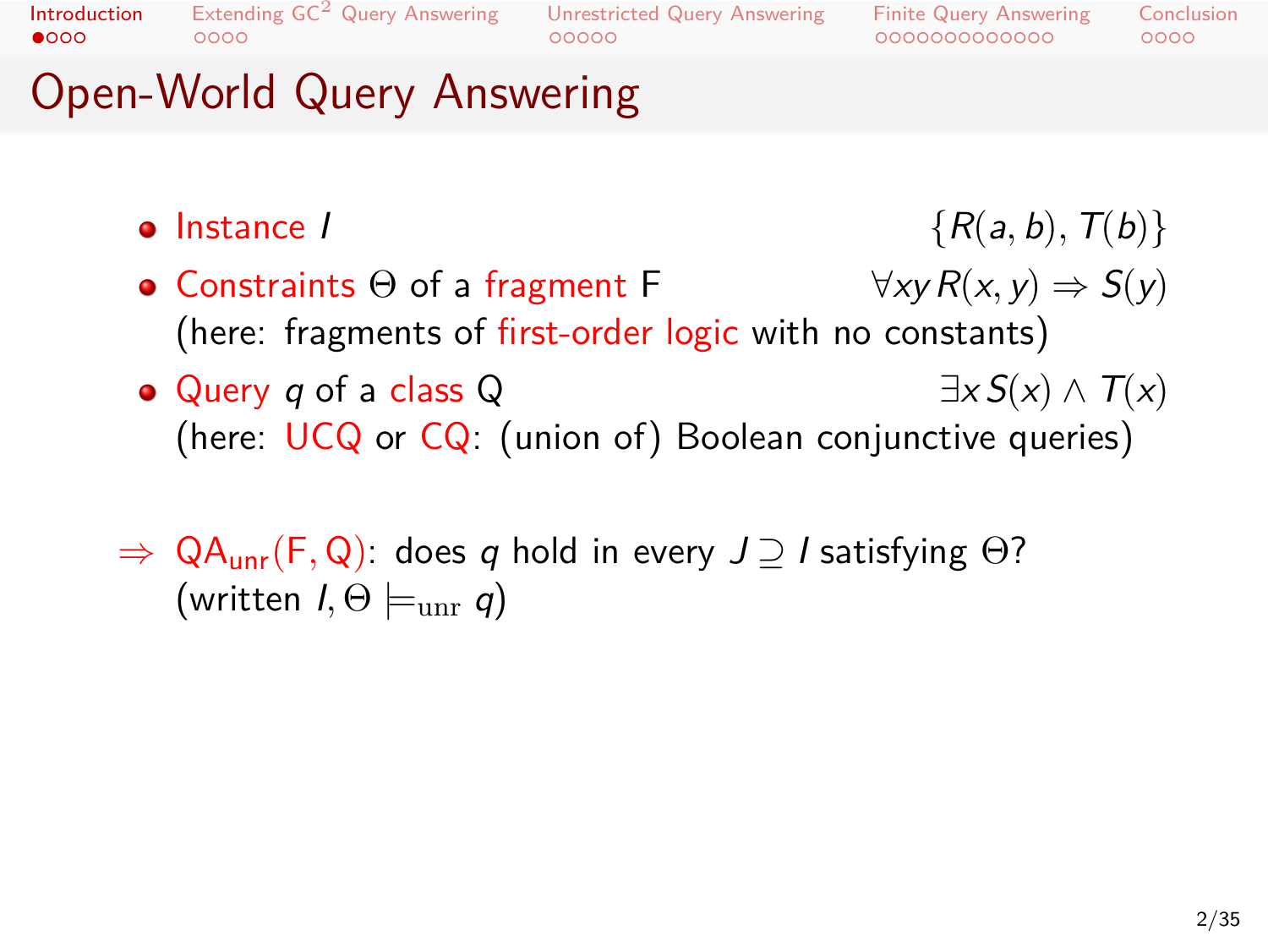# Open-World Query Answering

- Instance $I$ $\{R(a, b), T(b)\}$
- Constraints $\Theta$ of a fragment F $\forall xy\, R(x, y) \Rightarrow S(y)$
  (here: fragments of first-order logic with no constants)
- Query $q$ of a class Q $\exists x\, S(x) \wedge T(x)$
  (here: UCQ or CQ: (union of) Boolean conjunctive queries)

$\Rightarrow$ $\mathrm{QA}_{\mathrm{unr}}(\mathrm{F}, \mathrm{Q})$: does $q$ hold in every $J \supseteq I$ satisfying $\Theta$?
(written $I, \Theta \models_{\mathrm{unr}} q$)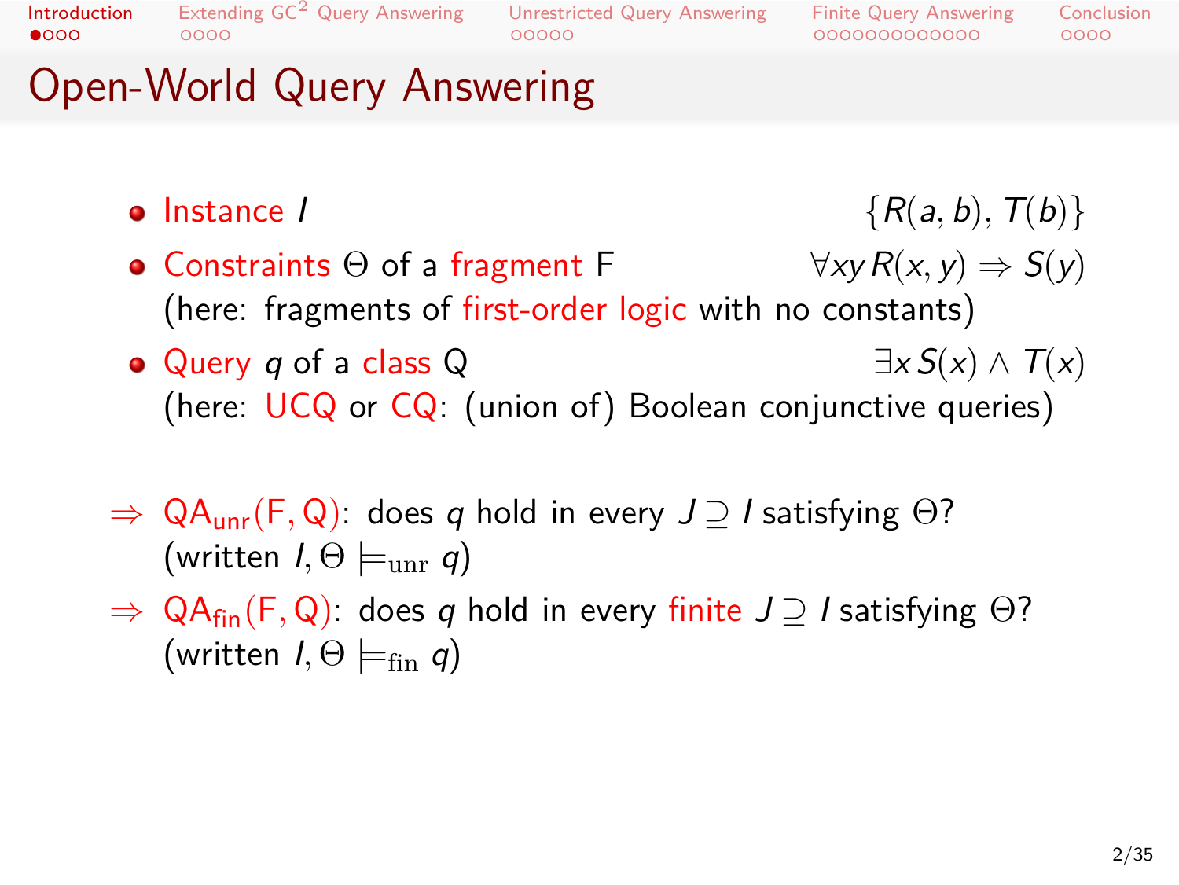# Open-World Query Answering

- Instance $I$ — $\{R(a, b), T(b)\}$
- Constraints $\Theta$ of a fragment F — $\forall xy\, R(x, y) \Rightarrow S(y)$
  (here: fragments of first-order logic with no constants)
- Query $q$ of a class Q — $\exists x\, S(x) \wedge T(x)$
  (here: UCQ or CQ: (union of) Boolean conjunctive queries)

$\Rightarrow$ $\mathrm{QA}_{\mathrm{unr}}(\mathrm{F}, \mathrm{Q})$: does $q$ hold in every $J \supseteq I$ satisfying $\Theta$?
(written $I, \Theta \models_{\mathrm{unr}} q$)

$\Rightarrow$ $\mathrm{QA}_{\mathrm{fin}}(\mathrm{F}, \mathrm{Q})$: does $q$ hold in every finite $J \supseteq I$ satisfying $\Theta$?
(written $I, \Theta \models_{\mathrm{fin}} q$)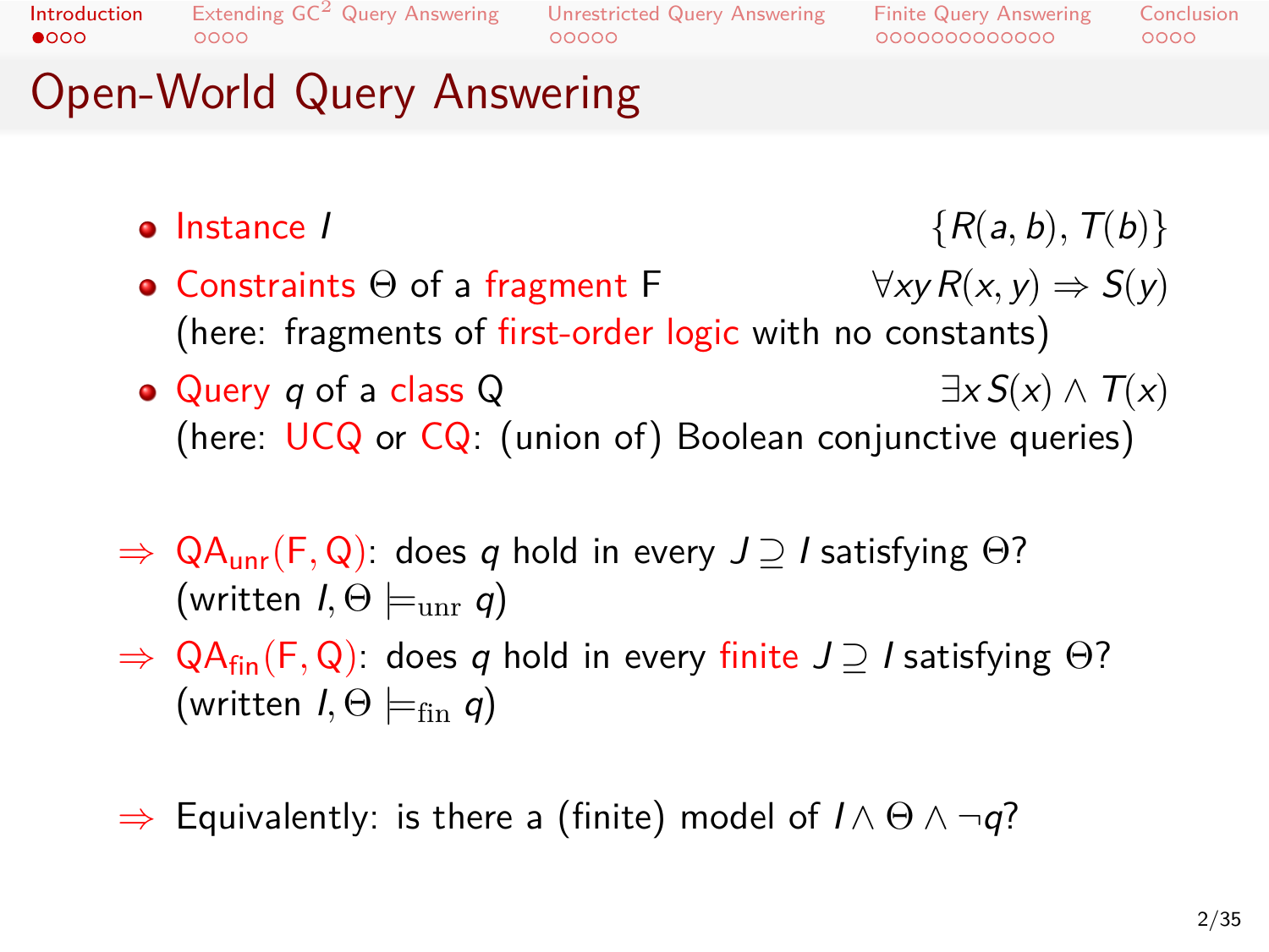# Open-World Query Answering

- Instance $I$ $\{R(a, b), T(b)\}$
- Constraints $\Theta$ of a fragment F $\forall xy\, R(x, y) \Rightarrow S(y)$
  (here: fragments of first-order logic with no constants)
- Query $q$ of a class Q $\exists x\, S(x) \wedge T(x)$
  (here: UCQ or CQ: (union of) Boolean conjunctive queries)

$\Rightarrow$ $\mathrm{QA}_{\mathrm{unr}}(\mathrm{F}, \mathrm{Q})$: does $q$ hold in every $J \supseteq I$ satisfying $\Theta$?
(written $I, \Theta \models_{\mathrm{unr}} q$)

$\Rightarrow$ $\mathrm{QA}_{\mathrm{fin}}(\mathrm{F}, \mathrm{Q})$: does $q$ hold in every finite $J \supseteq I$ satisfying $\Theta$?
(written $I, \Theta \models_{\mathrm{fin}} q$)

$\Rightarrow$ Equivalently: is there a (finite) model of $I \wedge \Theta \wedge \neg q$?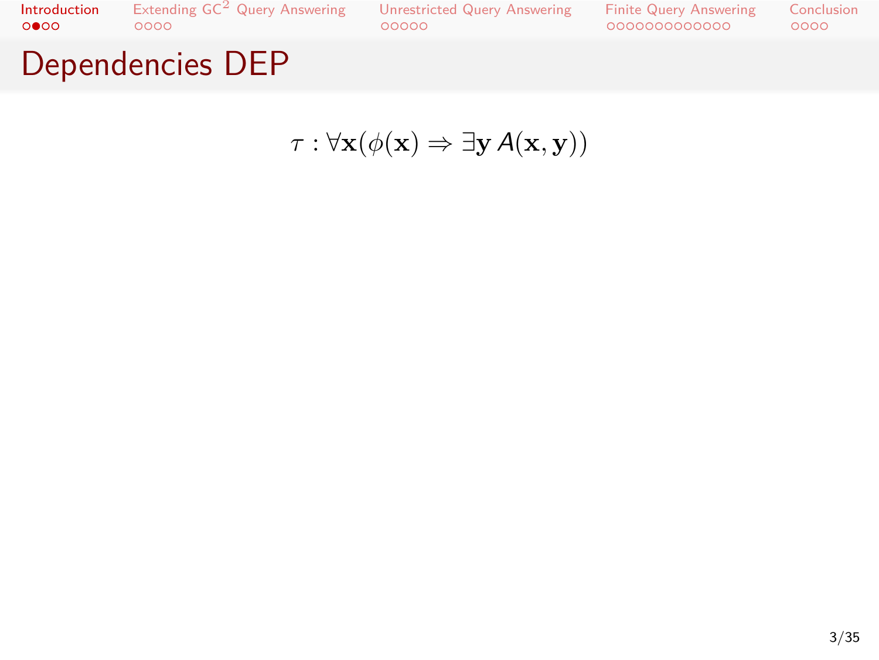# Dependencies DEP

$$\tau : \forall \mathbf{x}(\phi(\mathbf{x}) \Rightarrow \exists \mathbf{y}\, A(\mathbf{x}, \mathbf{y}))$$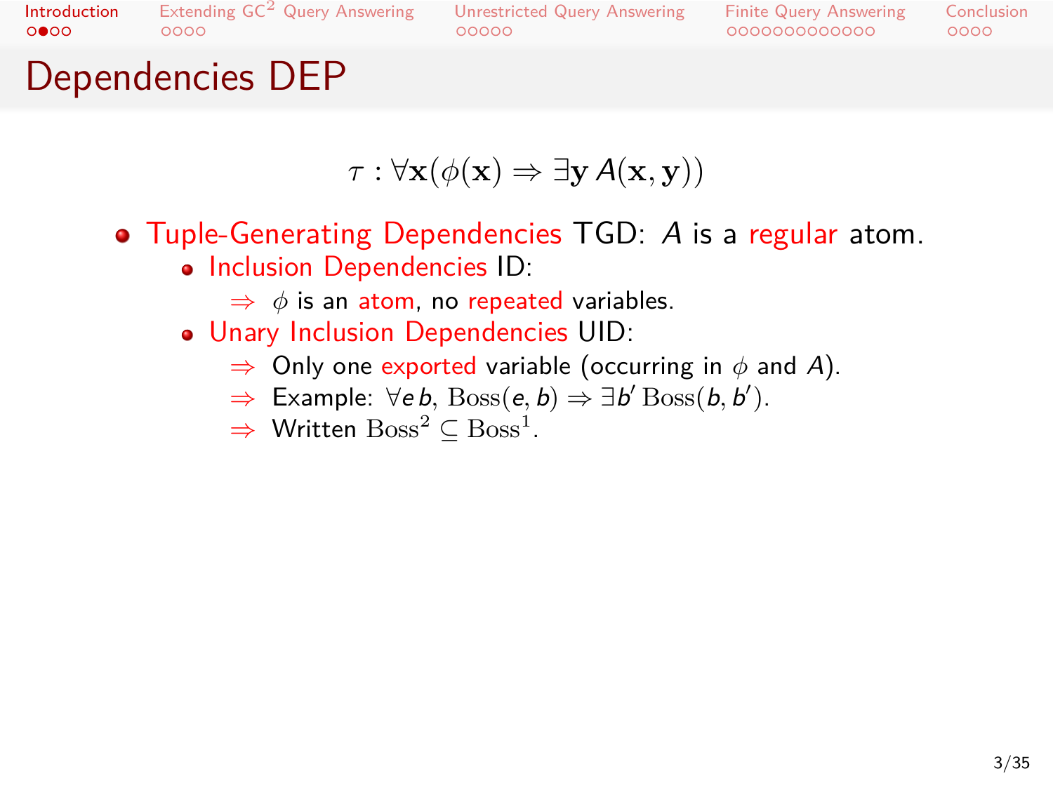# Dependencies DEP

$$\tau : \forall \mathbf{x}(\phi(\mathbf{x}) \Rightarrow \exists \mathbf{y}\, A(\mathbf{x}, \mathbf{y}))$$

- Tuple-Generating Dependencies TGD: $A$ is a regular atom.
  - Inclusion Dependencies ID:
    - ⇒ $\phi$ is an atom, no repeated variables.
  - Unary Inclusion Dependencies UID:
    - ⇒ Only one exported variable (occurring in $\phi$ and $A$).
    - ⇒ Example: $\forall e\, b, \mathrm{Boss}(e, b) \Rightarrow \exists b'\, \mathrm{Boss}(b, b')$.
    - ⇒ Written $\mathrm{Boss}^2 \subseteq \mathrm{Boss}^1$.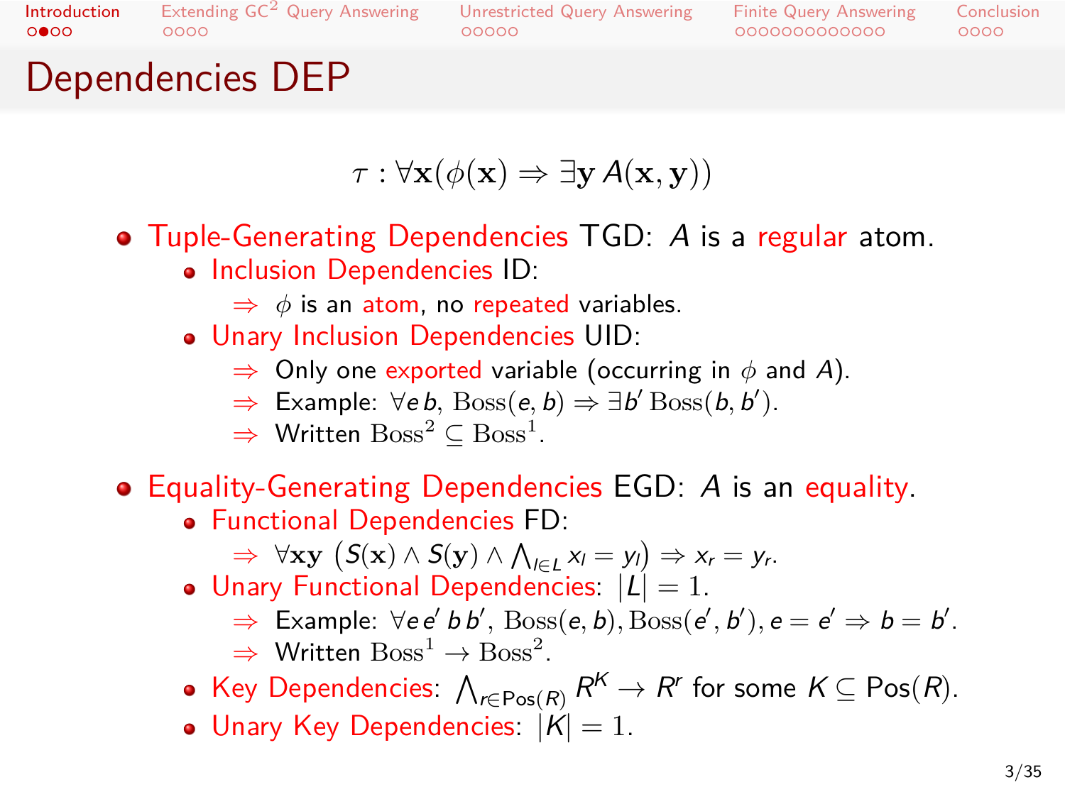# Dependencies DEP

$$\tau : \forall \mathbf{x} (\phi(\mathbf{x}) \Rightarrow \exists \mathbf{y}\, A(\mathbf{x}, \mathbf{y}))$$

- Tuple-Generating Dependencies TGD: $A$ is a regular atom.
  - Inclusion Dependencies ID:
    - ⇒ $\phi$ is an atom, no repeated variables.
  - Unary Inclusion Dependencies UID:
    - ⇒ Only one exported variable (occurring in $\phi$ and $A$).
    - ⇒ Example: $\forall e\, b,\ \mathrm{Boss}(e, b) \Rightarrow \exists b'\ \mathrm{Boss}(b, b')$.
    - ⇒ Written $\mathrm{Boss}^2 \subseteq \mathrm{Boss}^1$.
- Equality-Generating Dependencies EGD: $A$ is an equality.
  - Functional Dependencies FD:
    - ⇒ $\forall \mathbf{x}\mathbf{y}\ \left(S(\mathbf{x}) \wedge S(\mathbf{y}) \wedge \bigwedge_{l \in L} x_l = y_l\right) \Rightarrow x_r = y_r$.
  - Unary Functional Dependencies: $|L| = 1$.
    - ⇒ Example: $\forall e\, e'\, b\, b',\ \mathrm{Boss}(e, b), \mathrm{Boss}(e', b'), e = e' \Rightarrow b = b'$.
    - ⇒ Written $\mathrm{Boss}^1 \rightarrow \mathrm{Boss}^2$.
  - Key Dependencies: $\bigwedge_{r \in \mathrm{Pos}(R)} R^K \rightarrow R^r$ for some $K \subseteq \mathrm{Pos}(R)$.
  - Unary Key Dependencies: $|K| = 1$.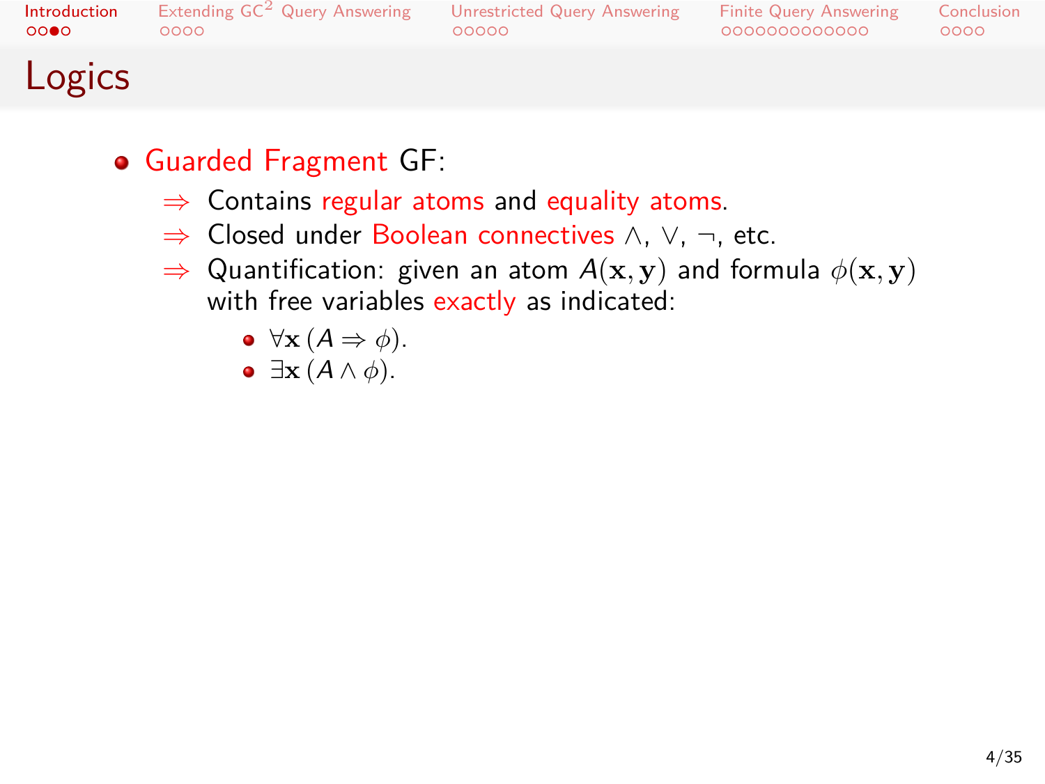# Logics

- Guarded Fragment GF:
  - ⇒ Contains regular atoms and equality atoms.
  - ⇒ Closed under Boolean connectives $\wedge$, $\vee$, $\neg$, etc.
  - ⇒ Quantification: given an atom $A(\mathbf{x}, \mathbf{y})$ and formula $\phi(\mathbf{x}, \mathbf{y})$ with free variables exactly as indicated:
    - $\forall \mathbf{x}\, (A \Rightarrow \phi)$.
    - $\exists \mathbf{x}\, (A \wedge \phi)$.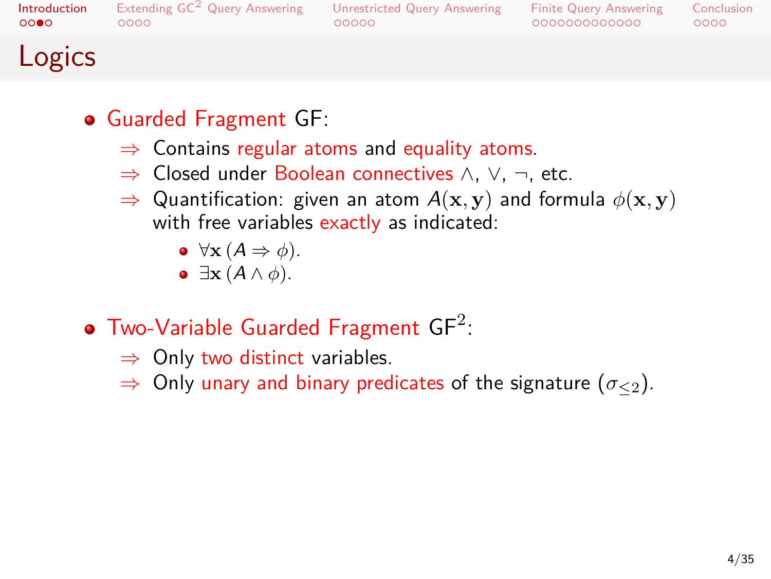# Logics

- Guarded Fragment GF:
  - ⇒ Contains regular atoms and equality atoms.
  - ⇒ Closed under Boolean connectives $\wedge$, $\vee$, $\neg$, etc.
  - ⇒ Quantification: given an atom $A(\mathbf{x}, \mathbf{y})$ and formula $\phi(\mathbf{x}, \mathbf{y})$ with free variables exactly as indicated:
    - $\forall \mathbf{x}\, (A \Rightarrow \phi)$.
    - $\exists \mathbf{x}\, (A \wedge \phi)$.

- Two-Variable Guarded Fragment $\text{GF}^2$:
  - ⇒ Only two distinct variables.
  - ⇒ Only unary and binary predicates of the signature ($\sigma_{\leq 2}$).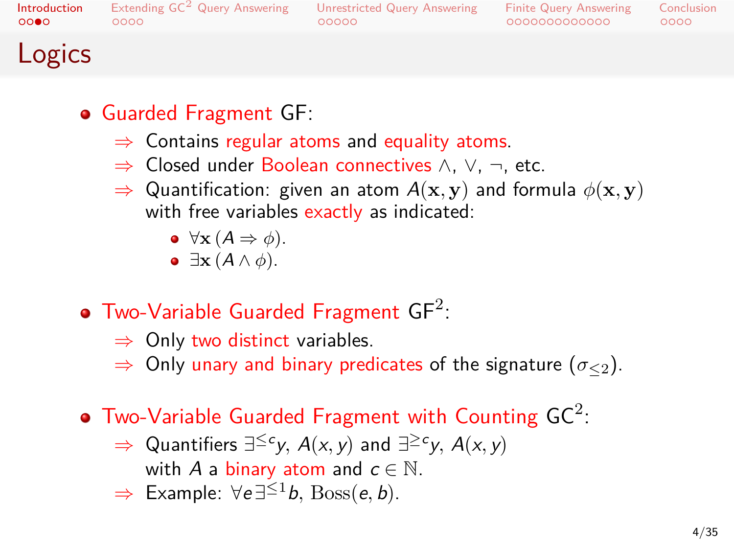# Logics

- Guarded Fragment GF:
  - ⇒ Contains regular atoms and equality atoms.
  - ⇒ Closed under Boolean connectives $\wedge$, $\vee$, $\neg$, etc.
  - ⇒ Quantification: given an atom $A(\mathbf{x}, \mathbf{y})$ and formula $\phi(\mathbf{x}, \mathbf{y})$ with free variables exactly as indicated:
    - $\forall \mathbf{x}\, (A \Rightarrow \phi)$.
    - $\exists \mathbf{x}\, (A \wedge \phi)$.

- Two-Variable Guarded Fragment GF$^2$:
  - ⇒ Only two distinct variables.
  - ⇒ Only unary and binary predicates of the signature ($\sigma_{\leq 2}$).

- Two-Variable Guarded Fragment with Counting GC$^2$:
  - ⇒ Quantifiers $\exists^{\leq c} y,\, A(x, y)$ and $\exists^{\geq c} y,\, A(x, y)$ with $A$ a binary atom and $c \in \mathbb{N}$.
  - ⇒ Example: $\forall e \exists^{\leq 1} b,\, \mathrm{Boss}(e, b)$.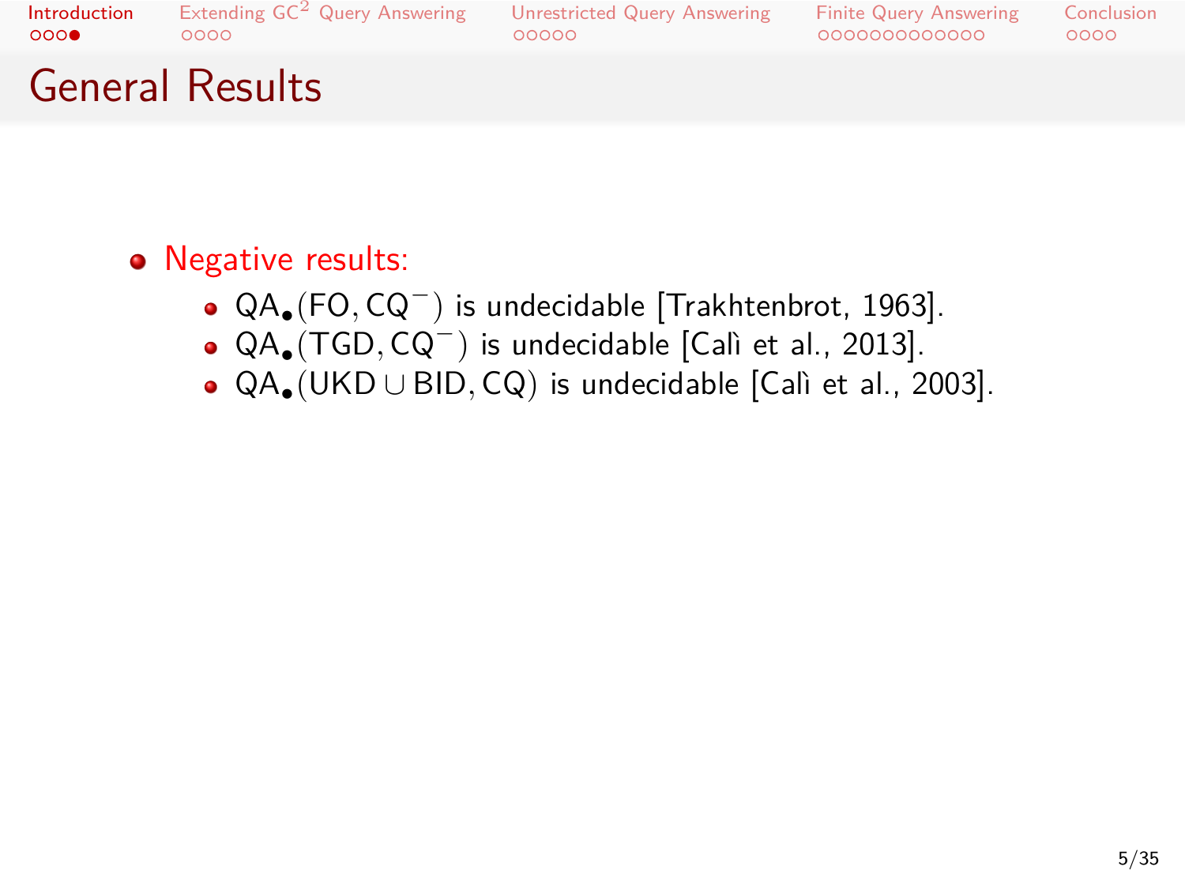# General Results

- Negative results:
  - $\mathsf{QA}_{\bullet}(\mathsf{FO}, \mathsf{CQ}^{-})$ is undecidable [Trakhtenbrot, 1963].
  - $\mathsf{QA}_{\bullet}(\mathsf{TGD}, \mathsf{CQ}^{-})$ is undecidable [Calì et al., 2013].
  - $\mathsf{QA}_{\bullet}(\mathsf{UKD} \cup \mathsf{BID}, \mathsf{CQ})$ is undecidable [Calì et al., 2003].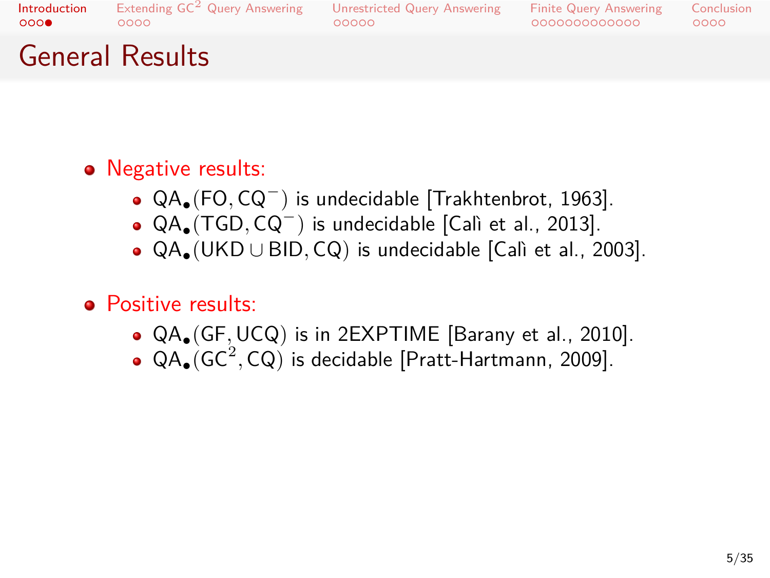# General Results

- Negative results:
  - $\mathsf{QA}_\bullet(\mathsf{FO}, \mathsf{CQ}^-)$ is undecidable [Trakhtenbrot, 1963].
  - $\mathsf{QA}_\bullet(\mathsf{TGD}, \mathsf{CQ}^-)$ is undecidable [Calì et al., 2013].
  - $\mathsf{QA}_\bullet(\mathsf{UKD} \cup \mathsf{BID}, \mathsf{CQ})$ is undecidable [Calì et al., 2003].

- Positive results:
  - $\mathsf{QA}_\bullet(\mathsf{GF}, \mathsf{UCQ})$ is in 2EXPTIME [Barany et al., 2010].
  - $\mathsf{QA}_\bullet(\mathsf{GC}^2, \mathsf{CQ})$ is decidable [Pratt-Hartmann, 2009].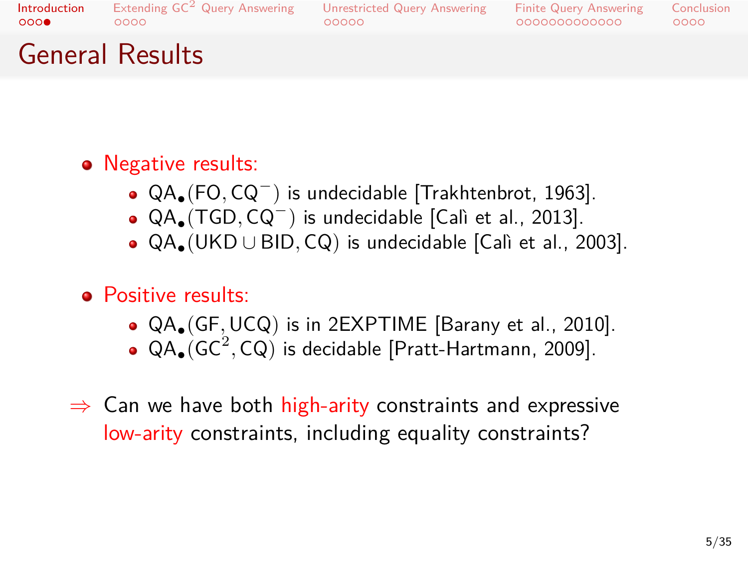# General Results

- Negative results:
  - $\mathrm{QA}_\bullet(\mathrm{FO}, \mathrm{CQ}^-)$ is undecidable [Trakhtenbrot, 1963].
  - $\mathrm{QA}_\bullet(\mathrm{TGD}, \mathrm{CQ}^-)$ is undecidable [Calì et al., 2013].
  - $\mathrm{QA}_\bullet(\mathrm{UKD} \cup \mathrm{BID}, \mathrm{CQ})$ is undecidable [Calì et al., 2003].
- Positive results:
  - $\mathrm{QA}_\bullet(\mathrm{GF}, \mathrm{UCQ})$ is in 2EXPTIME [Barany et al., 2010].
  - $\mathrm{QA}_\bullet(\mathrm{GC}^2, \mathrm{CQ})$ is decidable [Pratt-Hartmann, 2009].

$\Rightarrow$ Can we have both high-arity constraints and expressive low-arity constraints, including equality constraints?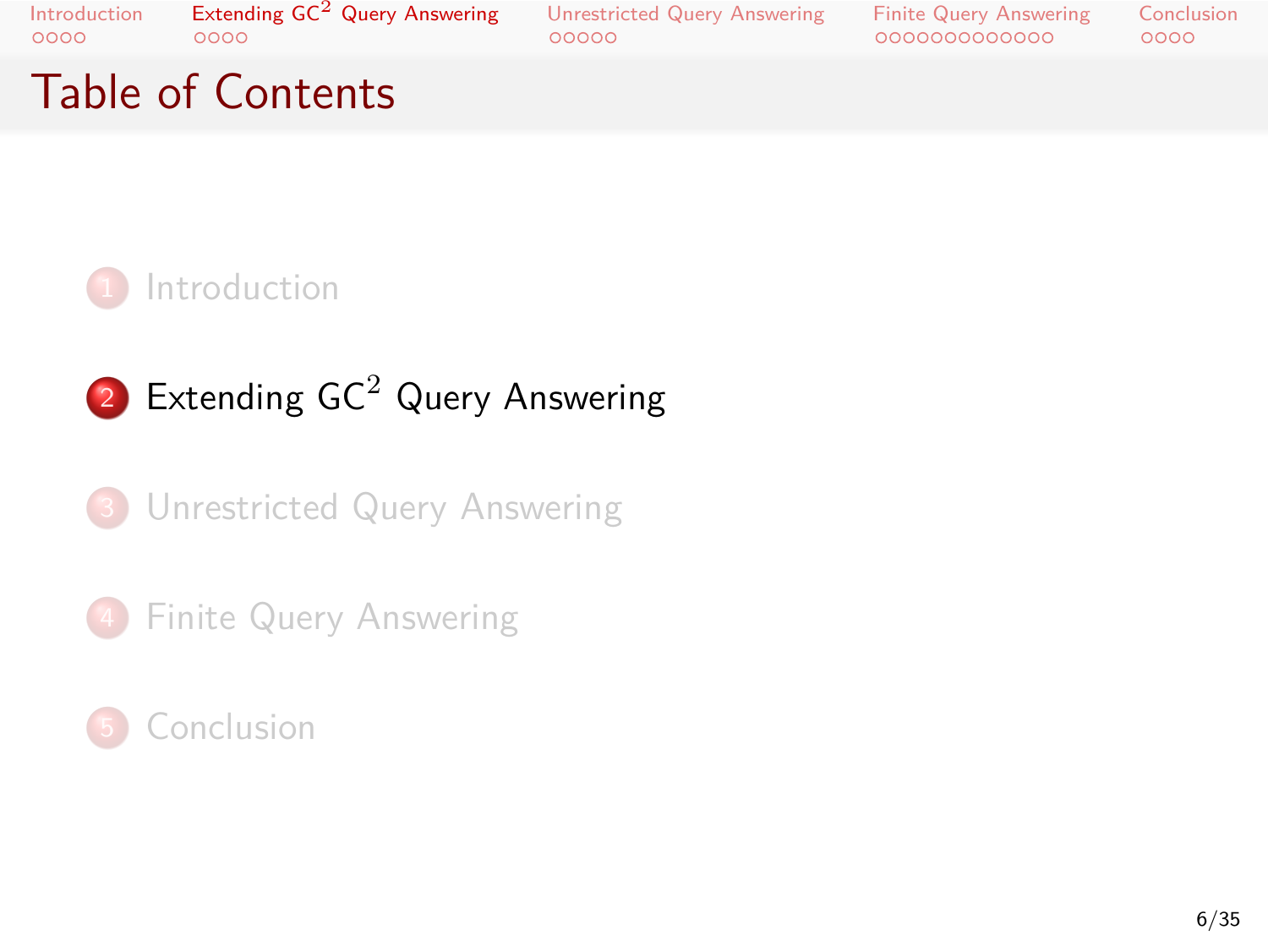# Table of Contents

1. Introduction
2. Extending $GC^2$ Query Answering
3. Unrestricted Query Answering
4. Finite Query Answering
5. Conclusion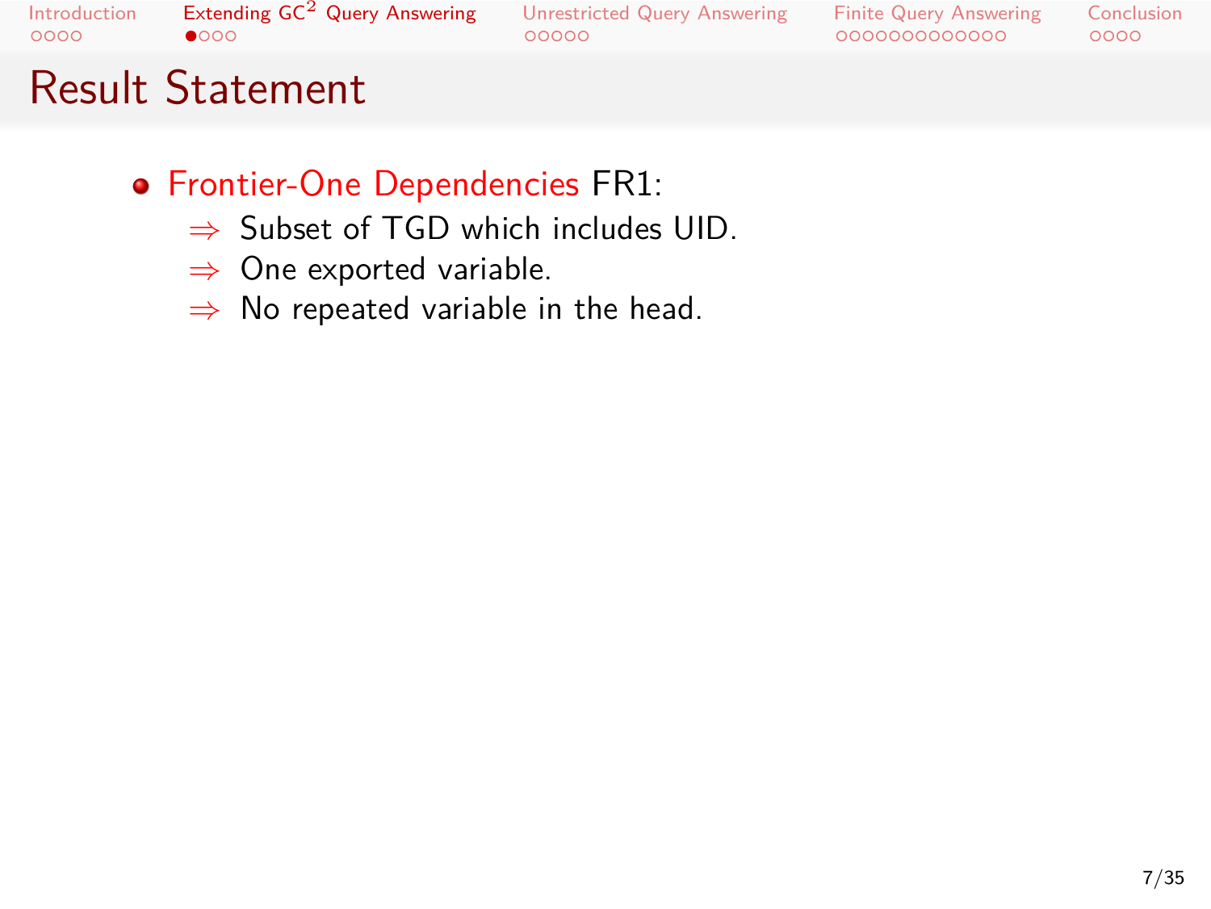# Result Statement

- Frontier-One Dependencies FR1:
  - $\Rightarrow$ Subset of TGD which includes UID.
  - $\Rightarrow$ One exported variable.
  - $\Rightarrow$ No repeated variable in the head.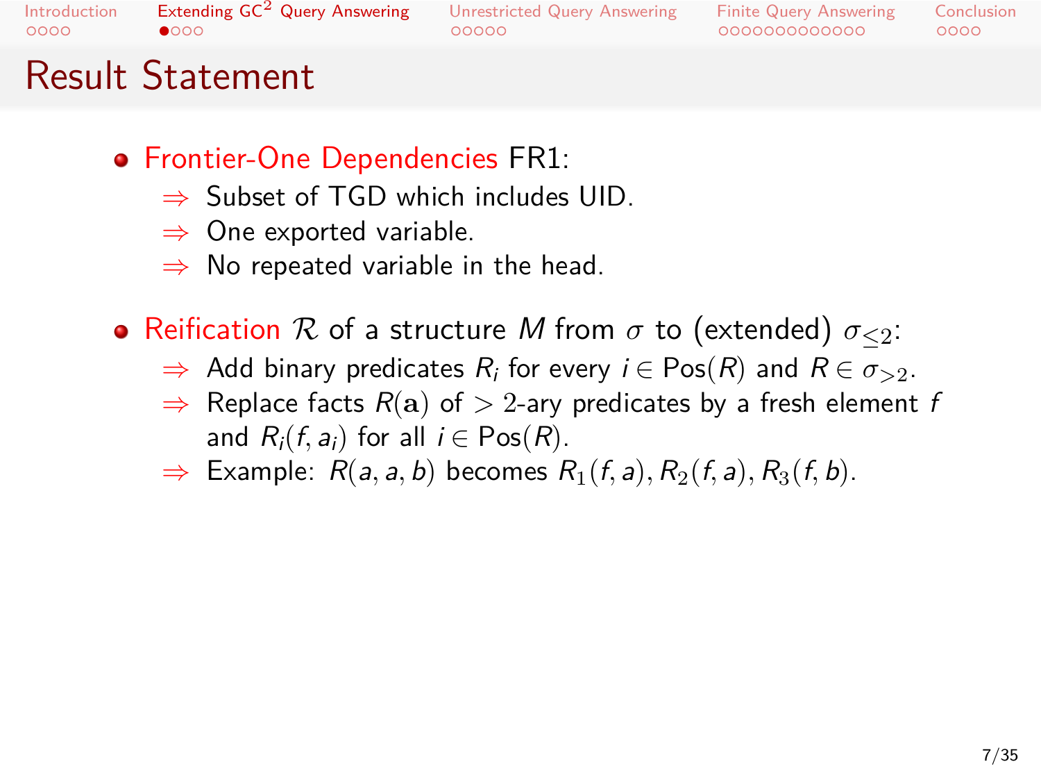# Result Statement

- Frontier-One Dependencies FR1:
  - ⇒ Subset of TGD which includes UID.
  - ⇒ One exported variable.
  - ⇒ No repeated variable in the head.

- Reification $\mathcal{R}$ of a structure $M$ from $\sigma$ to (extended) $\sigma_{\leq 2}$:
  - ⇒ Add binary predicates $R_i$ for every $i \in \mathrm{Pos}(R)$ and $R \in \sigma_{>2}$.
  - ⇒ Replace facts $R(\mathbf{a})$ of $> 2$-ary predicates by a fresh element $f$ and $R_i(f, a_i)$ for all $i \in \mathrm{Pos}(R)$.
  - ⇒ Example: $R(a, a, b)$ becomes $R_1(f, a), R_2(f, a), R_3(f, b)$.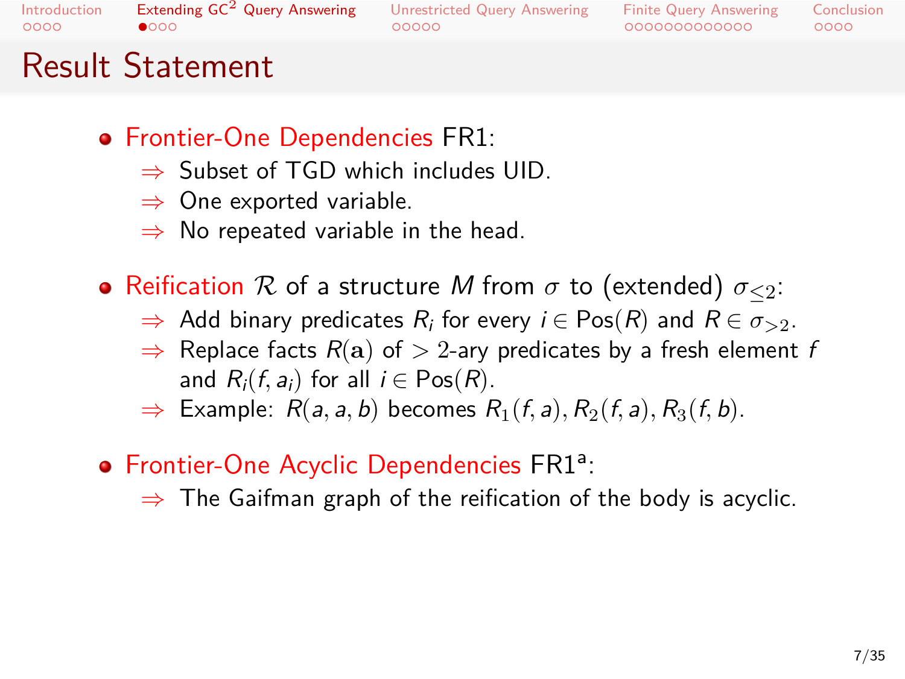# Result Statement

- Frontier-One Dependencies FR1:
  - ⇒ Subset of TGD which includes UID.
  - ⇒ One exported variable.
  - ⇒ No repeated variable in the head.

- Reification $\mathcal{R}$ of a structure $M$ from $\sigma$ to (extended) $\sigma_{\leq 2}$:
  - ⇒ Add binary predicates $R_i$ for every $i \in \mathrm{Pos}(R)$ and $R \in \sigma_{>2}$.
  - ⇒ Replace facts $R(\mathbf{a})$ of $> 2$-ary predicates by a fresh element $f$ and $R_i(f, a_i)$ for all $i \in \mathrm{Pos}(R)$.
  - ⇒ Example: $R(a, a, b)$ becomes $R_1(f, a), R_2(f, a), R_3(f, b)$.

- Frontier-One Acyclic Dependencies $\mathrm{FR1}^{\mathrm{a}}$:
  - ⇒ The Gaifman graph of the reification of the body is acyclic.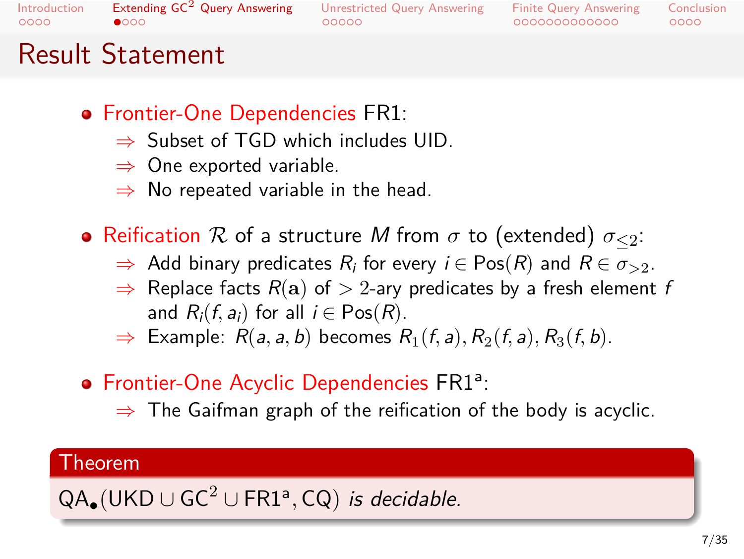# Result Statement

- **Frontier-One Dependencies** FR1:
  - ⇒ Subset of TGD which includes UID.
  - ⇒ One exported variable.
  - ⇒ No repeated variable in the head.

- **Reification** $\mathcal{R}$ of a structure $M$ from $\sigma$ to (extended) $\sigma_{\leq 2}$:
  - ⇒ Add binary predicates $R_i$ for every $i \in \mathrm{Pos}(R)$ and $R \in \sigma_{>2}$.
  - ⇒ Replace facts $R(\mathbf{a})$ of $> 2$-ary predicates by a fresh element $f$ and $R_i(f, a_i)$ for all $i \in \mathrm{Pos}(R)$.
  - ⇒ Example: $R(a, a, b)$ becomes $R_1(f, a), R_2(f, a), R_3(f, b)$.

- **Frontier-One Acyclic Dependencies** $\mathsf{FR1}^{\mathsf{a}}$:
  - ⇒ The Gaifman graph of the reification of the body is acyclic.

**Theorem**

$\mathrm{QA}_{\bullet}(\mathrm{UKD} \cup \mathrm{GC}^2 \cup \mathrm{FR1}^{\mathsf{a}}, \mathrm{CQ})$ *is decidable.*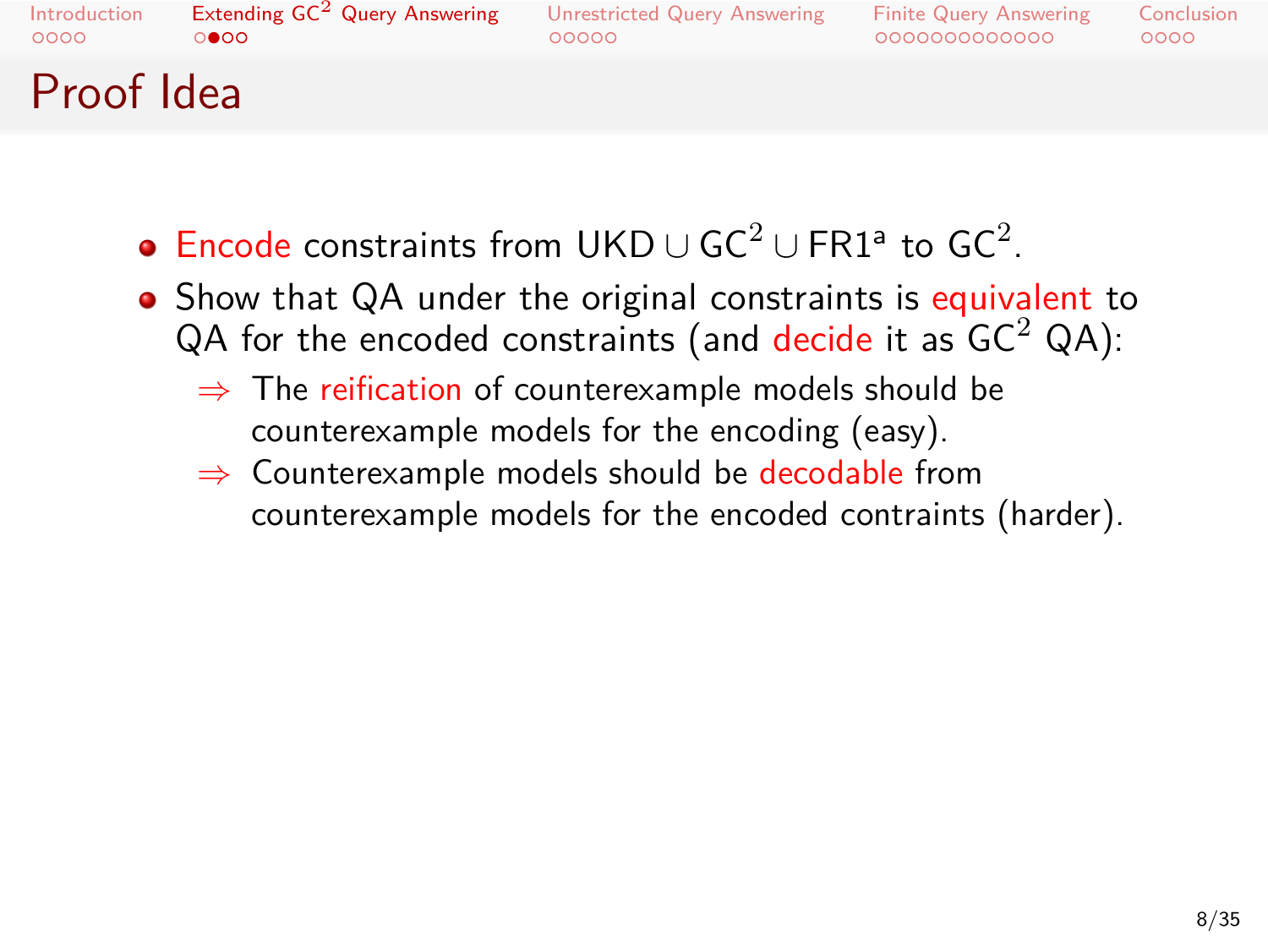# Proof Idea

- Encode constraints from $\mathsf{UKD} \cup \mathsf{GC}^2 \cup \mathsf{FR1}^{\mathsf{a}}$ to $\mathsf{GC}^2$.
- Show that QA under the original constraints is equivalent to QA for the encoded constraints (and decide it as $\mathsf{GC}^2$ QA):
  - $\Rightarrow$ The reification of counterexample models should be counterexample models for the encoding (easy).
  - $\Rightarrow$ Counterexample models should be decodable from counterexample models for the encoded contraints (harder).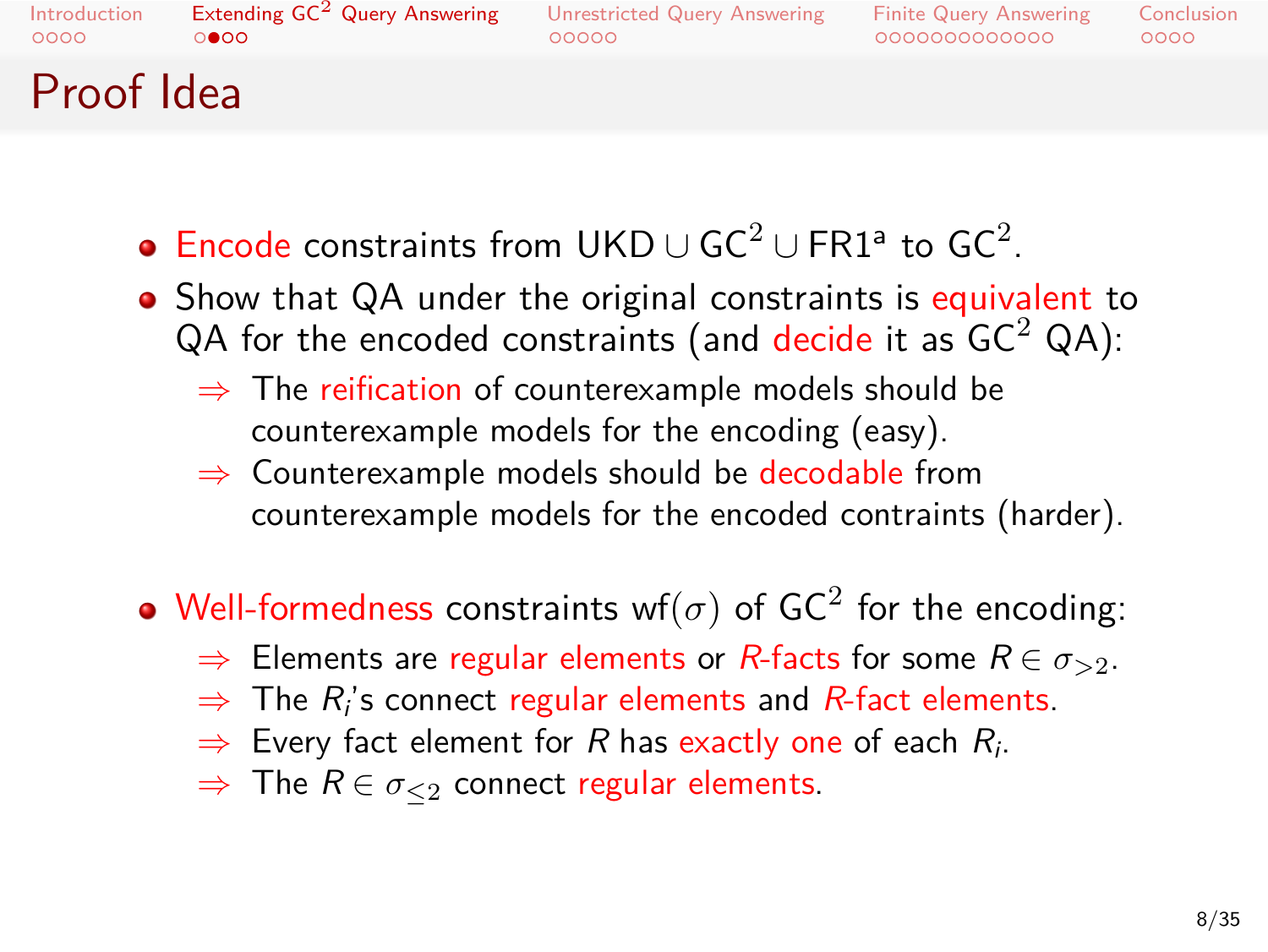# Proof Idea

- Encode constraints from $\mathsf{UKD} \cup \mathsf{GC}^2 \cup \mathsf{FR1}^{\mathsf{a}}$ to $\mathsf{GC}^2$.
- Show that QA under the original constraints is equivalent to QA for the encoded constraints (and decide it as $\mathsf{GC}^2$ QA):
  - $\Rightarrow$ The reification of counterexample models should be counterexample models for the encoding (easy).
  - $\Rightarrow$ Counterexample models should be decodable from counterexample models for the encoded contraints (harder).
- Well-formedness constraints $\mathsf{wf}(\sigma)$ of $\mathsf{GC}^2$ for the encoding:
  - $\Rightarrow$ Elements are regular elements or $R$-facts for some $R \in \sigma_{>2}$.
  - $\Rightarrow$ The $R_i$'s connect regular elements and $R$-fact elements.
  - $\Rightarrow$ Every fact element for $R$ has exactly one of each $R_i$.
  - $\Rightarrow$ The $R \in \sigma_{\leq 2}$ connect regular elements.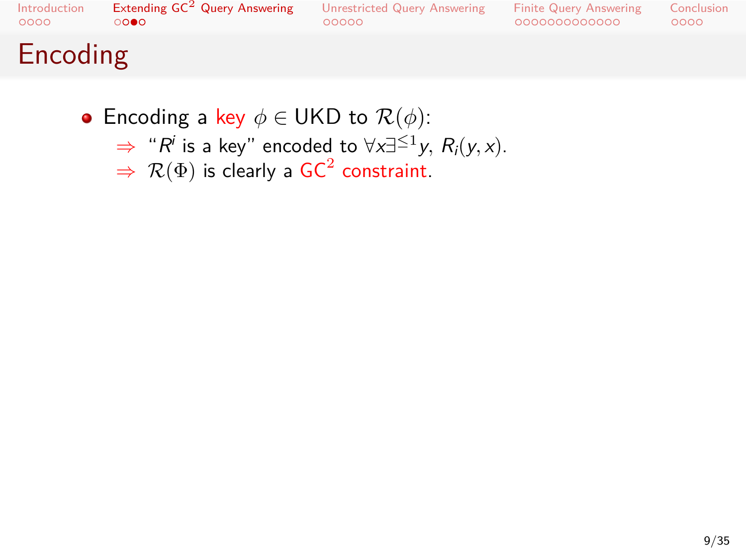# Encoding

- Encoding a key $\phi \in$ UKD to $\mathcal{R}(\phi)$:
  - ⇒ "$R^i$ is a key" encoded to $\forall x \exists^{\leq 1} y,\ R_i(y, x)$.
  - ⇒ $\mathcal{R}(\Phi)$ is clearly a $GC^2$ constraint.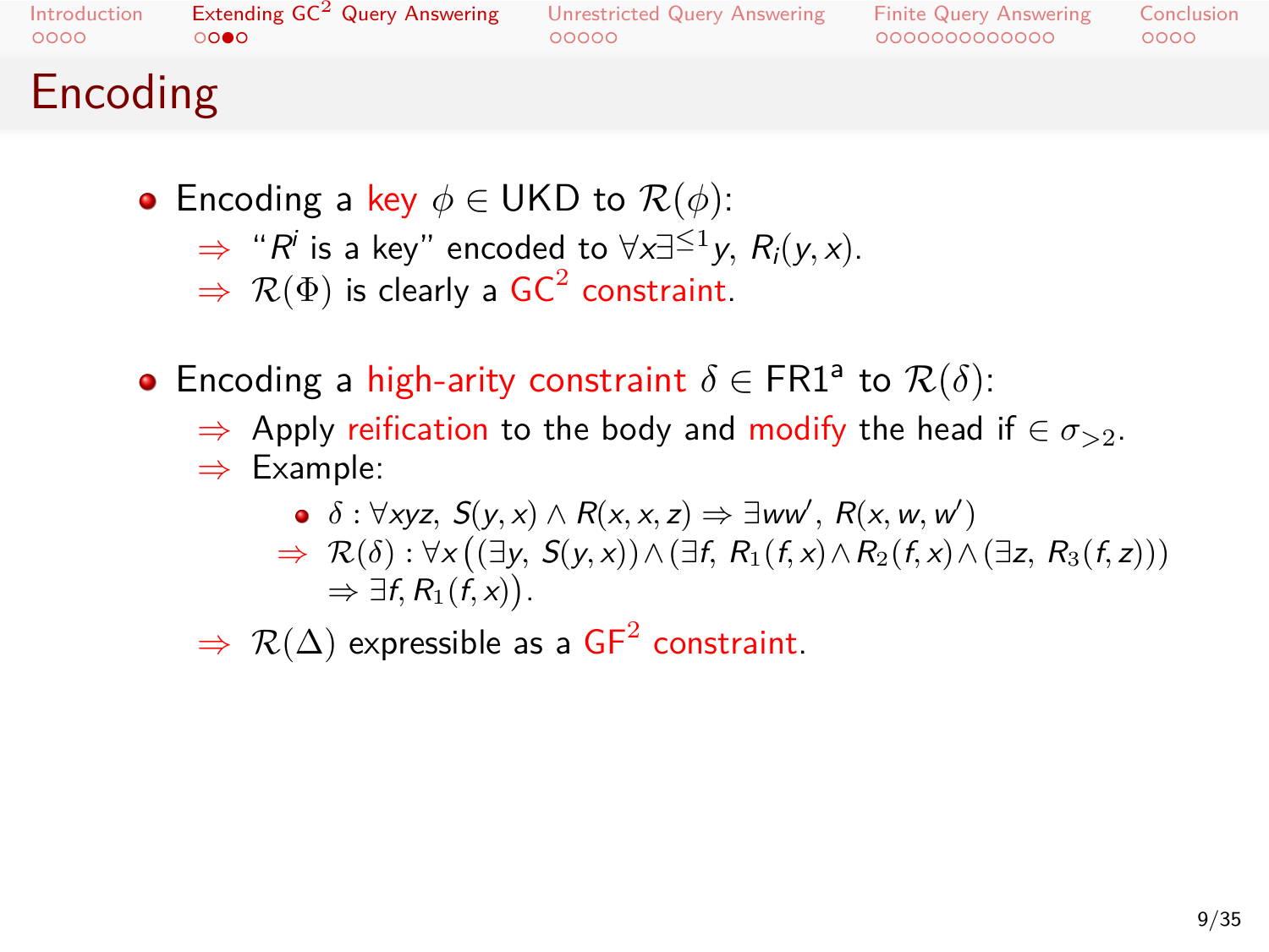# Encoding

- Encoding a key $\phi \in \text{UKD}$ to $\mathcal{R}(\phi)$:
  - ⇒ "$R^i$ is a key" encoded to $\forall x \exists^{\leq 1} y,\ R_i(y, x)$.
  - ⇒ $\mathcal{R}(\Phi)$ is clearly a $\text{GC}^2$ constraint.

- Encoding a high-arity constraint $\delta \in \text{FR1}^{\text{a}}$ to $\mathcal{R}(\delta)$:
  - ⇒ Apply reification to the body and modify the head if $\in \sigma_{>2}$.
  - ⇒ Example:
    - $\delta : \forall xyz,\ S(y, x) \wedge R(x, x, z) \Rightarrow \exists w w',\ R(x, w, w')$
    - ⇒ $\mathcal{R}(\delta) : \forall x \big( (\exists y,\ S(y, x)) \wedge (\exists f,\ R_1(f, x) \wedge R_2(f, x) \wedge (\exists z,\ R_3(f, z))) \Rightarrow \exists f, R_1(f, x) \big)$.
  - ⇒ $\mathcal{R}(\Delta)$ expressible as a $\text{GF}^2$ constraint.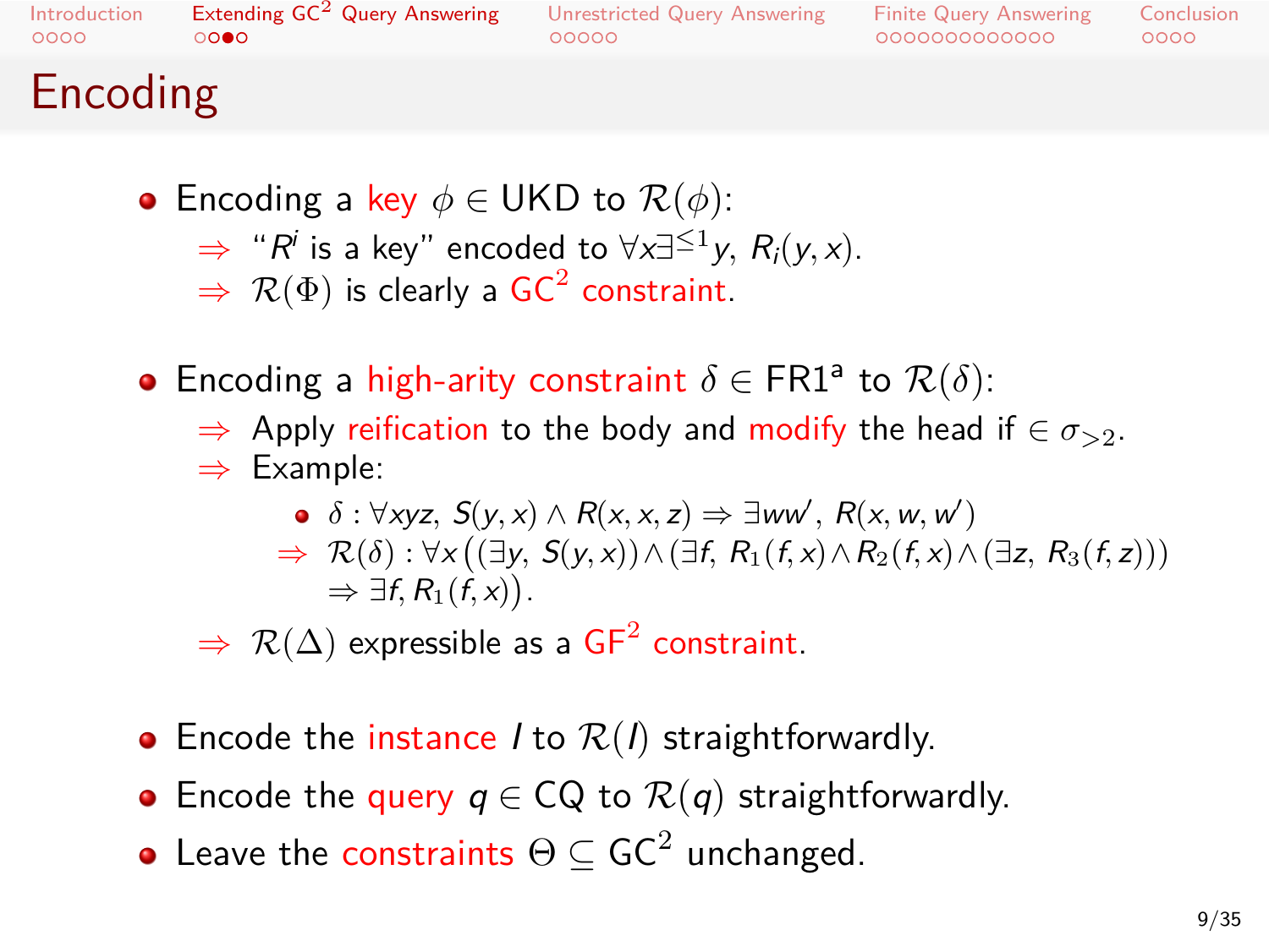# Encoding

- Encoding a key $\phi \in \text{UKD}$ to $\mathcal{R}(\phi)$:
  - $\Rightarrow$ "$R^i$ is a key" encoded to $\forall x \exists^{\leq 1} y,\ R_i(y, x)$.
  - $\Rightarrow$ $\mathcal{R}(\Phi)$ is clearly a $\text{GC}^2$ constraint.

- Encoding a high-arity constraint $\delta \in \text{FR1}^{\text{a}}$ to $\mathcal{R}(\delta)$:
  - $\Rightarrow$ Apply reification to the body and modify the head if $\in \sigma_{>2}$.
  - $\Rightarrow$ Example:
    - $\delta : \forall xyz,\ S(y, x) \wedge R(x, x, z) \Rightarrow \exists w w',\ R(x, w, w')$
    - $\Rightarrow$ $\mathcal{R}(\delta) : \forall x \big( (\exists y,\ S(y, x)) \wedge (\exists f,\ R_1(f, x) \wedge R_2(f, x) \wedge (\exists z,\ R_3(f, z))) \Rightarrow \exists f, R_1(f, x) \big)$.
  - $\Rightarrow$ $\mathcal{R}(\Delta)$ expressible as a $\text{GF}^2$ constraint.

- Encode the instance $I$ to $\mathcal{R}(I)$ straightforwardly.
- Encode the query $q \in \text{CQ}$ to $\mathcal{R}(q)$ straightforwardly.
- Leave the constraints $\Theta \subseteq \text{GC}^2$ unchanged.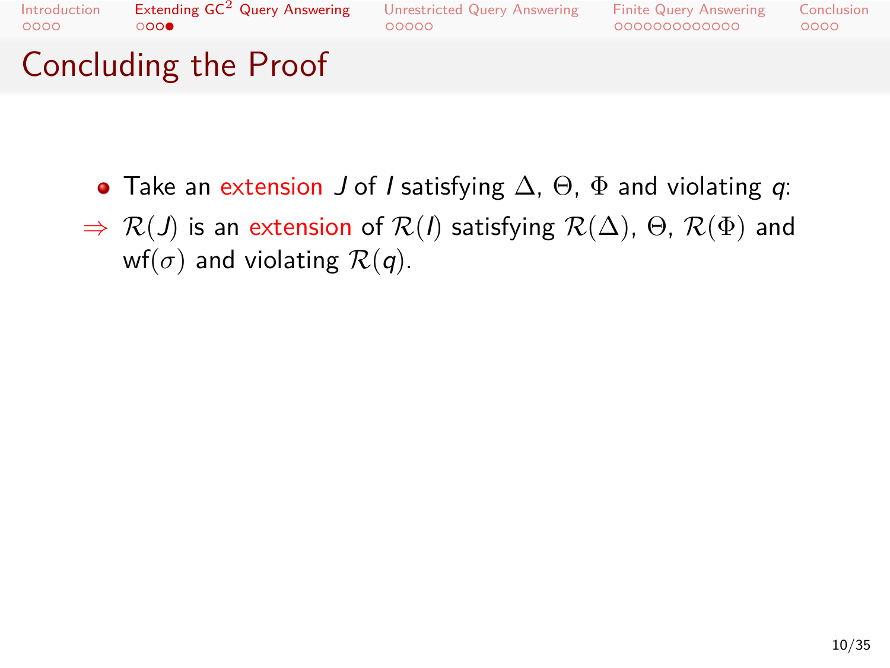# Concluding the Proof

- Take an extension $J$ of $I$ satisfying $\Delta$, $\Theta$, $\Phi$ and violating $q$:

$\Rightarrow$ $\mathcal{R}(J)$ is an extension of $\mathcal{R}(I)$ satisfying $\mathcal{R}(\Delta)$, $\Theta$, $\mathcal{R}(\Phi)$ and $\mathrm{wf}(\sigma)$ and violating $\mathcal{R}(q)$.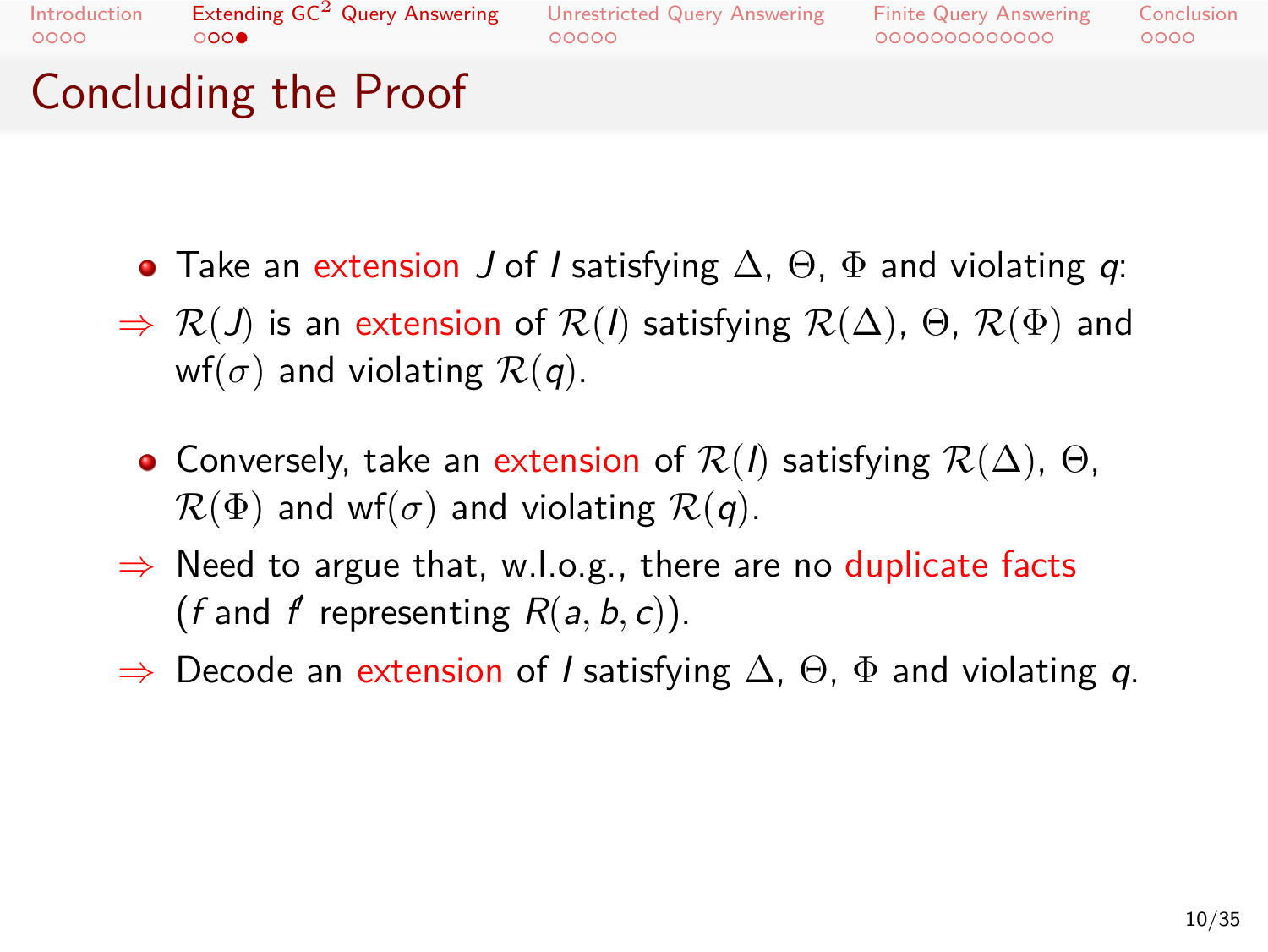# Concluding the Proof

- Take an extension $J$ of $I$ satisfying $\Delta$, $\Theta$, $\Phi$ and violating $q$:

$\Rightarrow$ $\mathcal{R}(J)$ is an extension of $\mathcal{R}(I)$ satisfying $\mathcal{R}(\Delta)$, $\Theta$, $\mathcal{R}(\Phi)$ and $\mathrm{wf}(\sigma)$ and violating $\mathcal{R}(q)$.

- Conversely, take an extension of $\mathcal{R}(I)$ satisfying $\mathcal{R}(\Delta)$, $\Theta$, $\mathcal{R}(\Phi)$ and $\mathrm{wf}(\sigma)$ and violating $\mathcal{R}(q)$.

$\Rightarrow$ Need to argue that, w.l.o.g., there are no duplicate facts ($f$ and $f'$ representing $R(a, b, c)$).

$\Rightarrow$ Decode an extension of $I$ satisfying $\Delta$, $\Theta$, $\Phi$ and violating $q$.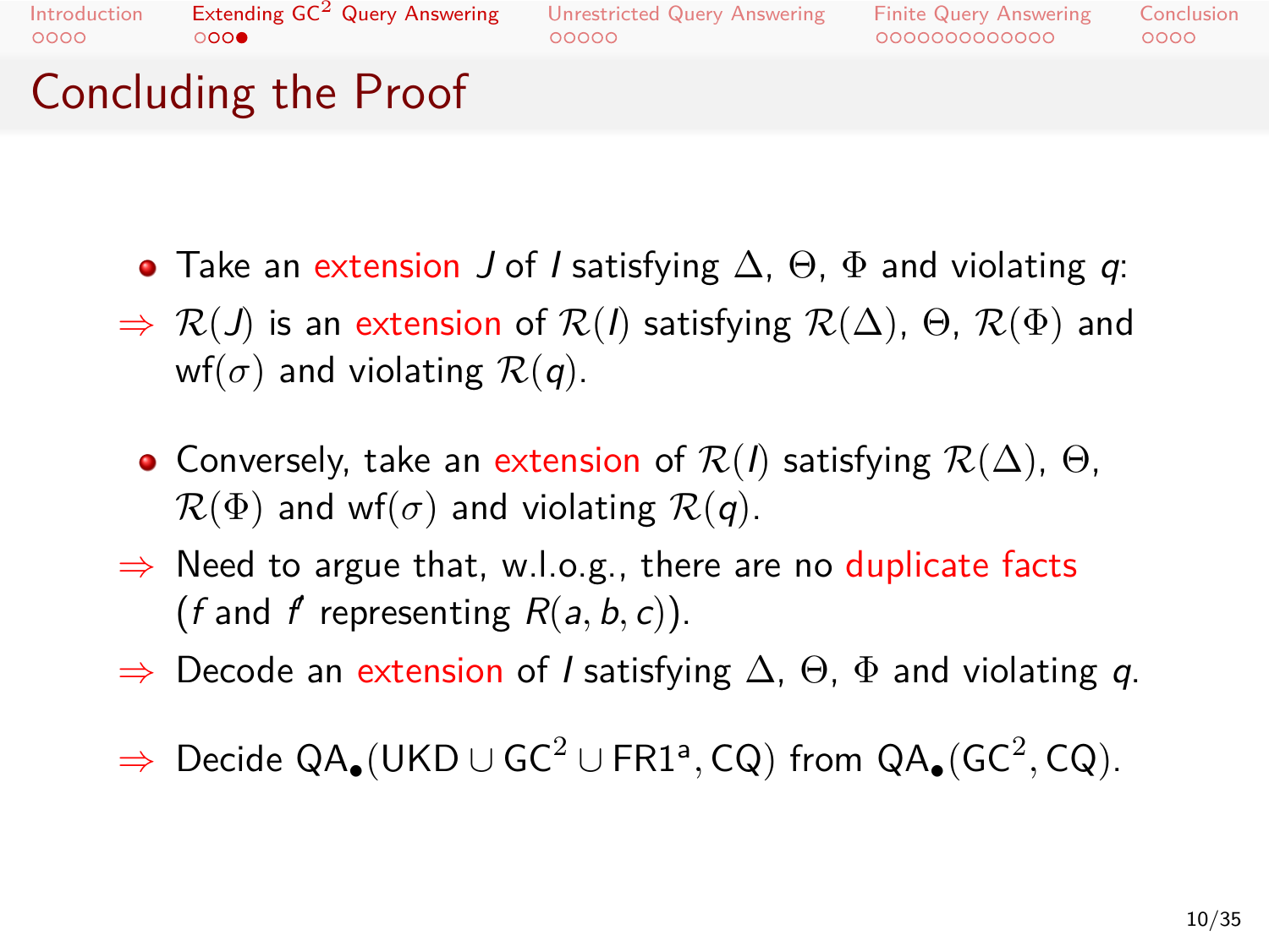# Concluding the Proof

- Take an extension $J$ of $I$ satisfying $\Delta$, $\Theta$, $\Phi$ and violating $q$:

$\Rightarrow$ $\mathcal{R}(J)$ is an extension of $\mathcal{R}(I)$ satisfying $\mathcal{R}(\Delta)$, $\Theta$, $\mathcal{R}(\Phi)$ and $\mathrm{wf}(\sigma)$ and violating $\mathcal{R}(q)$.

- Conversely, take an extension of $\mathcal{R}(I)$ satisfying $\mathcal{R}(\Delta)$, $\Theta$, $\mathcal{R}(\Phi)$ and $\mathrm{wf}(\sigma)$ and violating $\mathcal{R}(q)$.

$\Rightarrow$ Need to argue that, w.l.o.g., there are no duplicate facts ($f$ and $f'$ representing $R(a, b, c)$).

$\Rightarrow$ Decode an extension of $I$ satisfying $\Delta$, $\Theta$, $\Phi$ and violating $q$.

$\Rightarrow$ Decide $\mathrm{QA}_\bullet(\mathrm{UKD} \cup \mathrm{GC}^2 \cup \mathrm{FR1}^\mathrm{a}, \mathrm{CQ})$ from $\mathrm{QA}_\bullet(\mathrm{GC}^2, \mathrm{CQ})$.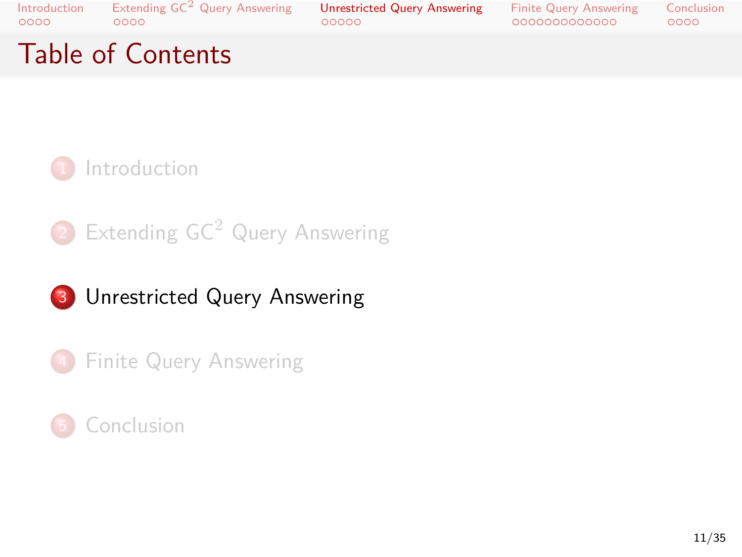# Table of Contents

1. Introduction
2. Extending $GC^2$ Query Answering
3. **Unrestricted Query Answering**
4. Finite Query Answering
5. Conclusion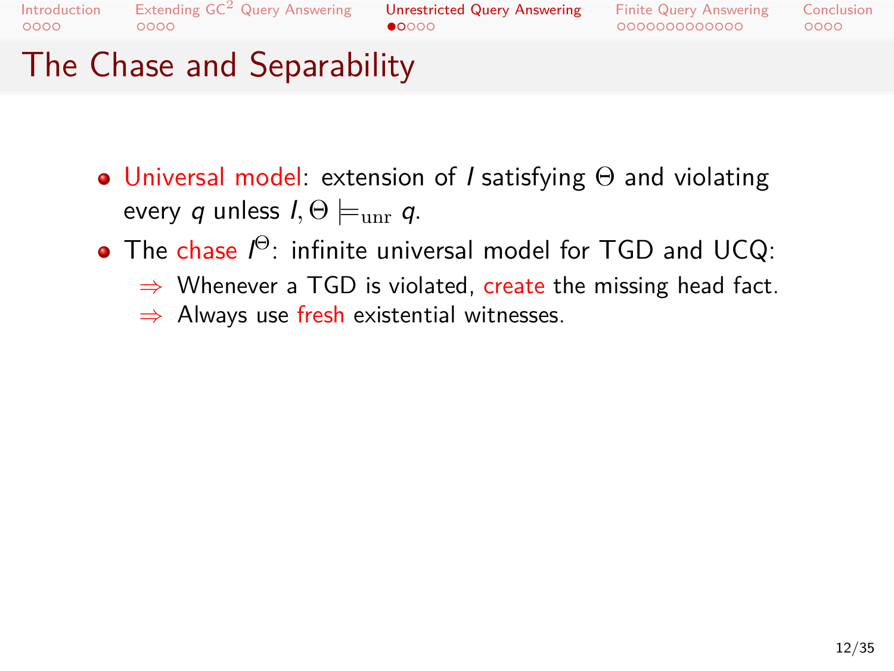# The Chase and Separability

- Universal model: extension of $I$ satisfying $\Theta$ and violating every $q$ unless $I, \Theta \models_{\text{unr}} q$.
- The chase $I^{\Theta}$: infinite universal model for TGD and UCQ:
  - ⇒ Whenever a TGD is violated, create the missing head fact.
  - ⇒ Always use fresh existential witnesses.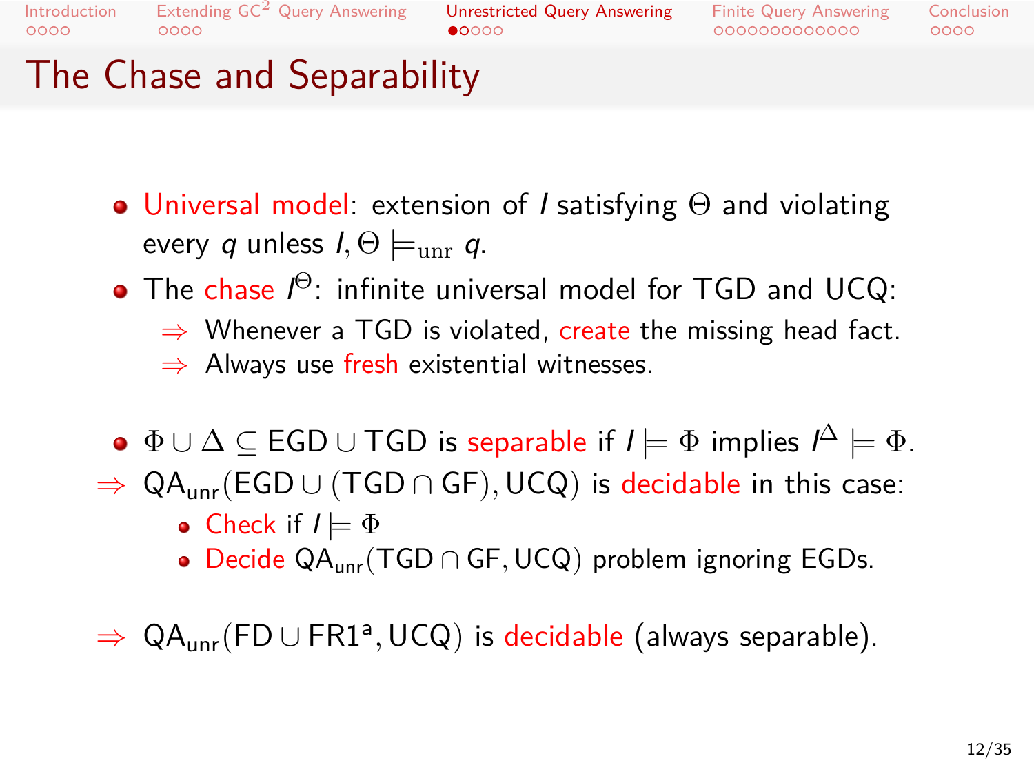# The Chase and Separability

- **Universal model**: extension of $I$ satisfying $\Theta$ and violating every $q$ unless $I, \Theta \models_{\text{unr}} q$.
- The **chase** $I^\Theta$: infinite universal model for TGD and UCQ:
  - ⇒ Whenever a TGD is violated, **create** the missing head fact.
  - ⇒ Always use **fresh** existential witnesses.

- $\Phi \cup \Delta \subseteq \text{EGD} \cup \text{TGD}$ is **separable** if $I \models \Phi$ implies $I^\Delta \models \Phi$.

⇒ $\text{QA}_{\text{unr}}(\text{EGD} \cup (\text{TGD} \cap \text{GF}), \text{UCQ})$ is **decidable** in this case:
  - **Check** if $I \models \Phi$
  - **Decide** $\text{QA}_{\text{unr}}(\text{TGD} \cap \text{GF}, \text{UCQ})$ problem ignoring EGDs.

⇒ $\text{QA}_{\text{unr}}(\text{FD} \cup \text{FR1}^{\text{a}}, \text{UCQ})$ is **decidable** (always separable).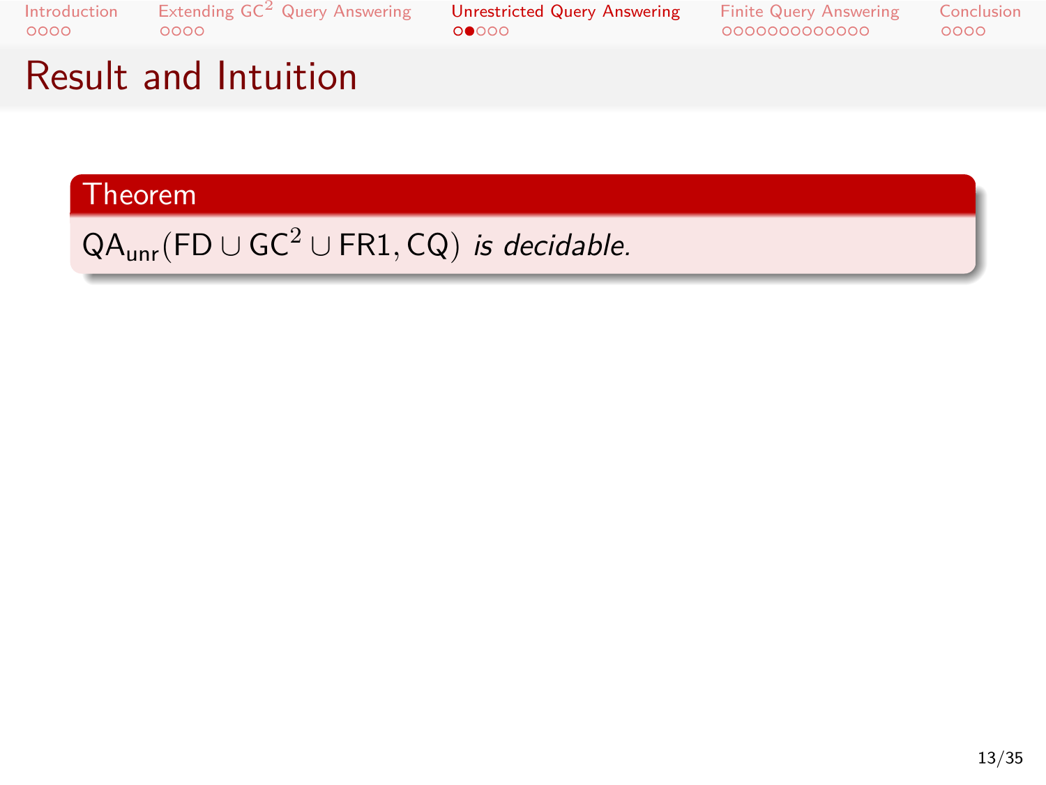# Result and Intuition

**Theorem**

$\mathsf{QA}_{\mathsf{unr}}(\mathsf{FD} \cup \mathsf{GC}^2 \cup \mathsf{FR1}, \mathsf{CQ})$ *is decidable.*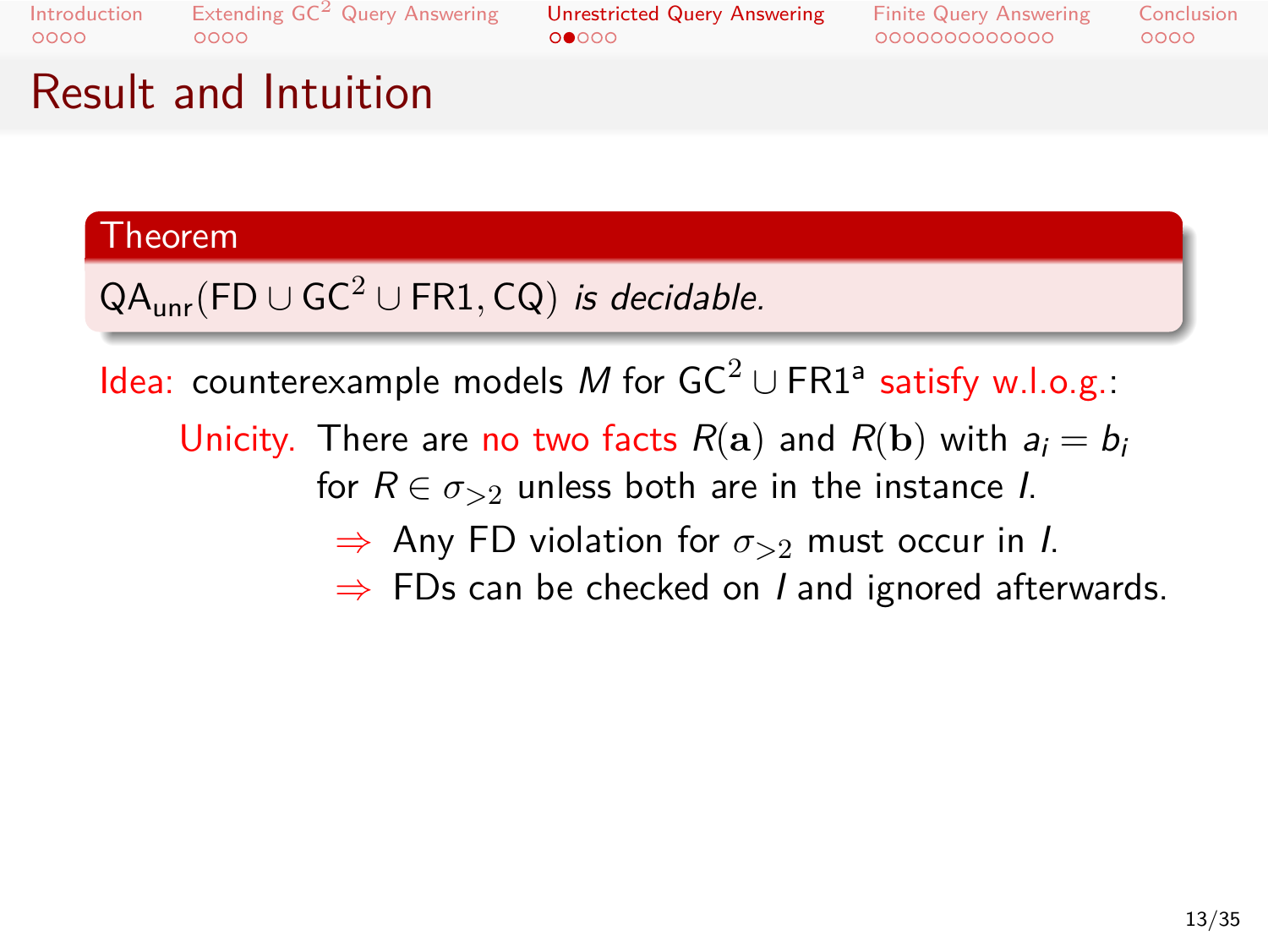# Result and Intuition

**Theorem**

$\mathsf{QA}_{\mathsf{unr}}(\mathsf{FD} \cup \mathsf{GC}^2 \cup \mathsf{FR1}, \mathsf{CQ})$ *is decidable.*

Idea: counterexample models $M$ for $\mathsf{GC}^2 \cup \mathsf{FR1}$[a] satisfy w.l.o.g.:

Unicity. There are no two facts $R(\mathbf{a})$ and $R(\mathbf{b})$ with $a_i = b_i$ for $R \in \sigma_{>2}$ unless both are in the instance $I$.

- $\Rightarrow$ Any FD violation for $\sigma_{>2}$ must occur in $I$.
- $\Rightarrow$ FDs can be checked on $I$ and ignored afterwards.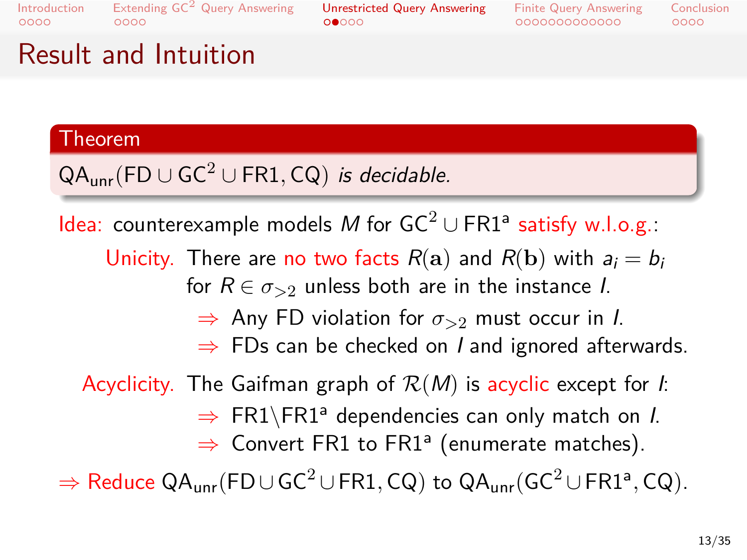# Result and Intuition

**Theorem**

$\mathsf{QA}_{\mathsf{unr}}(\mathsf{FD} \cup \mathsf{GC}^2 \cup \mathsf{FR1}, \mathsf{CQ})$ *is decidable.*

Idea: counterexample models $M$ for $\mathsf{GC}^2 \cup \mathsf{FR1}^{\mathsf{a}}$ satisfy w.l.o.g.:

- **Unicity.** There are no two facts $R(\mathbf{a})$ and $R(\mathbf{b})$ with $a_i = b_i$ for $R \in \sigma_{>2}$ unless both are in the instance $I$.
  - $\Rightarrow$ Any FD violation for $\sigma_{>2}$ must occur in $I$.
  - $\Rightarrow$ FDs can be checked on $I$ and ignored afterwards.
- **Acyclicity.** The Gaifman graph of $\mathcal{R}(M)$ is acyclic except for $I$:
  - $\Rightarrow$ $\mathsf{FR1} \backslash \mathsf{FR1}^{\mathsf{a}}$ dependencies can only match on $I$.
  - $\Rightarrow$ Convert FR1 to $\mathsf{FR1}^{\mathsf{a}}$ (enumerate matches).

$\Rightarrow$ Reduce $\mathsf{QA}_{\mathsf{unr}}(\mathsf{FD} \cup \mathsf{GC}^2 \cup \mathsf{FR1}, \mathsf{CQ})$ to $\mathsf{QA}_{\mathsf{unr}}(\mathsf{GC}^2 \cup \mathsf{FR1}^{\mathsf{a}}, \mathsf{CQ})$.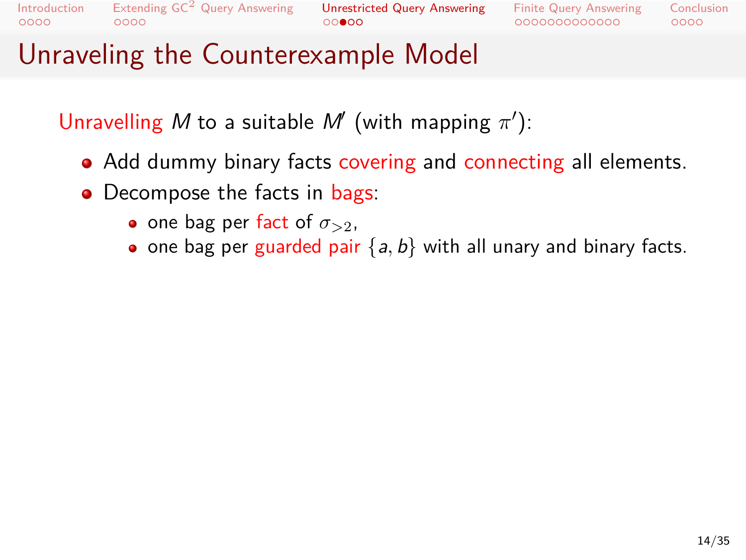# Unraveling the Counterexample Model

Unravelling $M$ to a suitable $M'$ (with mapping $\pi'$):

- Add dummy binary facts covering and connecting all elements.
- Decompose the facts in bags:
  - one bag per fact of $\sigma_{>2}$,
  - one bag per guarded pair $\{a, b\}$ with all unary and binary facts.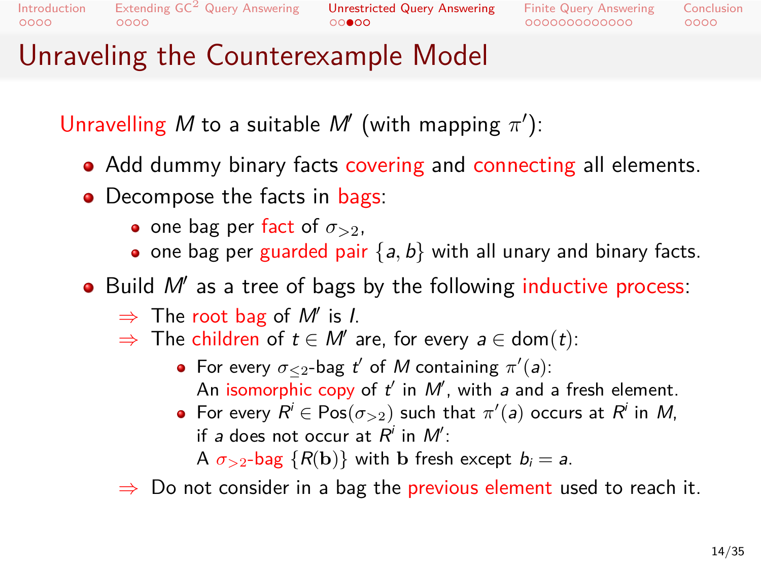# Unraveling the Counterexample Model

Unravelling $M$ to a suitable $M'$ (with mapping $\pi'$):

- Add dummy binary facts covering and connecting all elements.
- Decompose the facts in bags:
  - one bag per fact of $\sigma_{>2}$,
  - one bag per guarded pair $\{a, b\}$ with all unary and binary facts.
- Build $M'$ as a tree of bags by the following inductive process:
  - ⇒ The root bag of $M'$ is $I$.
  - ⇒ The children of $t \in M'$ are, for every $a \in \mathrm{dom}(t)$:
    - For every $\sigma_{\leq 2}$-bag $t'$ of $M$ containing $\pi'(a)$:
      An isomorphic copy of $t'$ in $M'$, with $a$ and a fresh element.
    - For every $R^i \in \mathrm{Pos}(\sigma_{>2})$ such that $\pi'(a)$ occurs at $R^i$ in $M$, if $a$ does not occur at $R^i$ in $M'$:
      A $\sigma_{>2}$-bag $\{R(\mathbf{b})\}$ with $\mathbf{b}$ fresh except $b_i = a$.
  - ⇒ Do not consider in a bag the previous element used to reach it.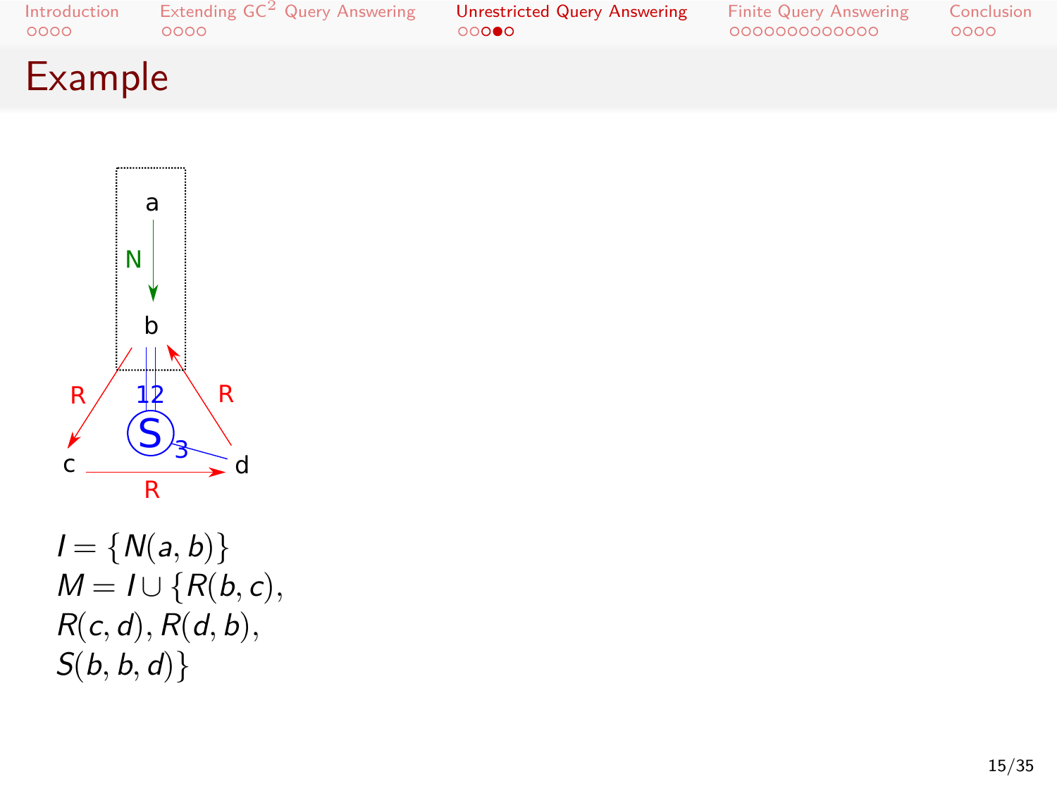# Example

$I = \{N(a, b)\}$
$M = I \cup \{R(b, c),$
$R(c, d), R(d, b),$
$S(b, b, d)\}$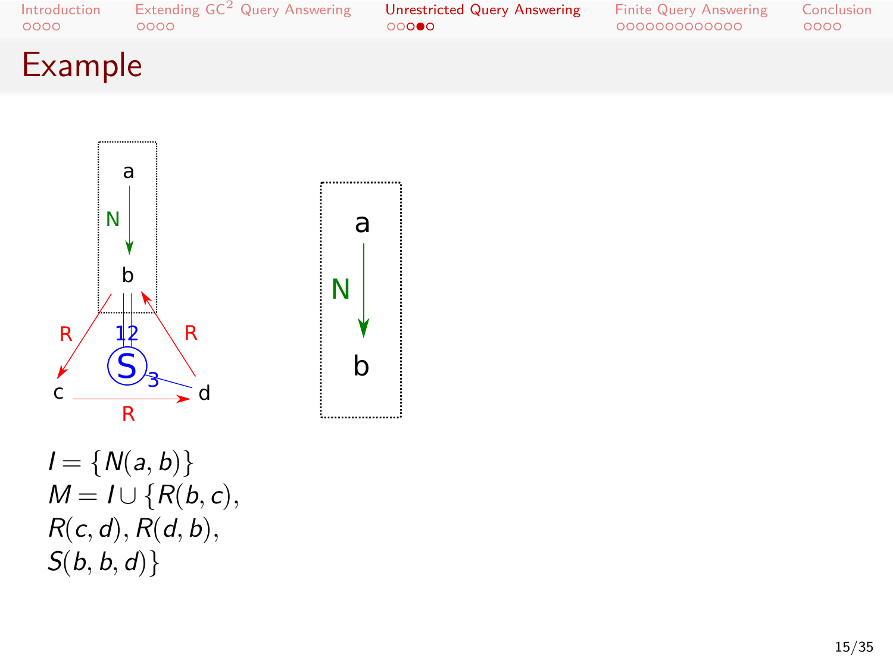# Example

$I = \{N(a, b)\}$
$M = I \cup \{R(b, c),$
$R(c, d), R(d, b),$
$S(b, b, d)\}$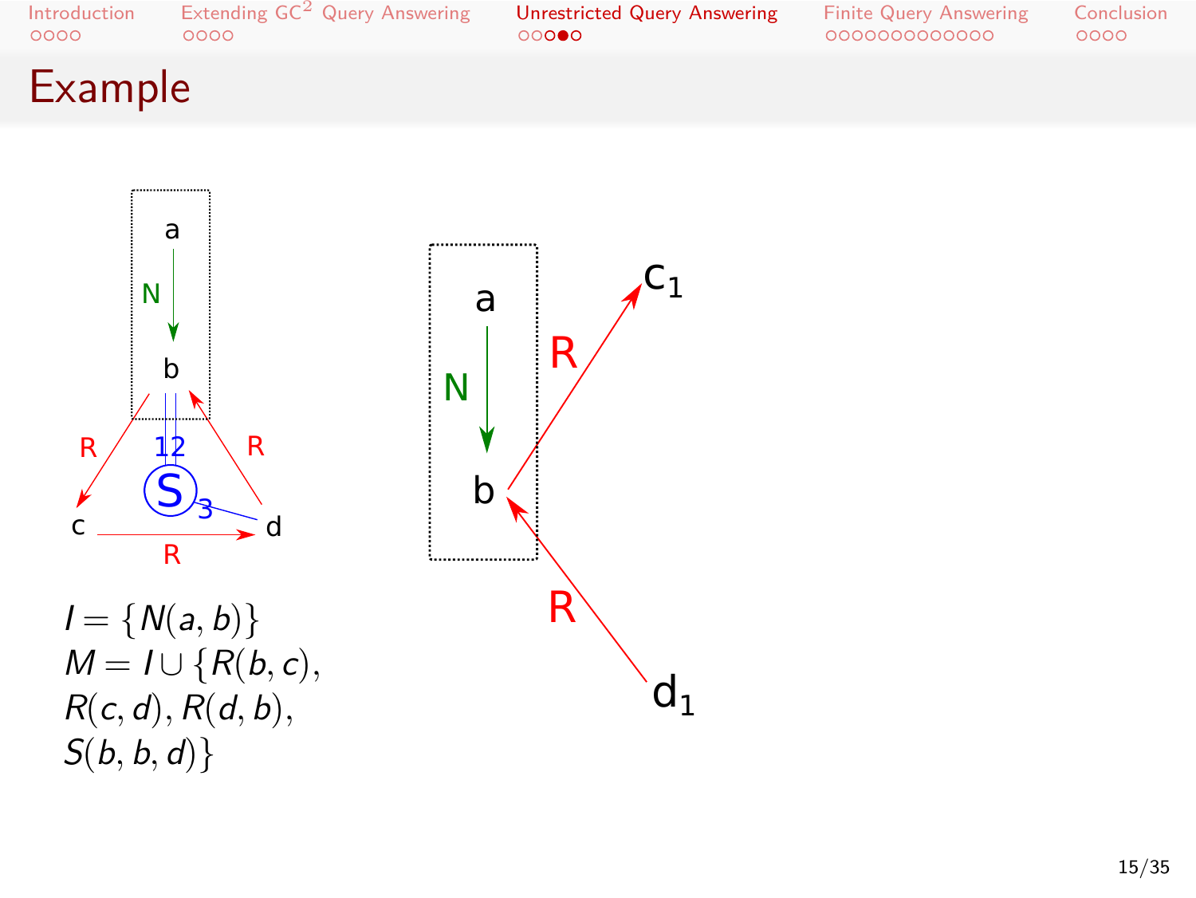# Example

$I = \{N(a,b)\}$
$M = I \cup \{R(b,c),$
$R(c,d), R(d,b),$
$S(b,b,d)\}$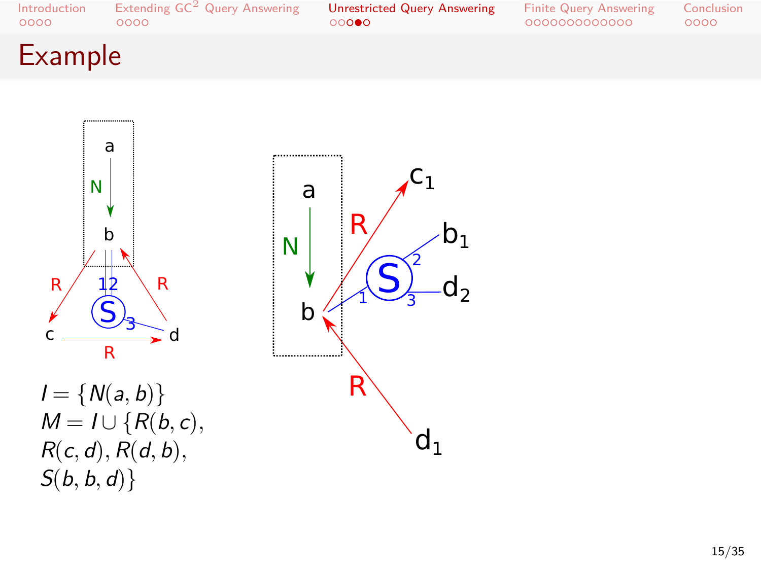# Example

$I = \{N(a, b)\}$
$M = I \cup \{R(b, c),$
$R(c, d), R(d, b),$
$S(b, b, d)\}$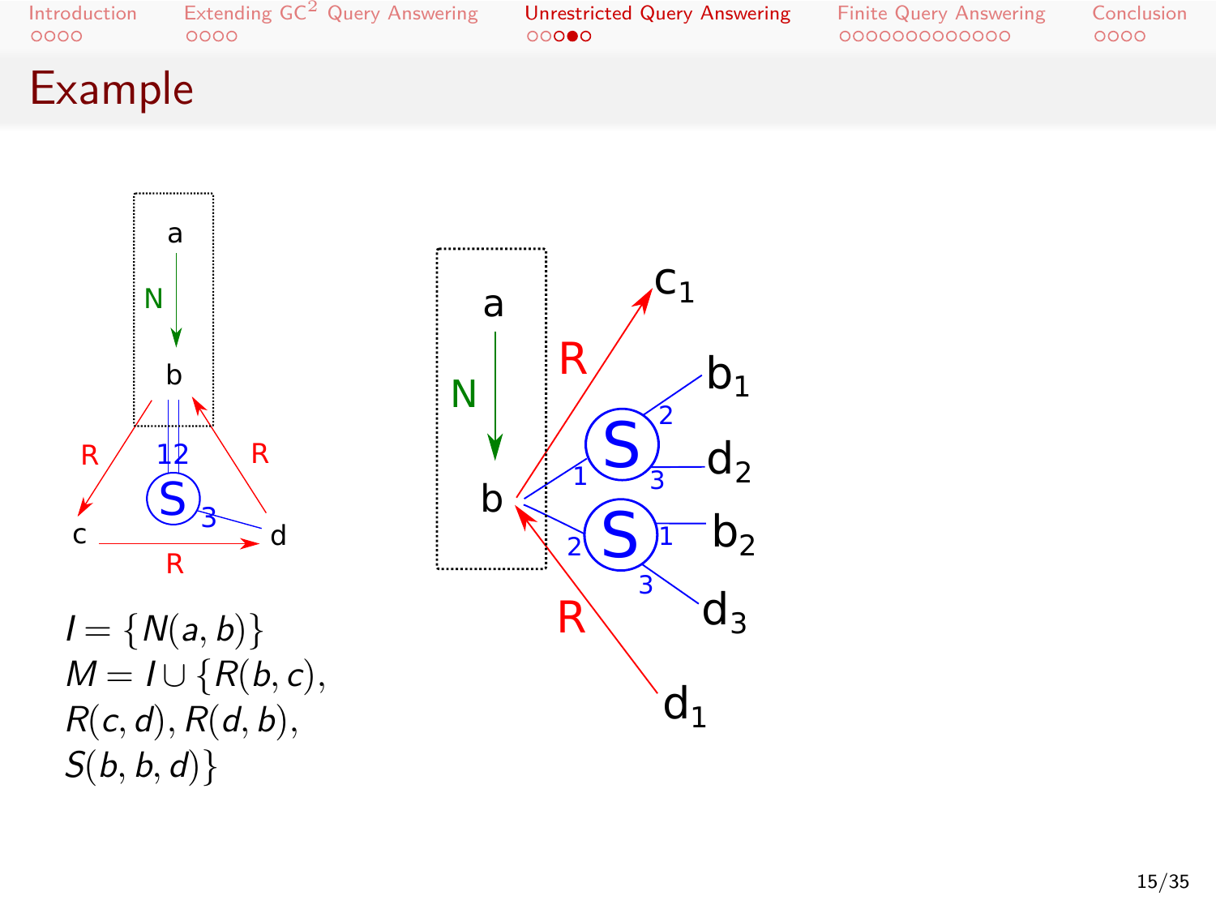# Example

$I = \{N(a, b)\}$
$M = I \cup \{R(b, c),$
$R(c, d), R(d, b),$
$S(b, b, d)\}$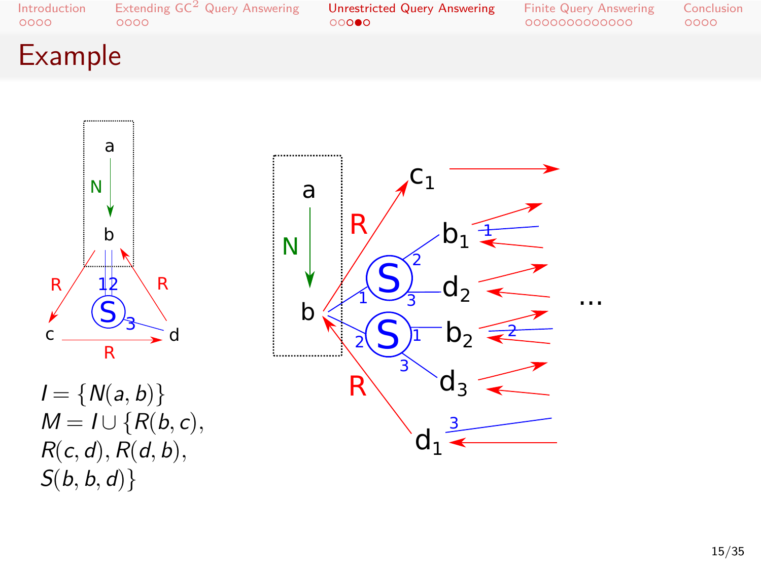# Example

$I = \{N(a,b)\}$
$M = I \cup \{R(b,c),$
$R(c,d), R(d,b),$
$S(b,b,d)\}$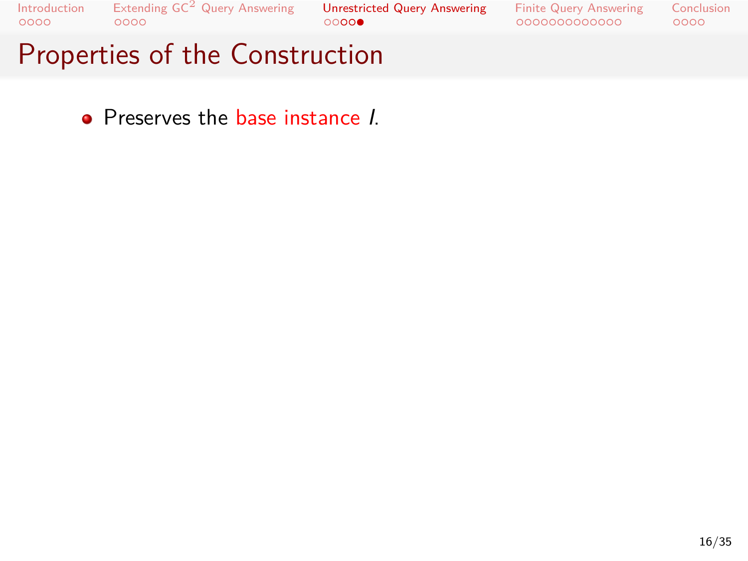# Properties of the Construction

- Preserves the base instance $I$.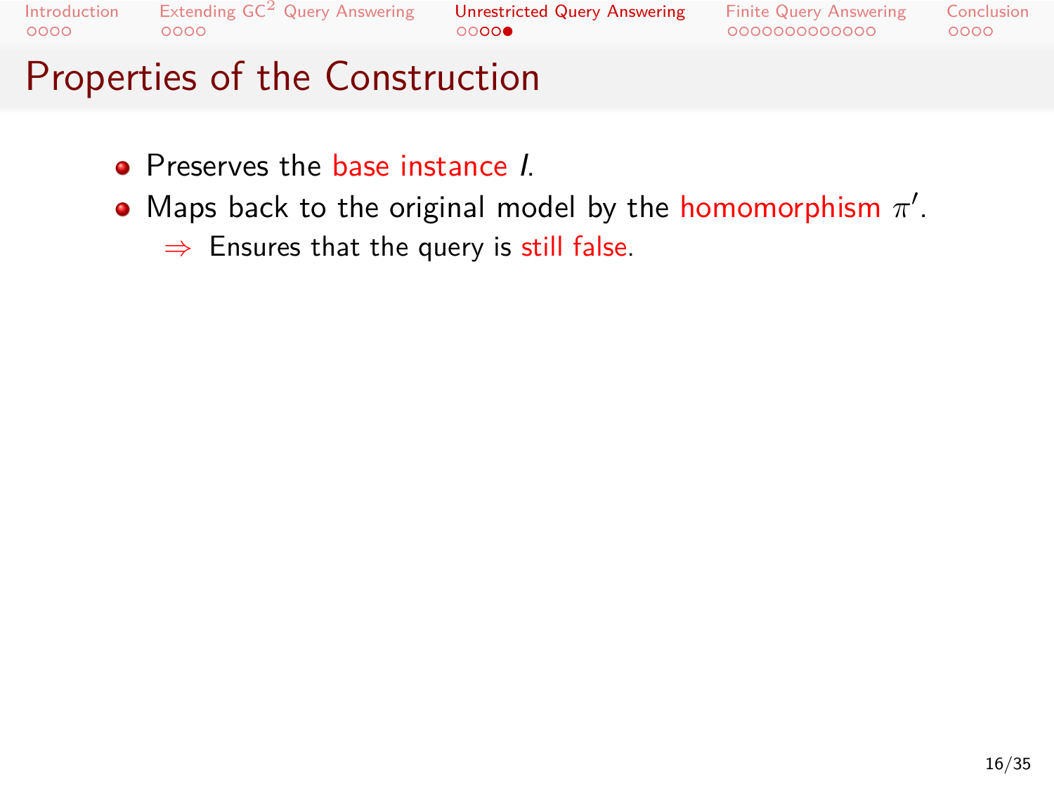# Properties of the Construction

- Preserves the base instance $I$.
- Maps back to the original model by the homomorphism $\pi'$.
  - $\Rightarrow$ Ensures that the query is still false.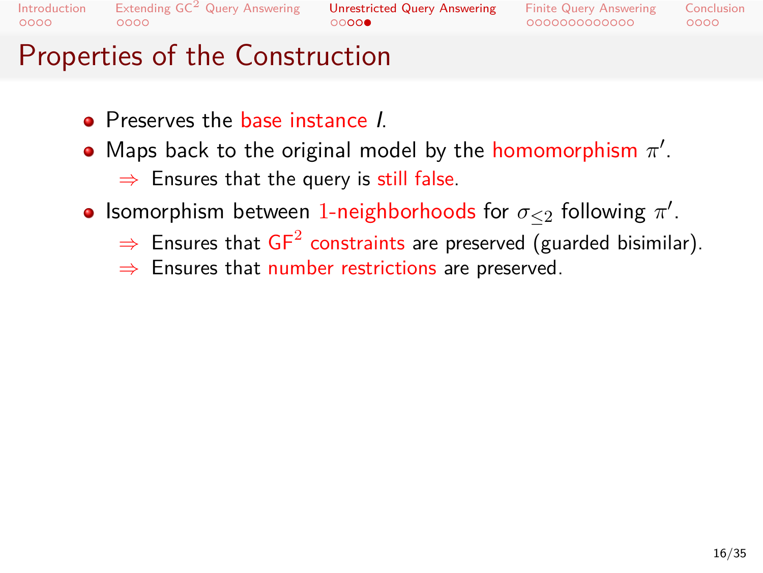# Properties of the Construction

- Preserves the base instance $I$.
- Maps back to the original model by the homomorphism $\pi'$.
  - $\Rightarrow$ Ensures that the query is still false.
- Isomorphism between 1-neighborhoods for $\sigma_{\leq 2}$ following $\pi'$.
  - $\Rightarrow$ Ensures that $\mathsf{GF}^2$ constraints are preserved (guarded bisimilar).
  - $\Rightarrow$ Ensures that number restrictions are preserved.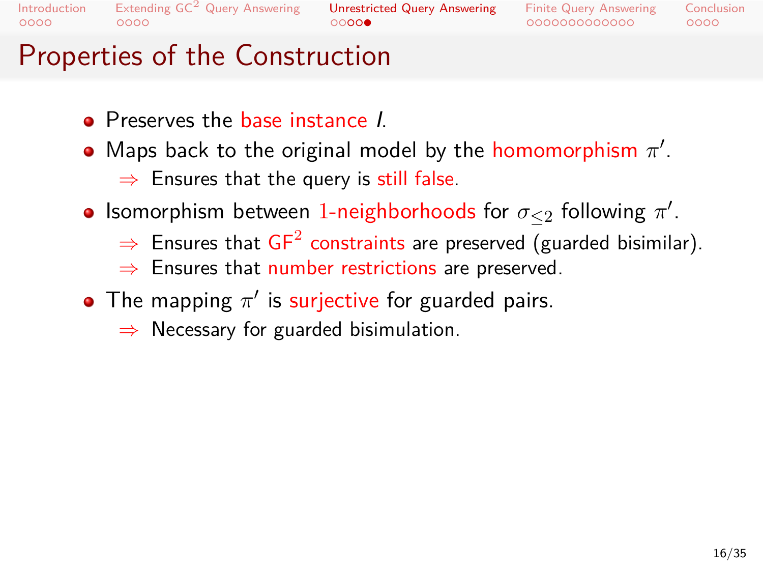# Properties of the Construction

- Preserves the base instance $I$.
- Maps back to the original model by the homomorphism $\pi'$.
  - $\Rightarrow$ Ensures that the query is still false.
- Isomorphism between 1-neighborhoods for $\sigma_{\leq 2}$ following $\pi'$.
  - $\Rightarrow$ Ensures that $GF^2$ constraints are preserved (guarded bisimilar).
  - $\Rightarrow$ Ensures that number restrictions are preserved.
- The mapping $\pi'$ is surjective for guarded pairs.
  - $\Rightarrow$ Necessary for guarded bisimulation.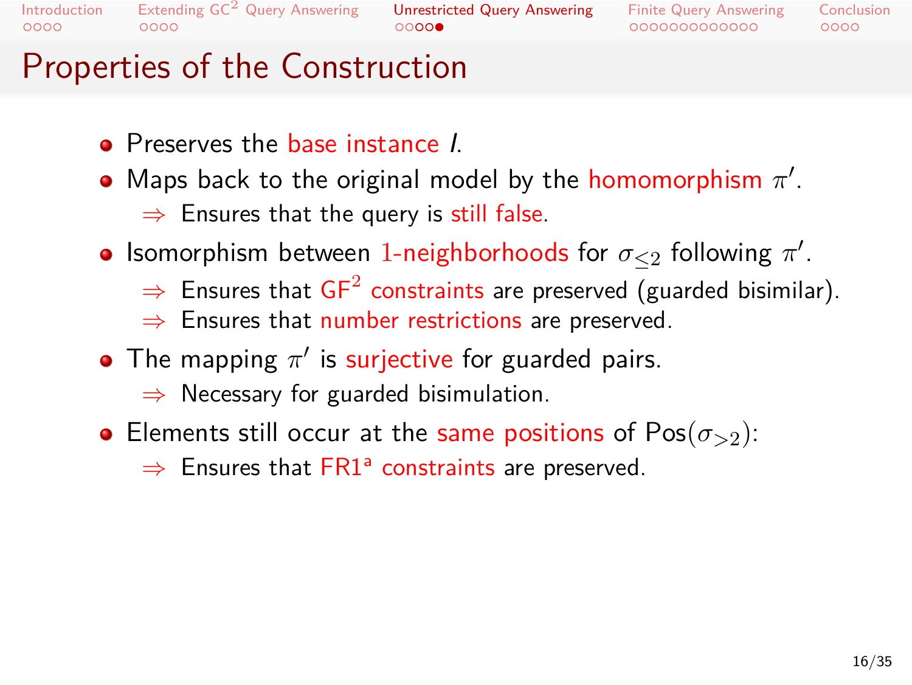# Properties of the Construction

- Preserves the base instance $I$.
- Maps back to the original model by the homomorphism $\pi'$.
  - $\Rightarrow$ Ensures that the query is still false.
- Isomorphism between 1-neighborhoods for $\sigma_{\leq 2}$ following $\pi'$.
  - $\Rightarrow$ Ensures that $GF^2$ constraints are preserved (guarded bisimilar).
  - $\Rightarrow$ Ensures that number restrictions are preserved.
- The mapping $\pi'$ is surjective for guarded pairs.
  - $\Rightarrow$ Necessary for guarded bisimulation.
- Elements still occur at the same positions of $\mathrm{Pos}(\sigma_{>2})$:
  - $\Rightarrow$ Ensures that $FR1^a$ constraints are preserved.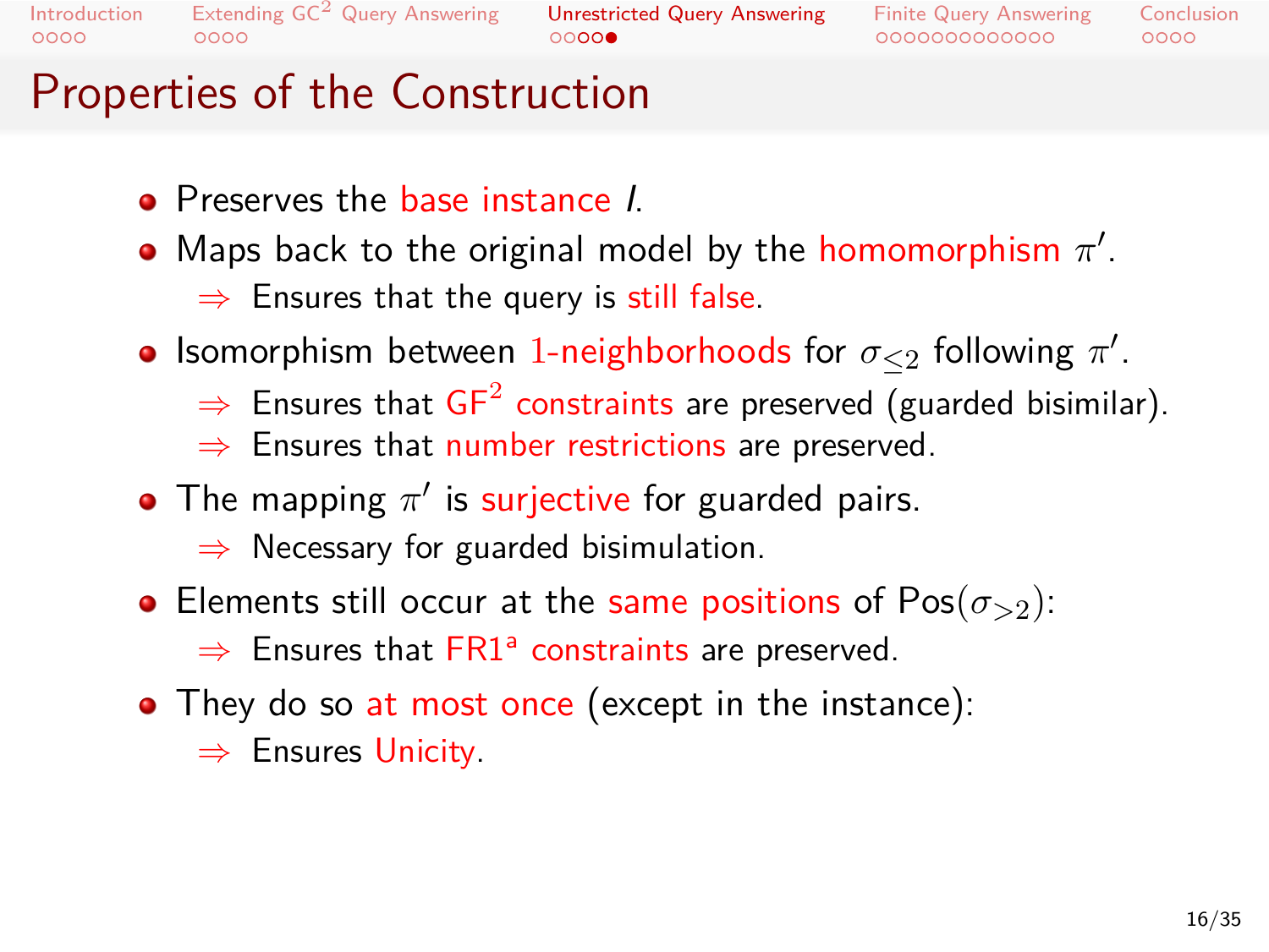# Properties of the Construction

- Preserves the base instance $I$.
- Maps back to the original model by the homomorphism $\pi'$.
  - ⇒ Ensures that the query is still false.
- Isomorphism between 1-neighborhoods for $\sigma_{\leq 2}$ following $\pi'$.
  - ⇒ Ensures that $\text{GF}^2$ constraints are preserved (guarded bisimilar).
  - ⇒ Ensures that number restrictions are preserved.
- The mapping $\pi'$ is surjective for guarded pairs.
  - ⇒ Necessary for guarded bisimulation.
- Elements still occur at the same positions of $\text{Pos}(\sigma_{>2})$:
  - ⇒ Ensures that FR1[a] constraints are preserved.
- They do so at most once (except in the instance):
  - ⇒ Ensures Unicity.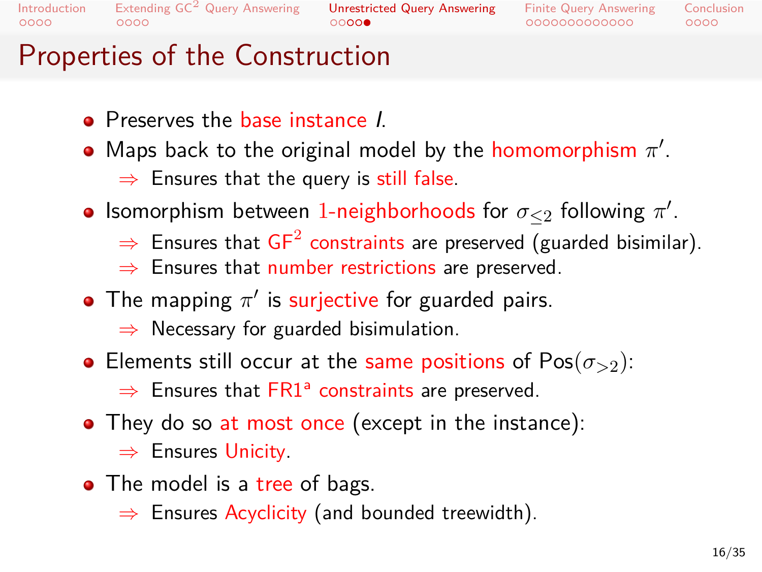# Properties of the Construction

- Preserves the base instance $I$.
- Maps back to the original model by the homomorphism $\pi'$.
  - $\Rightarrow$ Ensures that the query is still false.
- Isomorphism between 1-neighborhoods for $\sigma_{\leq 2}$ following $\pi'$.
  - $\Rightarrow$ Ensures that $GF^2$ constraints are preserved (guarded bisimilar).
  - $\Rightarrow$ Ensures that number restrictions are preserved.
- The mapping $\pi'$ is surjective for guarded pairs.
  - $\Rightarrow$ Necessary for guarded bisimulation.
- Elements still occur at the same positions of $\mathrm{Pos}(\sigma_{>2})$:
  - $\Rightarrow$ Ensures that $FR1^a$ constraints are preserved.
- They do so at most once (except in the instance):
  - $\Rightarrow$ Ensures Unicity.
- The model is a tree of bags.
  - $\Rightarrow$ Ensures Acyclicity (and bounded treewidth).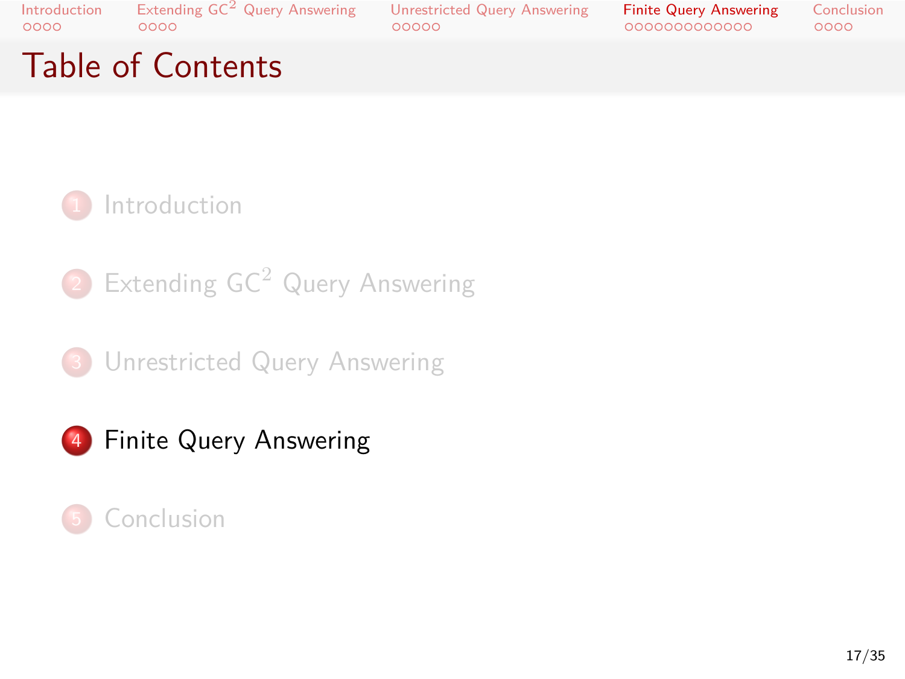# Table of Contents

1. Introduction
2. Extending $\mathrm{GC}^2$ Query Answering
3. Unrestricted Query Answering
4. **Finite Query Answering**
5. Conclusion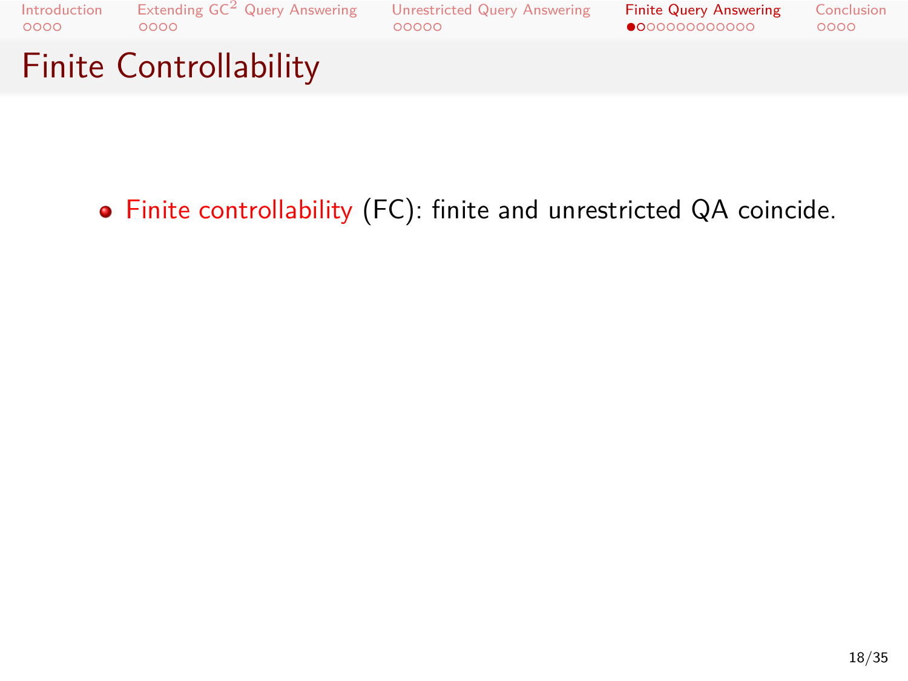# Finite Controllability

- **Finite controllability** (FC): finite and unrestricted QA coincide.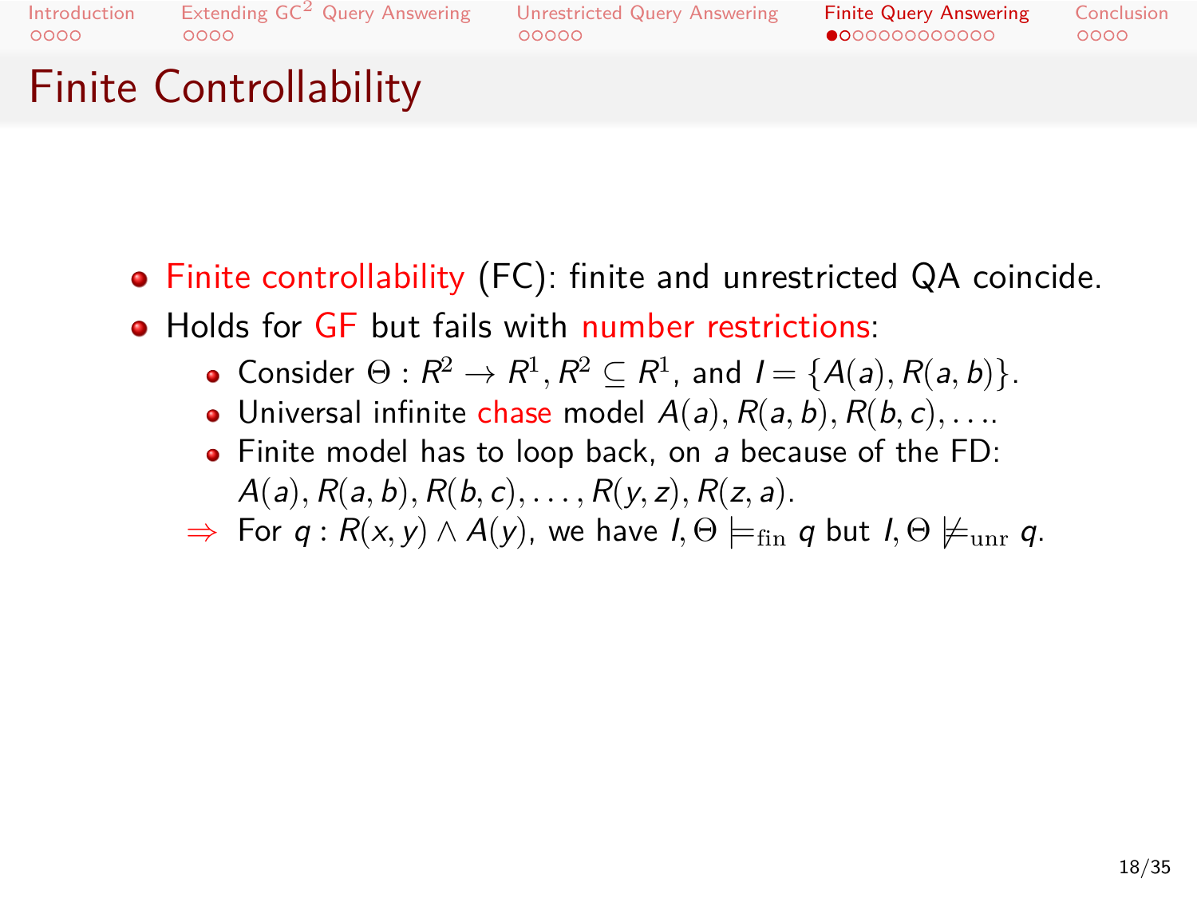# Finite Controllability

- Finite controllability (FC): finite and unrestricted QA coincide.
- Holds for GF but fails with number restrictions:
  - Consider $\Theta : R^2 \to R^1, R^2 \subseteq R^1$, and $I = \{A(a), R(a,b)\}$.
  - Universal infinite chase model $A(a), R(a,b), R(b,c), \ldots$.
  - Finite model has to loop back, on $a$ because of the FD: $A(a), R(a,b), R(b,c), \ldots, R(y,z), R(z,a)$.
  - $\Rightarrow$ For $q : R(x,y) \wedge A(y)$, we have $I, \Theta \models_{\mathrm{fin}} q$ but $I, \Theta \not\models_{\mathrm{unr}} q$.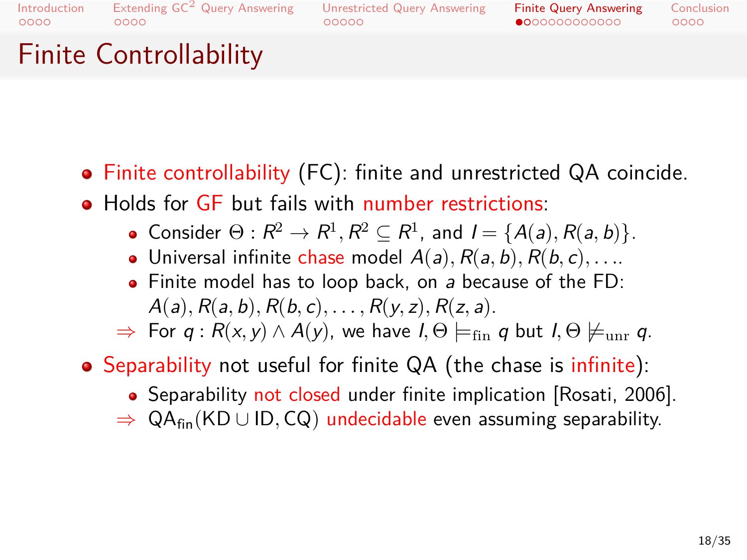# Finite Controllability

- Finite controllability (FC): finite and unrestricted QA coincide.
- Holds for GF but fails with number restrictions:
  - Consider $\Theta : R^2 \to R^1, R^2 \subseteq R^1$, and $I = \{A(a), R(a,b)\}$.
  - Universal infinite chase model $A(a), R(a,b), R(b,c), \ldots$.
  - Finite model has to loop back, on $a$ because of the FD: $A(a), R(a,b), R(b,c), \ldots, R(y,z), R(z,a)$.
  
  $\Rightarrow$ For $q : R(x,y) \wedge A(y)$, we have $I, \Theta \models_{\text{fin}} q$ but $I, \Theta \not\models_{\text{unr}} q$.
- Separability not useful for finite QA (the chase is infinite):
  - Separability not closed under finite implication [Rosati, 2006].
  
  $\Rightarrow$ $\mathsf{QA}_{\mathsf{fin}}(\mathsf{KD} \cup \mathsf{ID}, \mathsf{CQ})$ undecidable even assuming separability.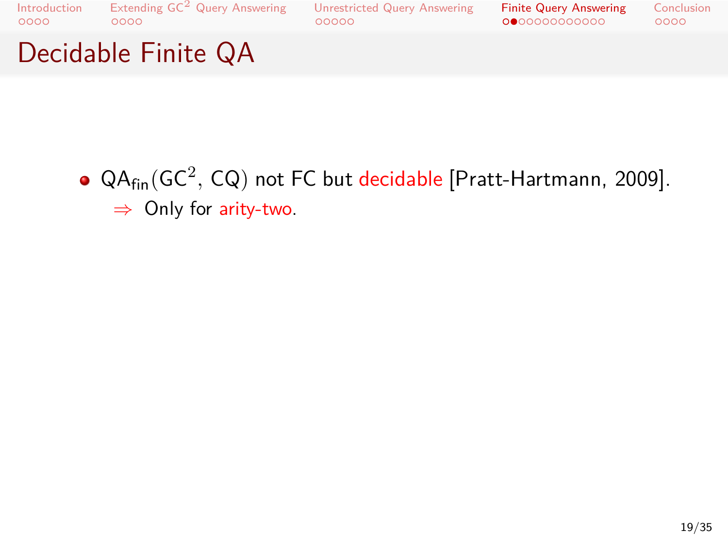# Decidable Finite QA

- $\mathsf{QA}_{\mathsf{fin}}(\mathsf{GC}^2, \mathsf{CQ})$ not FC but decidable [Pratt-Hartmann, 2009].
  - $\Rightarrow$ Only for arity-two.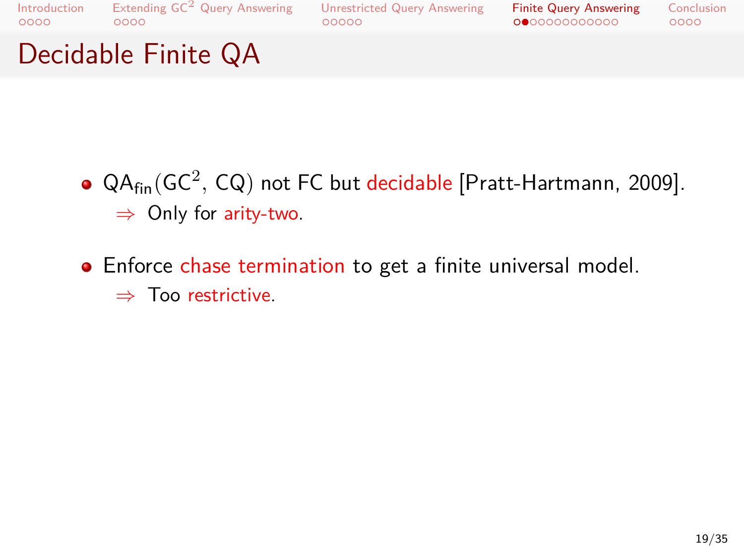# Decidable Finite QA

- $\mathsf{QA}_{\mathsf{fin}}(\mathsf{GC}^2, \mathsf{CQ})$ not FC but decidable [Pratt-Hartmann, 2009].
  - $\Rightarrow$ Only for arity-two.
- Enforce chase termination to get a finite universal model.
  - $\Rightarrow$ Too restrictive.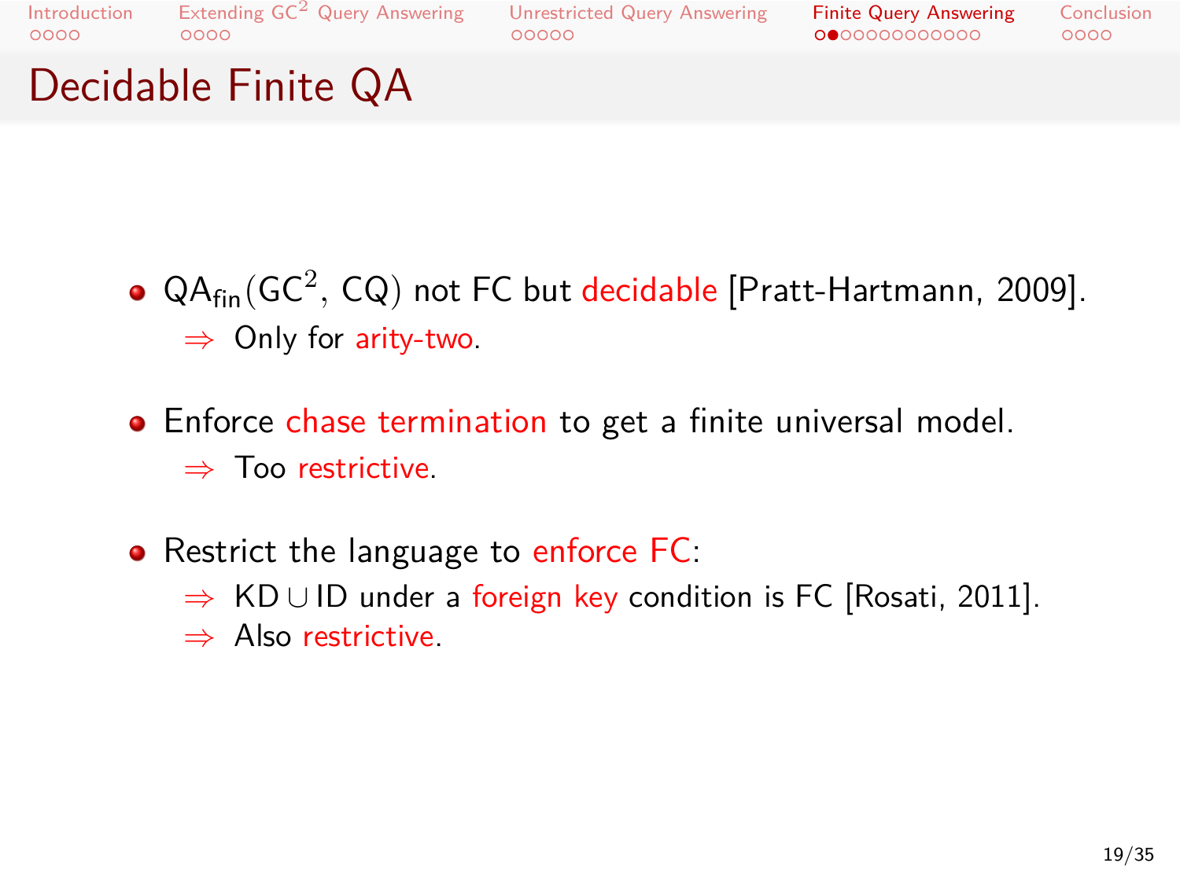# Decidable Finite QA

- $\mathsf{QA}_{\mathsf{fin}}(\mathsf{GC}^2, \mathsf{CQ})$ not FC but decidable [Pratt-Hartmann, 2009].
  - $\Rightarrow$ Only for arity-two.
- Enforce chase termination to get a finite universal model.
  - $\Rightarrow$ Too restrictive.
- Restrict the language to enforce FC:
  - $\Rightarrow$ $\mathsf{KD} \cup \mathsf{ID}$ under a foreign key condition is FC [Rosati, 2011].
  - $\Rightarrow$ Also restrictive.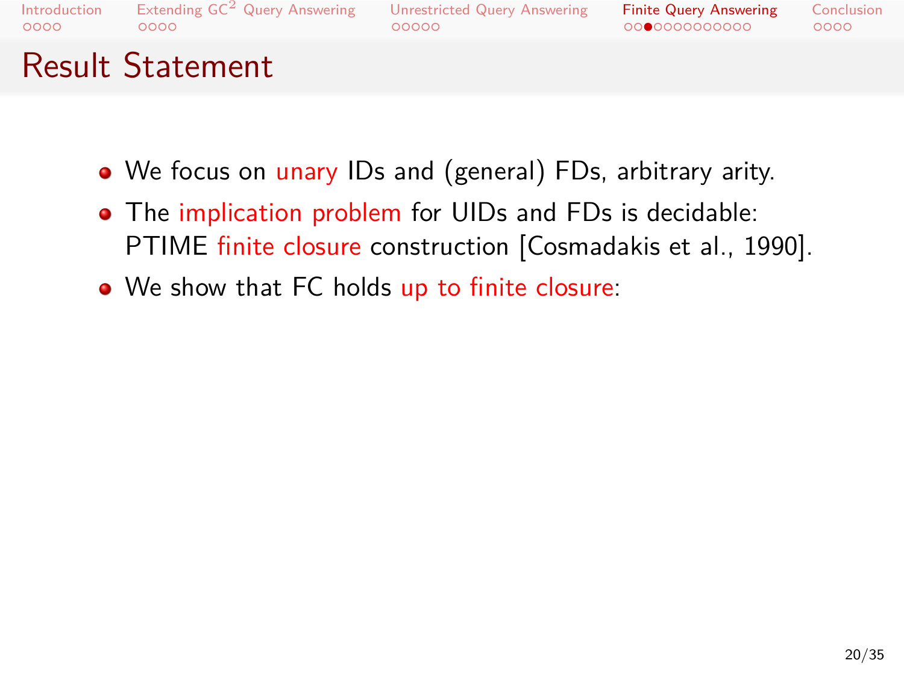# Result Statement

- We focus on unary IDs and (general) FDs, arbitrary arity.
- The implication problem for UIDs and FDs is decidable: PTIME finite closure construction [Cosmadakis et al., 1990].
- We show that FC holds up to finite closure: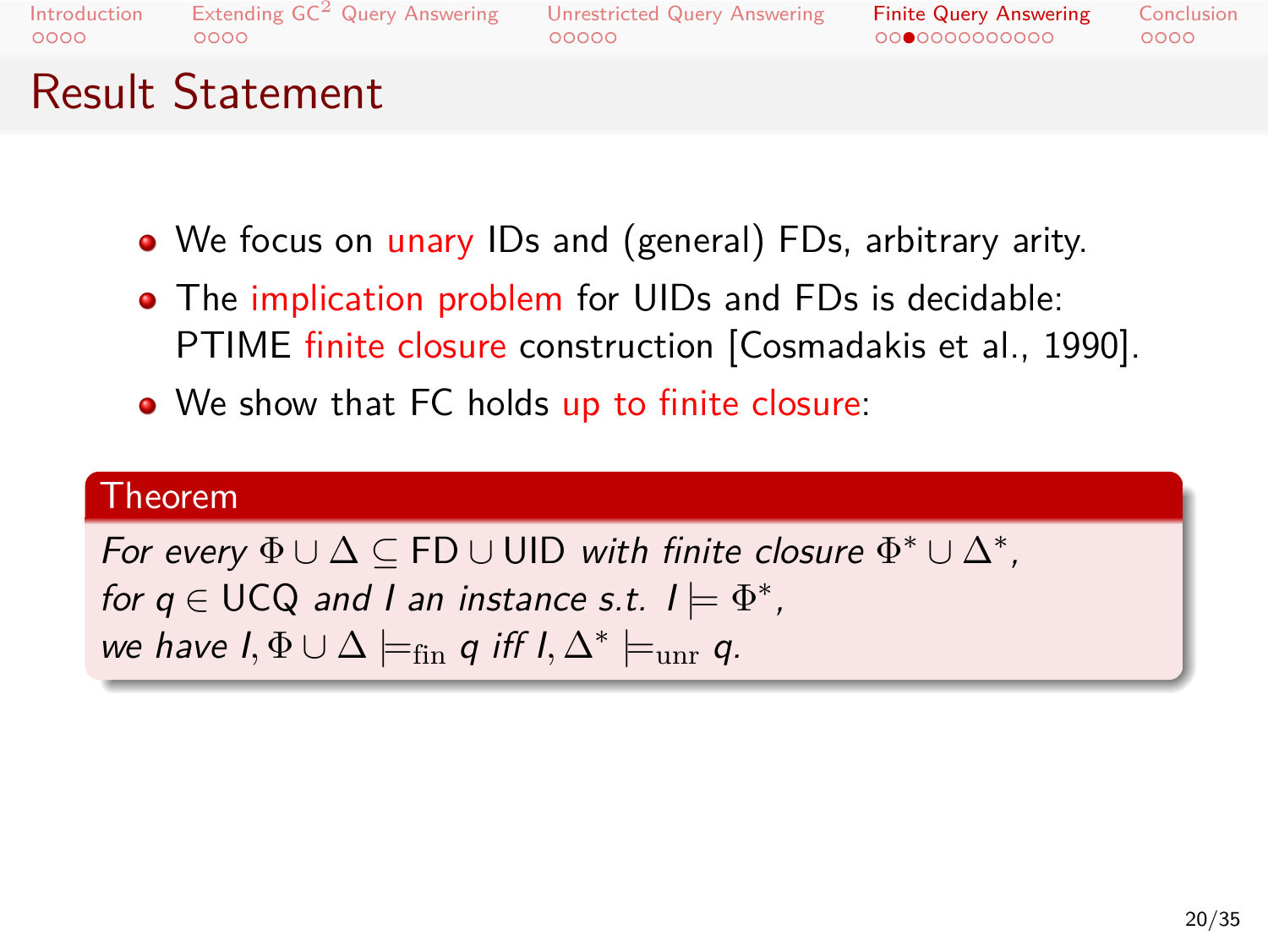# Result Statement

- We focus on unary IDs and (general) FDs, arbitrary arity.
- The implication problem for UIDs and FDs is decidable: PTIME finite closure construction [Cosmadakis et al., 1990].
- We show that FC holds up to finite closure:

**Theorem**

*For every* $\Phi \cup \Delta \subseteq \mathsf{FD} \cup \mathsf{UID}$ *with finite closure* $\Phi^* \cup \Delta^*$, *for* $q \in \mathsf{UCQ}$ *and* $I$ *an instance s.t.* $I \models \Phi^*$, *we have* $I, \Phi \cup \Delta \models_{\mathrm{fin}} q$ *iff* $I, \Delta^* \models_{\mathrm{unr}} q$.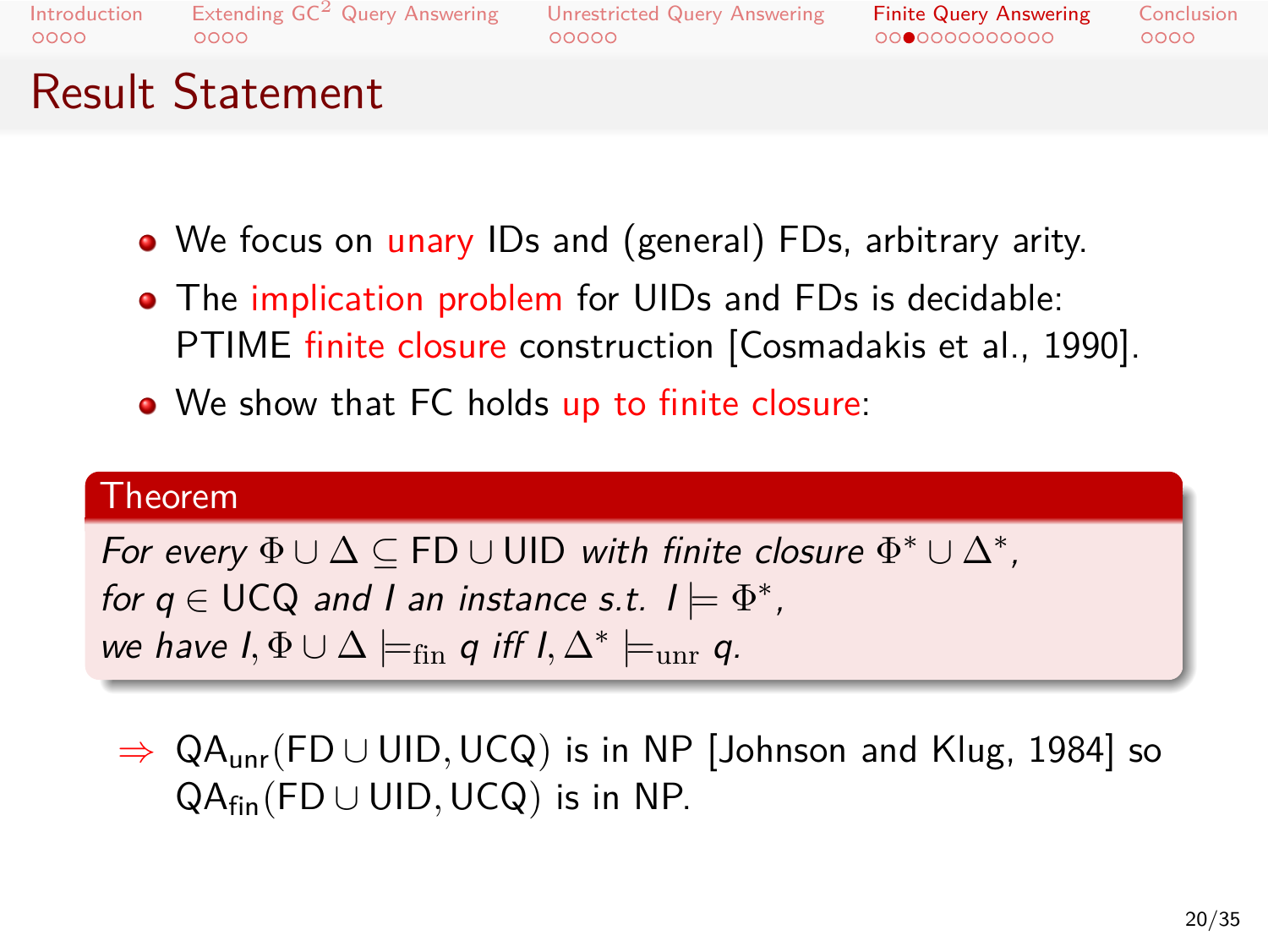# Result Statement

- We focus on unary IDs and (general) FDs, arbitrary arity.
- The implication problem for UIDs and FDs is decidable: PTIME finite closure construction [Cosmadakis et al., 1990].
- We show that FC holds up to finite closure:

**Theorem**

*For every* $\Phi \cup \Delta \subseteq \mathsf{FD} \cup \mathsf{UID}$ *with finite closure* $\Phi^* \cup \Delta^*$, *for* $q \in \mathsf{UCQ}$ *and* $I$ *an instance s.t.* $I \models \Phi^*$, *we have* $I, \Phi \cup \Delta \models_{\mathrm{fin}} q$ *iff* $I, \Delta^* \models_{\mathrm{unr}} q$.

$\Rightarrow$ $\mathsf{QA}_{\mathsf{unr}}(\mathsf{FD} \cup \mathsf{UID}, \mathsf{UCQ})$ is in NP [Johnson and Klug, 1984] so $\mathsf{QA}_{\mathsf{fin}}(\mathsf{FD} \cup \mathsf{UID}, \mathsf{UCQ})$ is in NP.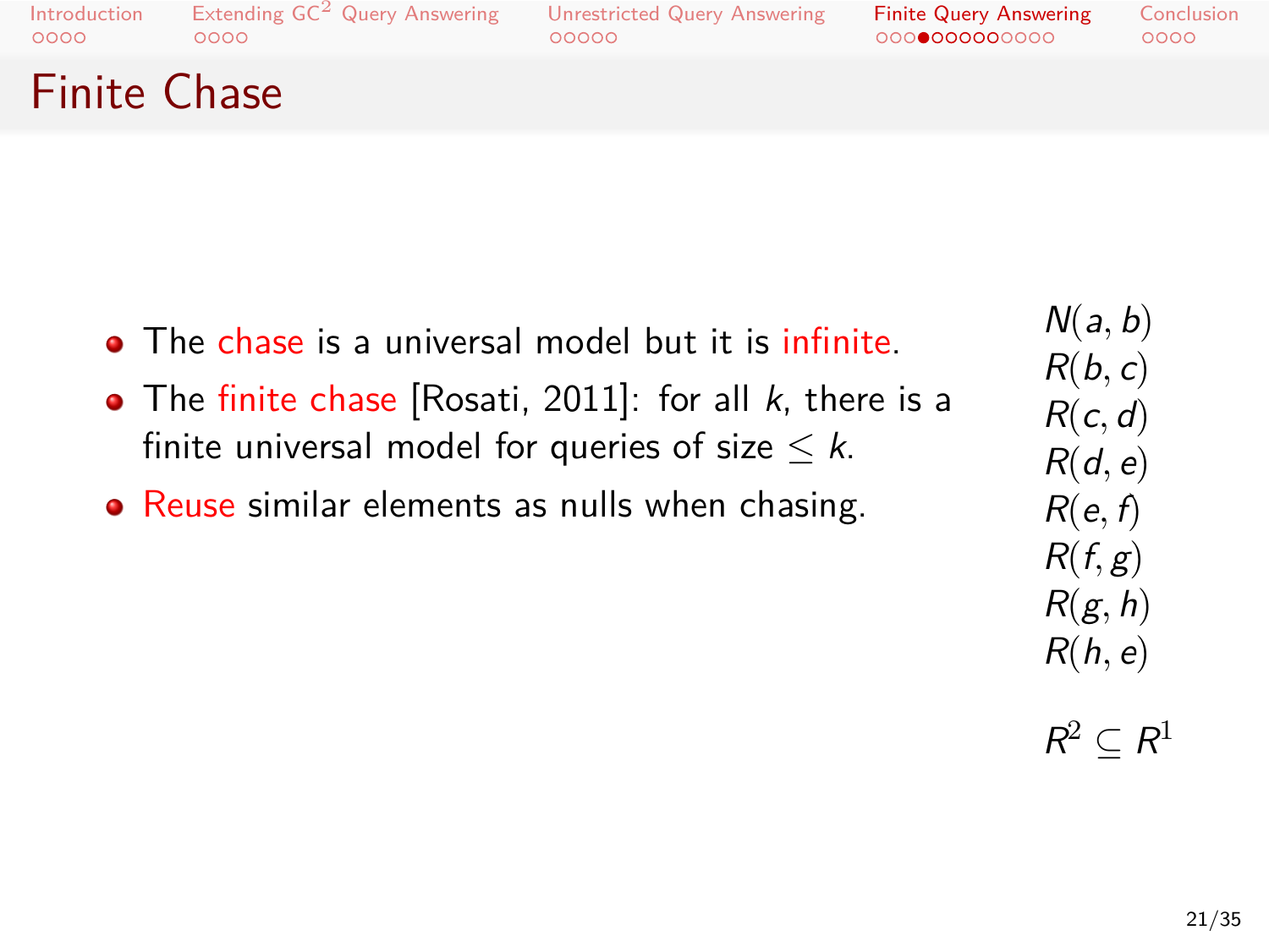# Finite Chase

- The chase is a universal model but it is infinite.
- The finite chase [Rosati, 2011]: for all $k$, there is a finite universal model for queries of size $\leq k$.
- Reuse similar elements as nulls when chasing.

$N(a, b)$
$R(b, c)$
$R(c, d)$
$R(d, e)$
$R(e, f)$
$R(f, g)$
$R(g, h)$
$R(h, e)$

$R^2 \subseteq R^1$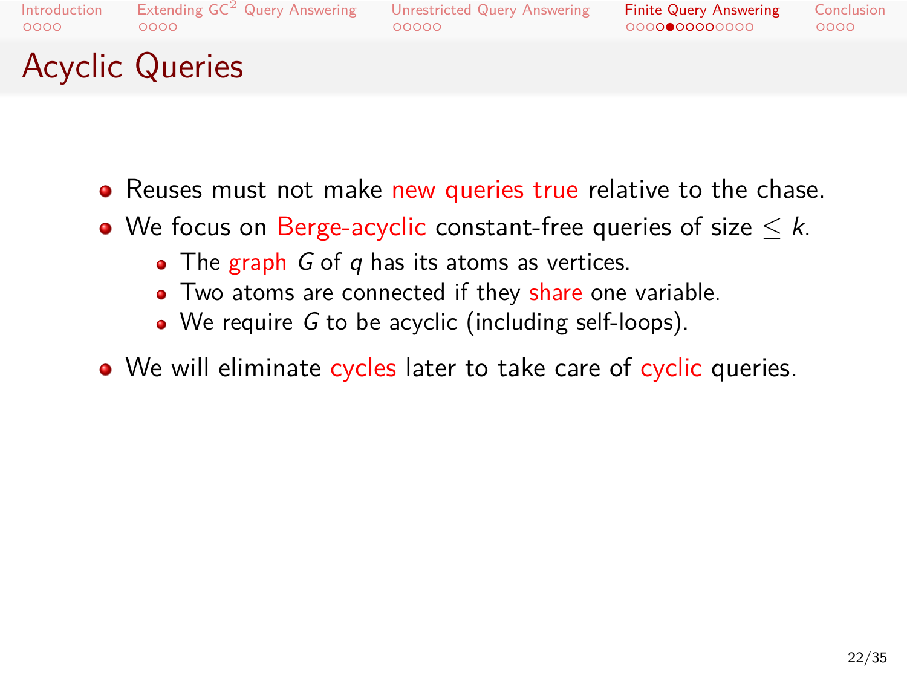# Acyclic Queries

- Reuses must not make new queries true relative to the chase.
- We focus on Berge-acyclic constant-free queries of size $\leq k$.
  - The graph $G$ of $q$ has its atoms as vertices.
  - Two atoms are connected if they share one variable.
  - We require $G$ to be acyclic (including self-loops).
- We will eliminate cycles later to take care of cyclic queries.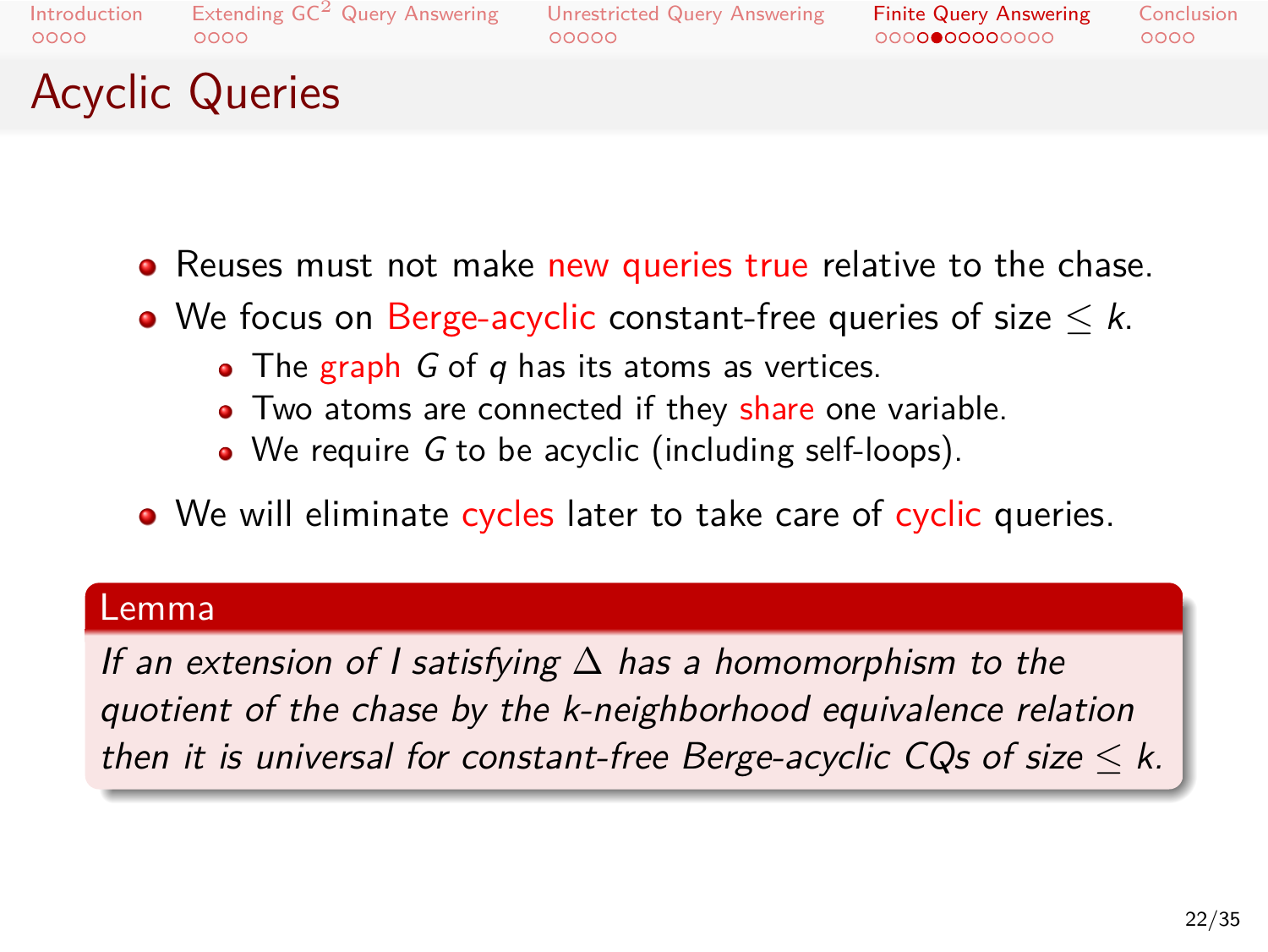# Acyclic Queries

- Reuses must not make new queries true relative to the chase.
- We focus on Berge-acyclic constant-free queries of size $\leq k$.
  - The graph $G$ of $q$ has its atoms as vertices.
  - Two atoms are connected if they share one variable.
  - We require $G$ to be acyclic (including self-loops).
- We will eliminate cycles later to take care of cyclic queries.

**Lemma**

*If an extension of $I$ satisfying $\Delta$ has a homomorphism to the quotient of the chase by the $k$-neighborhood equivalence relation then it is universal for constant-free Berge-acyclic CQs of size $\leq k$.*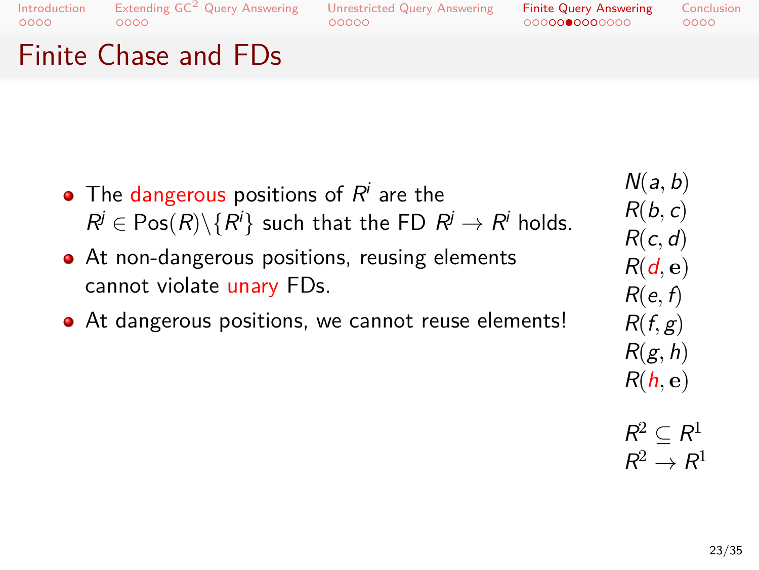# Finite Chase and FDs

- The dangerous positions of $R^i$ are the $R^j \in \text{Pos}(R) \backslash \{R^i\}$ such that the FD $R^j \rightarrow R^i$ holds.
- At non-dangerous positions, reusing elements cannot violate unary FDs.
- At dangerous positions, we cannot reuse elements!

$N(a, b)$
$R(b, c)$
$R(c, d)$
$R(d, \mathbf{e})$
$R(e, f)$
$R(f, g)$
$R(g, h)$
$R(h, \mathbf{e})$

$R^2 \subseteq R^1$
$R^2 \rightarrow R^1$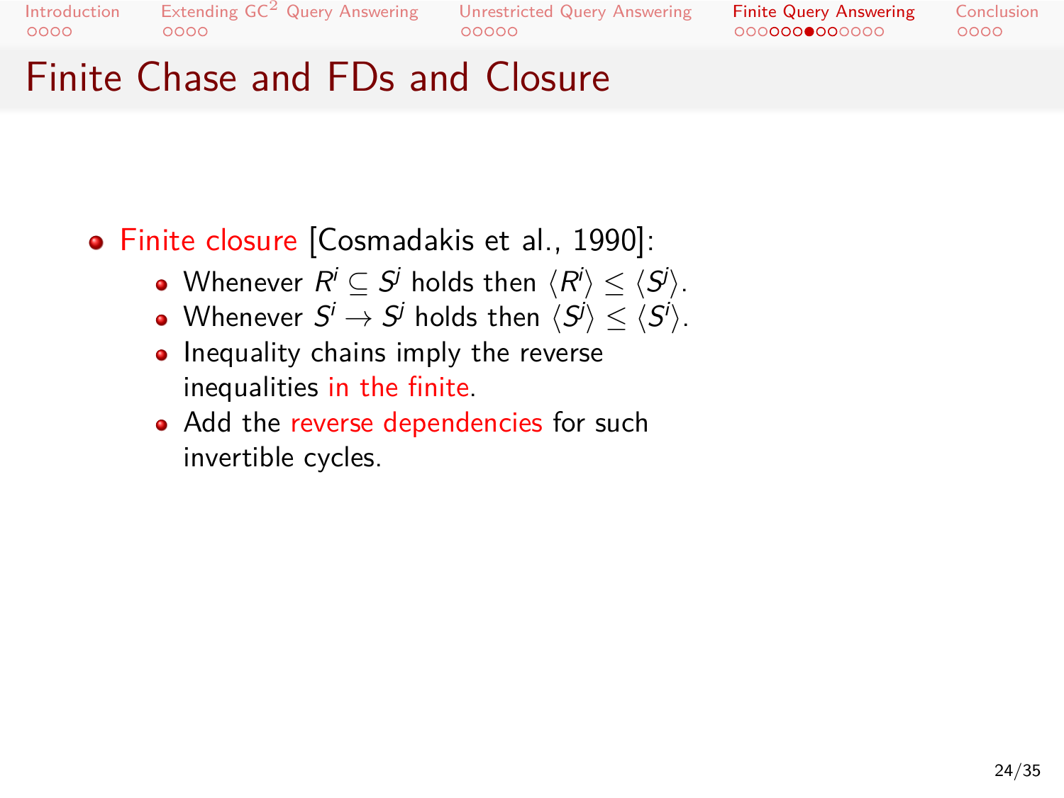# Finite Chase and FDs and Closure

- Finite closure [Cosmadakis et al., 1990]:
  - Whenever $R^i \subseteq S^j$ holds then $\langle R^i \rangle \leq \langle S^j \rangle$.
  - Whenever $S^i \rightarrow S^j$ holds then $\langle S^j \rangle \leq \langle S^i \rangle$.
  - Inequality chains imply the reverse inequalities in the finite.
  - Add the reverse dependencies for such invertible cycles.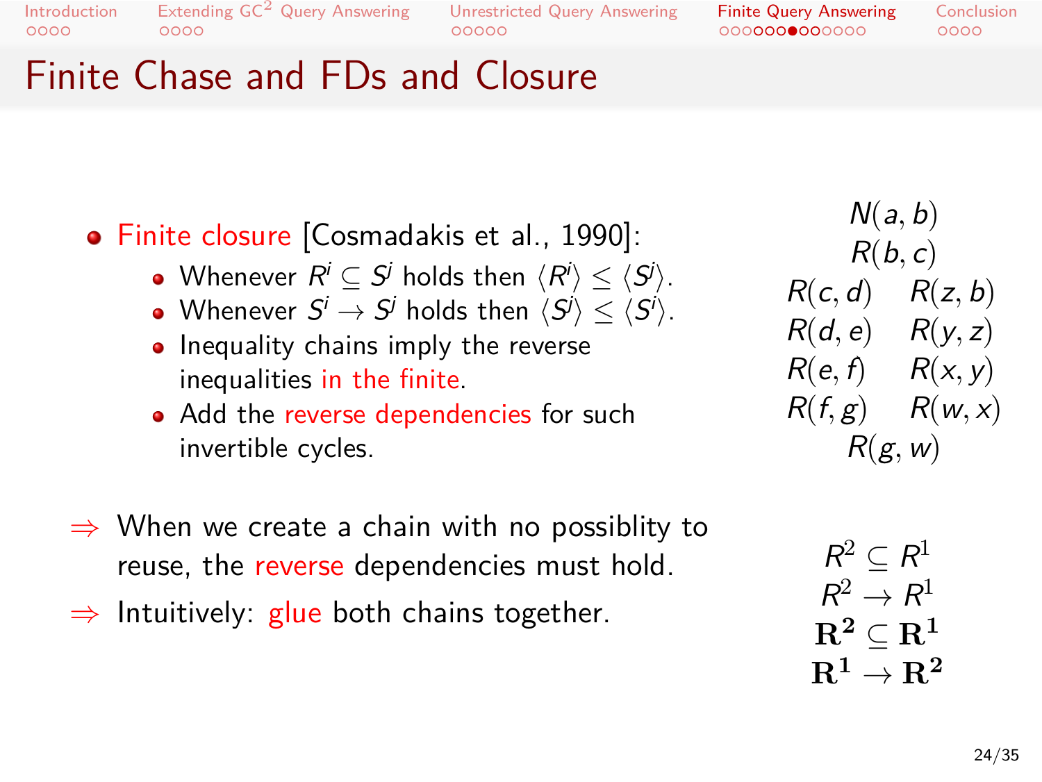# Finite Chase and FDs and Closure

- Finite closure [Cosmadakis et al., 1990]:
  - Whenever $R^i \subseteq S^j$ holds then $\langle R^i \rangle \leq \langle S^j \rangle$.
  - Whenever $S^i \rightarrow S^j$ holds then $\langle S^j \rangle \leq \langle S^i \rangle$.
  - Inequality chains imply the reverse inequalities in the finite.
  - Add the reverse dependencies for such invertible cycles.

$\Rightarrow$ When we create a chain with no possiblity to reuse, the reverse dependencies must hold.

$\Rightarrow$ Intuitively: glue both chains together.

$N(a, b)$

$R(b, c)$

$R(c, d)$ $\quad$ $R(z, b)$

$R(d, e)$ $\quad$ $R(y, z)$

$R(e, f)$ $\quad$ $R(x, y)$

$R(f, g)$ $\quad$ $R(w, x)$

$R(g, w)$

$$R^2 \subseteq R^1$$
$$R^2 \rightarrow R^1$$
$$\mathbf{R^2 \subseteq R^1}$$
$$\mathbf{R^1 \rightarrow R^2}$$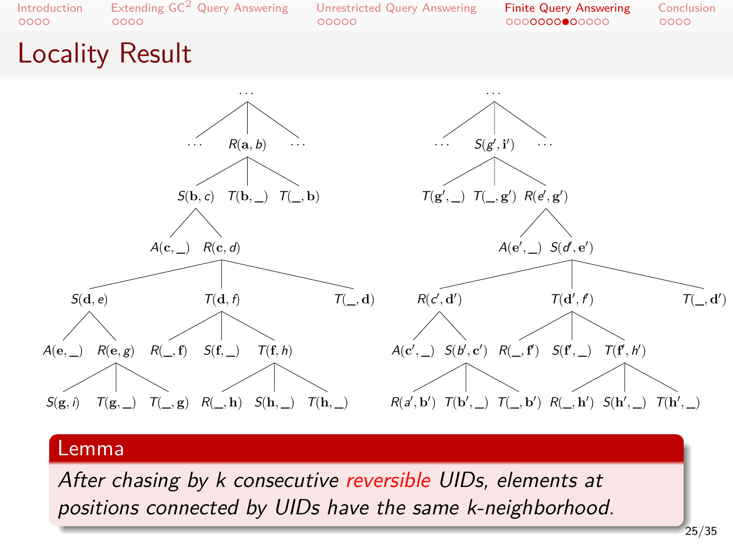# Locality Result

$$\cdots$$

Left tree:

- $\cdots$ $R(\mathbf{a}, b)$ $\cdots$
  - $S(\mathbf{b}, c)$
    - $A(\mathbf{c}, \_)$
    - $R(\mathbf{c}, d)$
      - $S(\mathbf{d}, e)$
        - $A(\mathbf{e}, \_)$
        - $R(\mathbf{e}, g)$
          - $S(\mathbf{g}, i)$
          - $T(\mathbf{g}, \_)$
          - $T(\_, \mathbf{g})$
      - $T(\mathbf{d}, f)$
        - $R(\_, \mathbf{f})$
        - $S(\mathbf{f}, \_)$
        - $T(\mathbf{f}, h)$
          - $R(\_, \mathbf{h})$
          - $S(\mathbf{h}, \_)$
          - $T(\mathbf{h}, \_)$
      - $T(\_, \mathbf{d})$
  - $T(\mathbf{b}, \_)$
  - $T(\_, \mathbf{b})$

Right tree:

- $\cdots$ $S(g', \mathbf{i}')$ $\cdots$
  - $T(\mathbf{g}', \_)$
  - $T(\_, \mathbf{g}')$
  - $R(e', \mathbf{g}')$
    - $A(\mathbf{e}', \_)$
    - $S(d', \mathbf{e}')$
      - $R(c', \mathbf{d}')$
        - $A(\mathbf{c}', \_)$
        - $S(b', \mathbf{c}')$
          - $R(a', \mathbf{b}')$
          - $T(\mathbf{b}', \_)$
          - $T(\_, \mathbf{b}')$
      - $T(\mathbf{d}', f')$
        - $R(\_, \mathbf{f}')$
        - $S(\mathbf{f}', \_)$
        - $T(\mathbf{f}', h')$
          - $R(\_, \mathbf{h}')$
          - $S(\mathbf{h}', \_)$
          - $T(\mathbf{h}', \_)$
      - $T(\_, \mathbf{d}')$

**Lemma**

*After chasing by k consecutive reversible UIDs, elements at positions connected by UIDs have the same k-neighborhood.*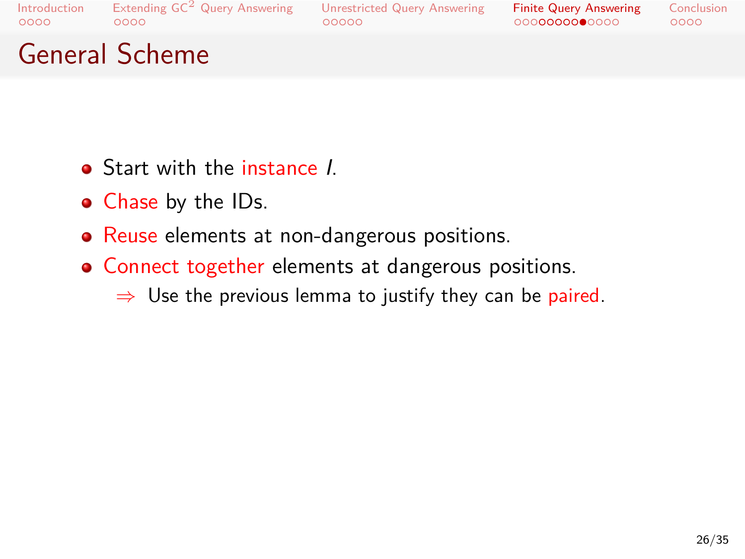# General Scheme

- Start with the instance $I$.
- Chase by the IDs.
- Reuse elements at non-dangerous positions.
- Connect together elements at dangerous positions.
  - $\Rightarrow$ Use the previous lemma to justify they can be paired.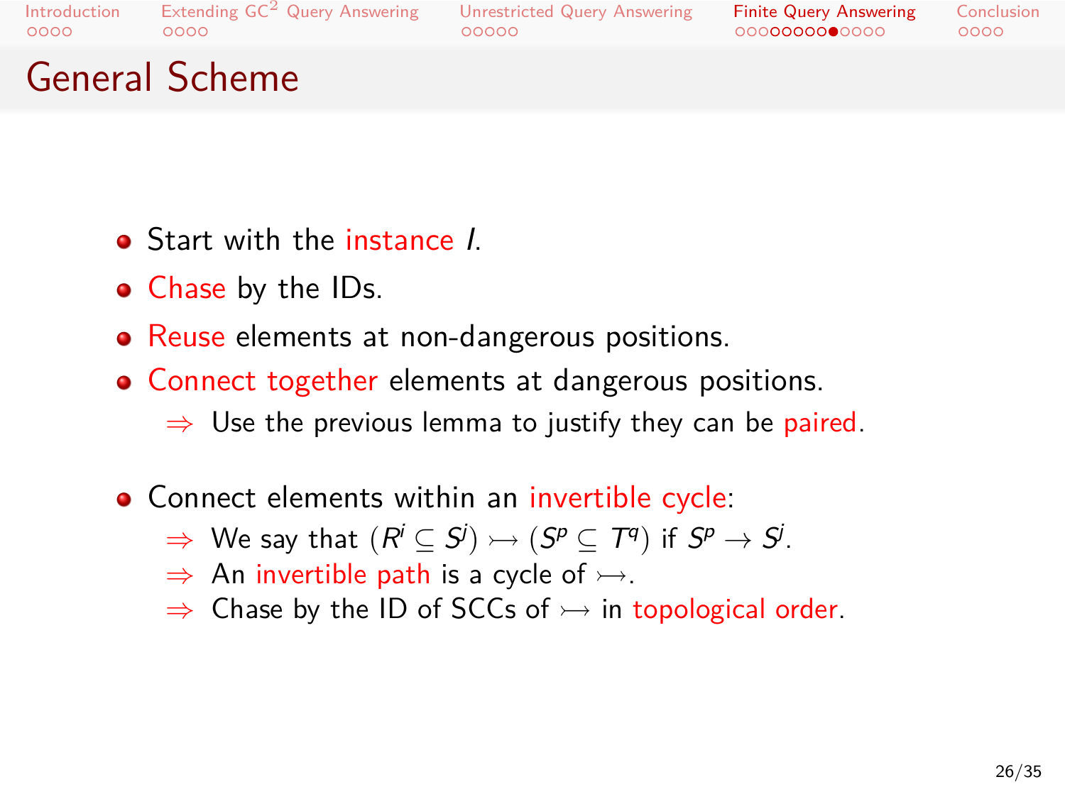## General Scheme

- Start with the instance $I$.
- Chase by the IDs.
- Reuse elements at non-dangerous positions.
- Connect together elements at dangerous positions.
  - ⇒ Use the previous lemma to justify they can be paired.
- Connect elements within an invertible cycle:
  - ⇒ We say that $(R^i \subseteq S^j) \rightarrowtail (S^p \subseteq T^q)$ if $S^p \to S^j$.
  - ⇒ An invertible path is a cycle of $\rightarrowtail$.
  - ⇒ Chase by the ID of SCCs of $\rightarrowtail$ in topological order.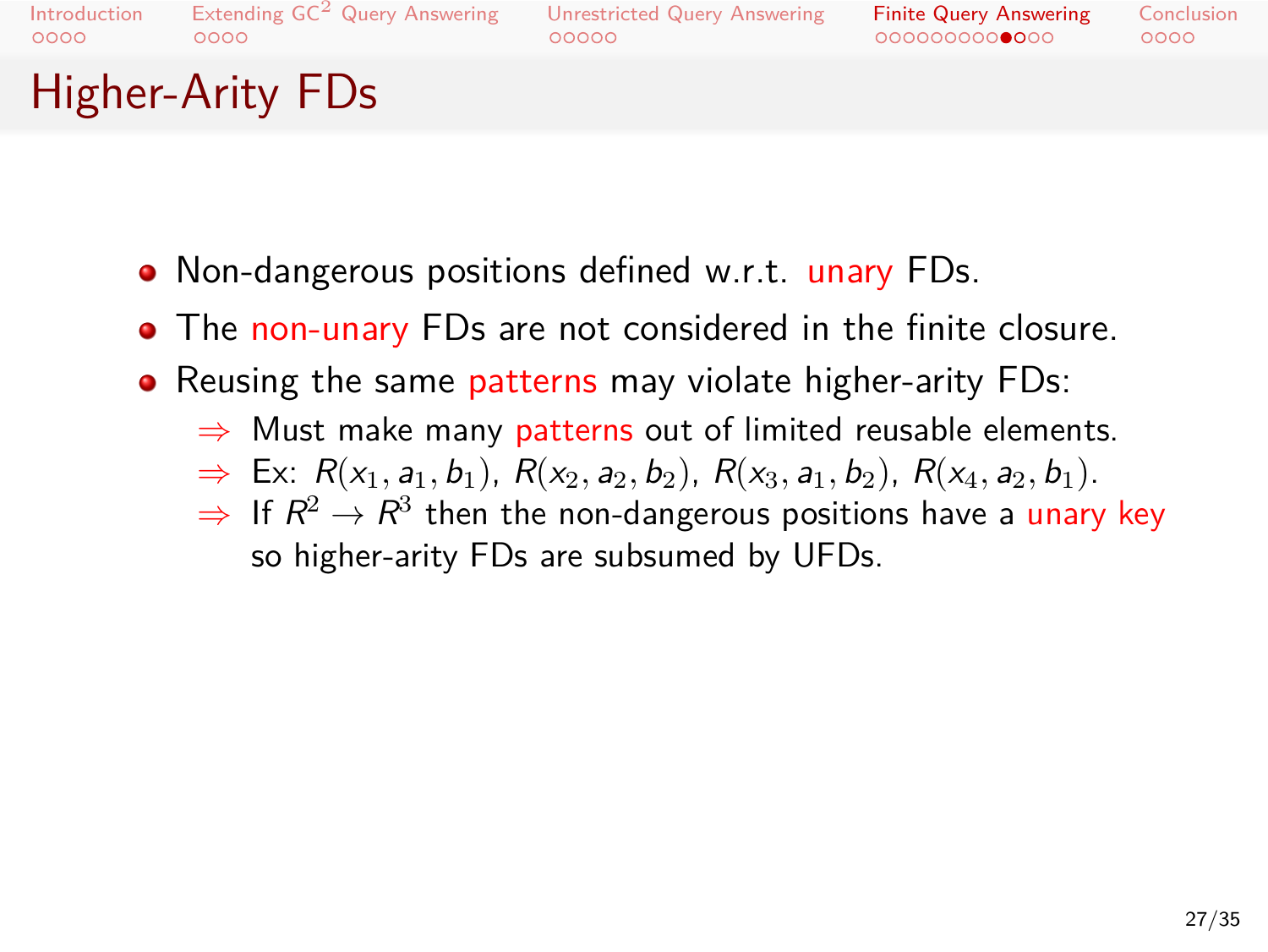# Higher-Arity FDs

- Non-dangerous positions defined w.r.t. unary FDs.
- The non-unary FDs are not considered in the finite closure.
- Reusing the same patterns may violate higher-arity FDs:
  - ⇒ Must make many patterns out of limited reusable elements.
  - ⇒ Ex: $R(x_1, a_1, b_1)$, $R(x_2, a_2, b_2)$, $R(x_3, a_1, b_2)$, $R(x_4, a_2, b_1)$.
  - ⇒ If $R^2 \to R^3$ then the non-dangerous positions have a unary key so higher-arity FDs are subsumed by UFDs.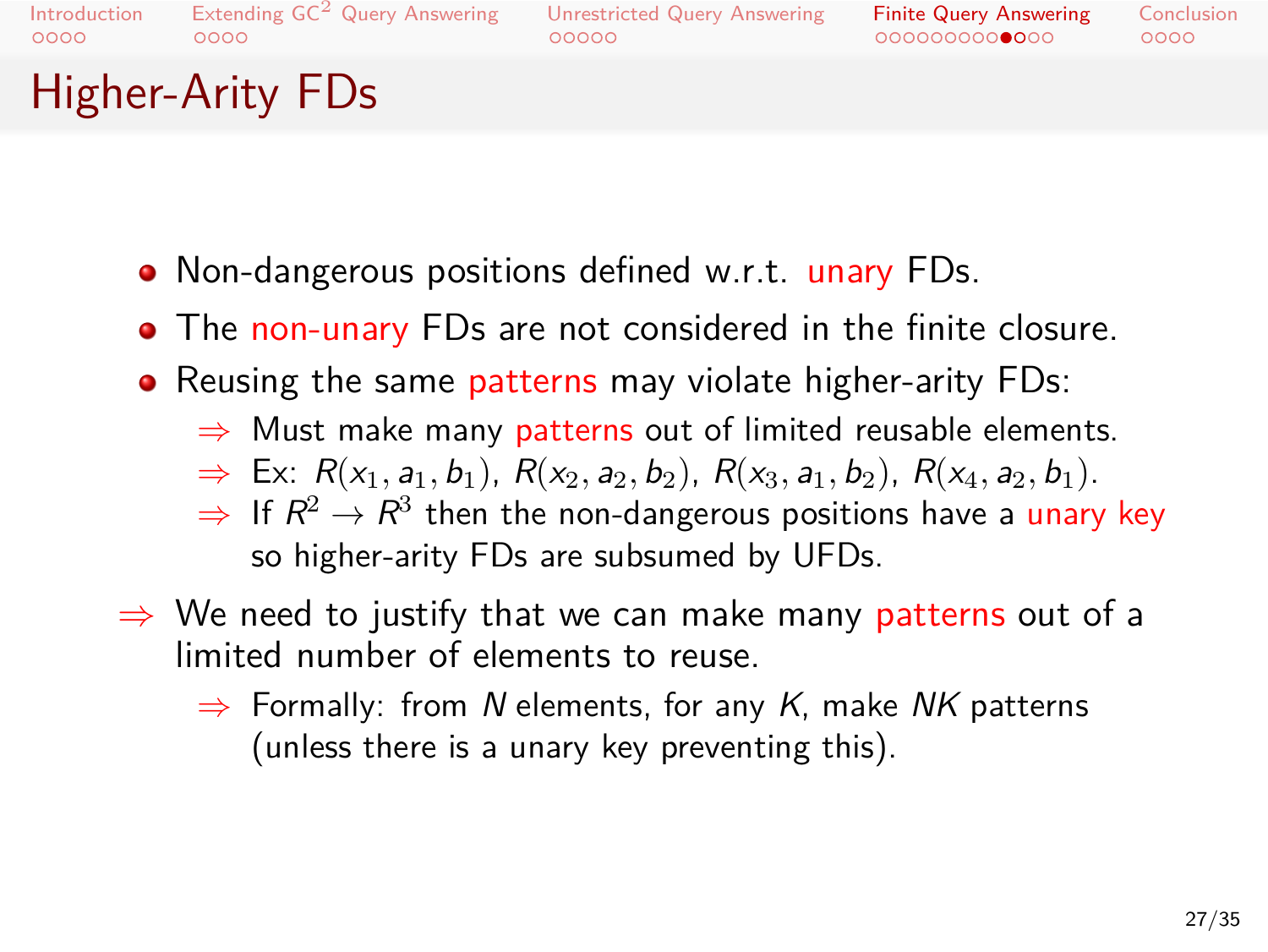# Higher-Arity FDs

- Non-dangerous positions defined w.r.t. unary FDs.
- The non-unary FDs are not considered in the finite closure.
- Reusing the same patterns may violate higher-arity FDs:
  - ⇒ Must make many patterns out of limited reusable elements.
  - ⇒ Ex: $R(x_1, a_1, b_1)$, $R(x_2, a_2, b_2)$, $R(x_3, a_1, b_2)$, $R(x_4, a_2, b_1)$.
  - ⇒ If $R^2 \to R^3$ then the non-dangerous positions have a unary key so higher-arity FDs are subsumed by UFDs.

⇒ We need to justify that we can make many patterns out of a limited number of elements to reuse.

- ⇒ Formally: from $N$ elements, for any $K$, make $NK$ patterns (unless there is a unary key preventing this).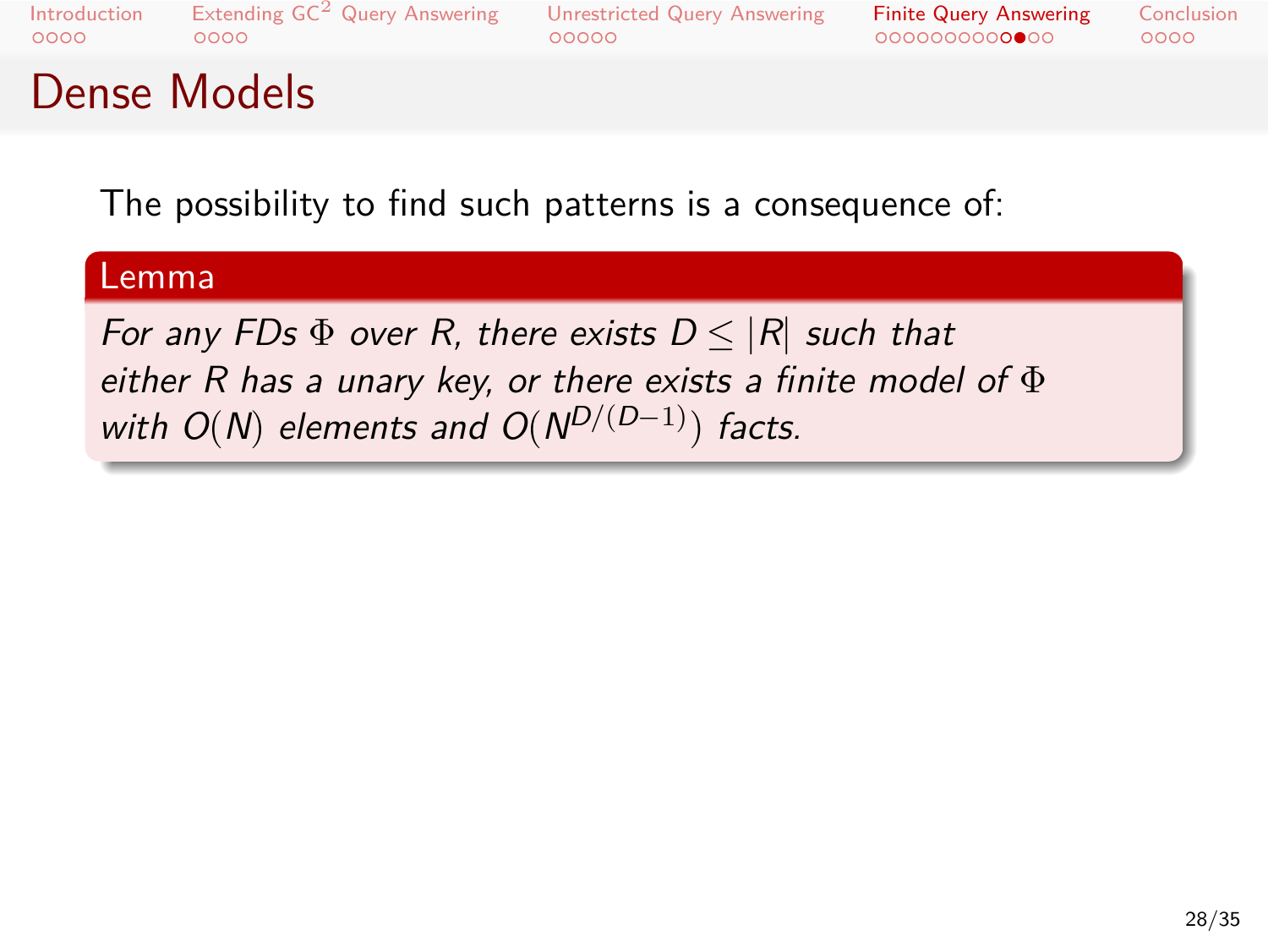# Dense Models

The possibility to find such patterns is a consequence of:

**Lemma**

*For any FDs $\Phi$ over $R$, there exists $D \leq |R|$ such that either $R$ has a unary key, or there exists a finite model of $\Phi$ with $O(N)$ elements and $O(N^{D/(D-1)})$ facts.*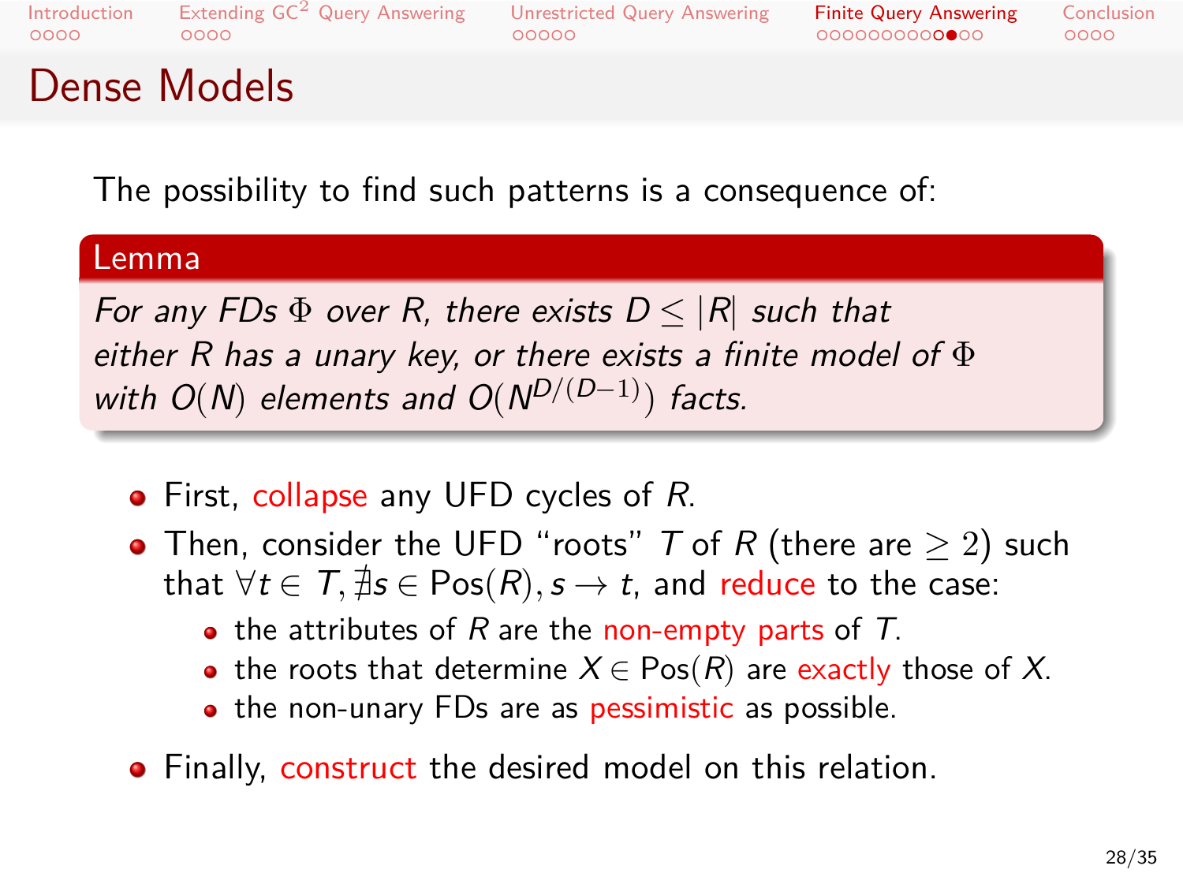# Dense Models

The possibility to find such patterns is a consequence of:

**Lemma**

*For any FDs $\Phi$ over $R$, there exists $D \leq |R|$ such that either $R$ has a unary key, or there exists a finite model of $\Phi$ with $O(N)$ elements and $O(N^{D/(D-1)})$ facts.*

- First, collapse any UFD cycles of $R$.
- Then, consider the UFD "roots" $T$ of $R$ (there are $\geq 2$) such that $\forall t \in T, \nexists s \in \mathrm{Pos}(R), s \rightarrow t$, and reduce to the case:
  - the attributes of $R$ are the non-empty parts of $T$.
  - the roots that determine $X \in \mathrm{Pos}(R)$ are exactly those of $X$.
  - the non-unary FDs are as pessimistic as possible.
- Finally, construct the desired model on this relation.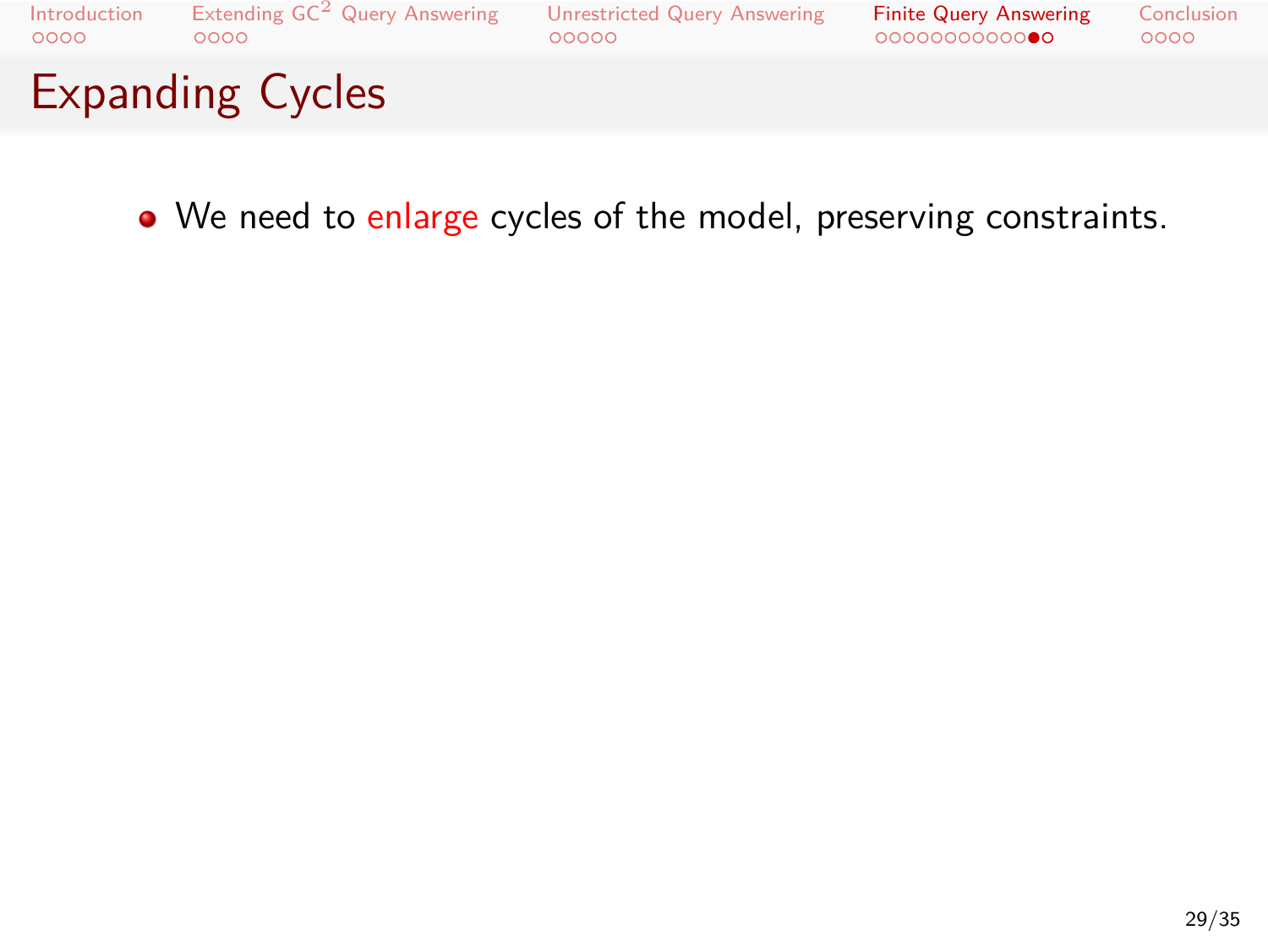# Expanding Cycles

- We need to enlarge cycles of the model, preserving constraints.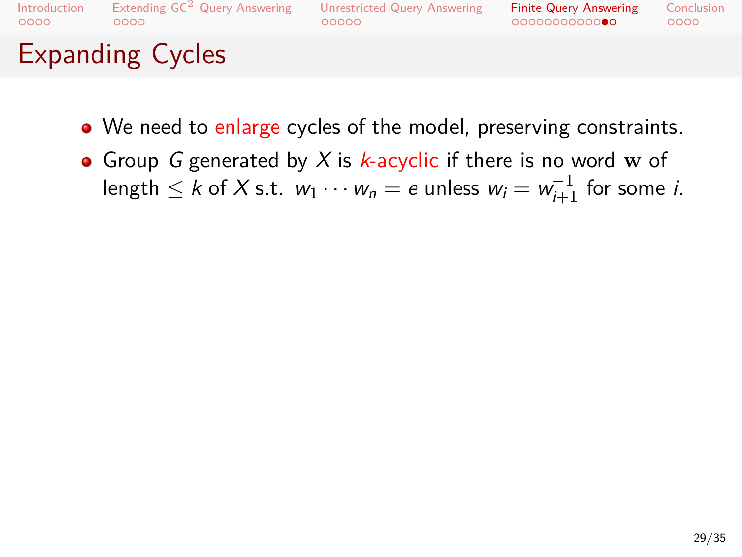# Expanding Cycles

- We need to enlarge cycles of the model, preserving constraints.
- Group $G$ generated by $X$ is $k$-acyclic if there is no word $\mathbf{w}$ of length $\leq k$ of $X$ s.t. $w_1 \cdots w_n = e$ unless $w_i = w_{i+1}^{-1}$ for some $i$.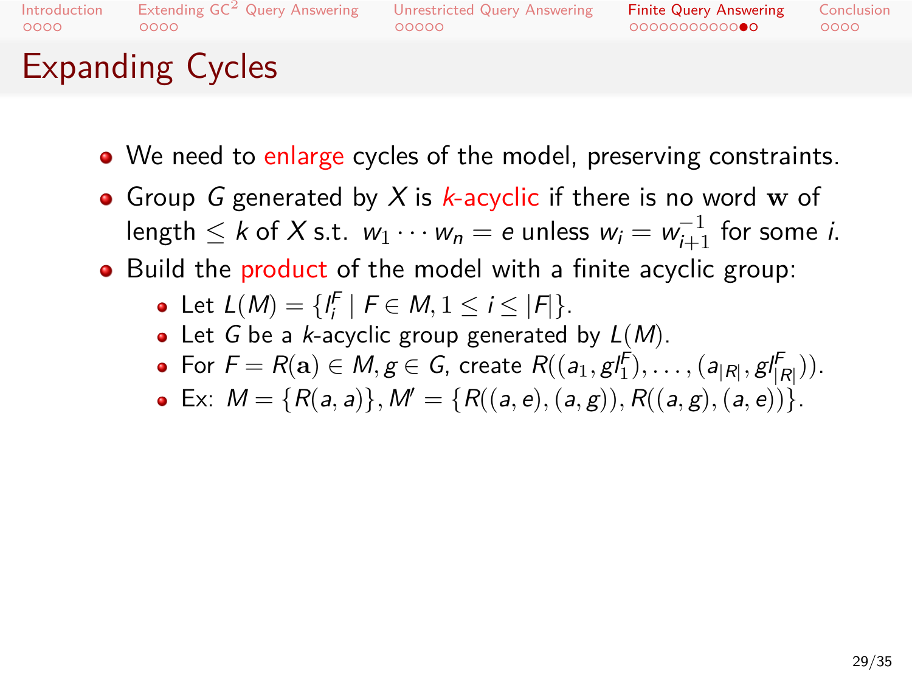# Expanding Cycles

- We need to enlarge cycles of the model, preserving constraints.
- Group $G$ generated by $X$ is *$k$-acyclic* if there is no word $\mathbf{w}$ of length $\leq k$ of $X$ s.t. $w_1 \cdots w_n = e$ unless $w_i = w_{i+1}^{-1}$ for some $i$.
- Build the product of the model with a finite acyclic group:
  - Let $L(M) = \{l_i^F \mid F \in M, 1 \leq i \leq |F|\}$.
  - Let $G$ be a $k$-acyclic group generated by $L(M)$.
  - For $F = R(\mathbf{a}) \in M, g \in G$, create $R((a_1, gl_1^F), \ldots, (a_{|R|}, gl_{|R|}^F))$.
  - Ex: $M = \{R(a,a)\}, M' = \{R((a,e),(a,g)), R((a,g),(a,e))\}$.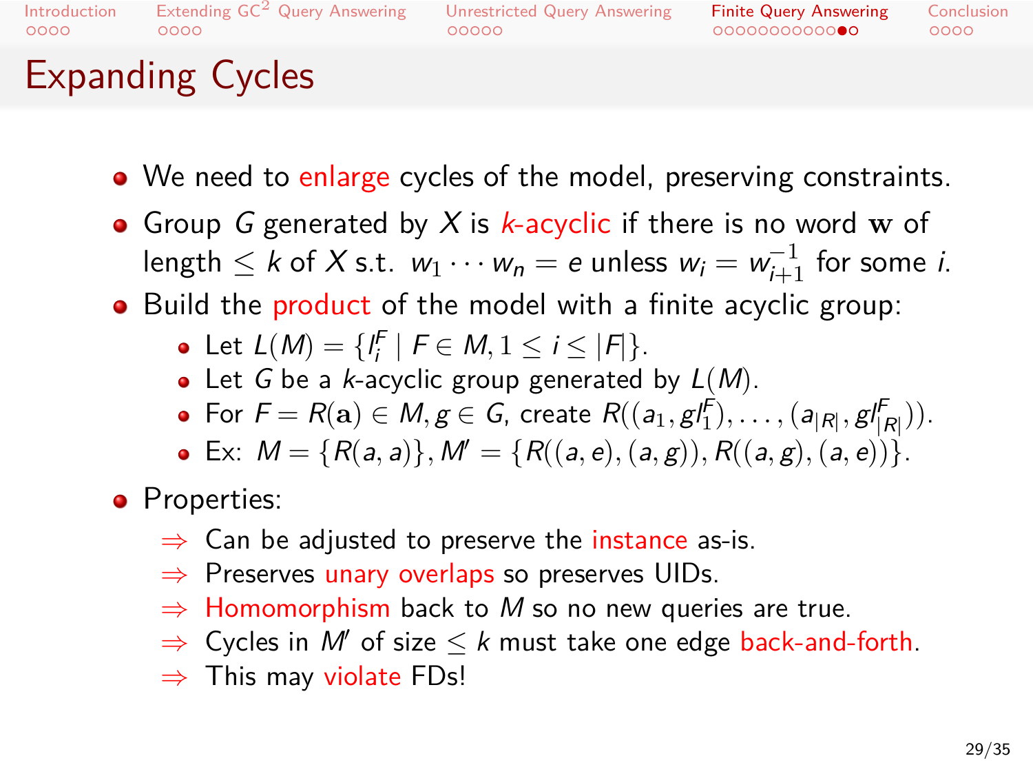# Expanding Cycles

- We need to enlarge cycles of the model, preserving constraints.
- Group $G$ generated by $X$ is *k*-acyclic if there is no word $\mathbf{w}$ of length $\leq k$ of $X$ s.t. $w_1 \cdots w_n = e$ unless $w_i = w_{i+1}^{-1}$ for some $i$.
- Build the product of the model with a finite acyclic group:
  - Let $L(M) = \{l_i^F \mid F \in M, 1 \leq i \leq |F|\}$.
  - Let $G$ be a $k$-acyclic group generated by $L(M)$.
  - For $F = R(\mathbf{a}) \in M, g \in G$, create $R((a_1, gl_1^F), \ldots, (a_{|R|}, gl_{|R|}^F))$.
  - Ex: $M = \{R(a, a)\}, M' = \{R((a, e), (a, g)), R((a, g), (a, e))\}$.
- Properties:
  - ⇒ Can be adjusted to preserve the instance as-is.
  - ⇒ Preserves unary overlaps so preserves UIDs.
  - ⇒ Homomorphism back to $M$ so no new queries are true.
  - ⇒ Cycles in $M'$ of size $\leq k$ must take one edge back-and-forth.
  - ⇒ This may violate FDs!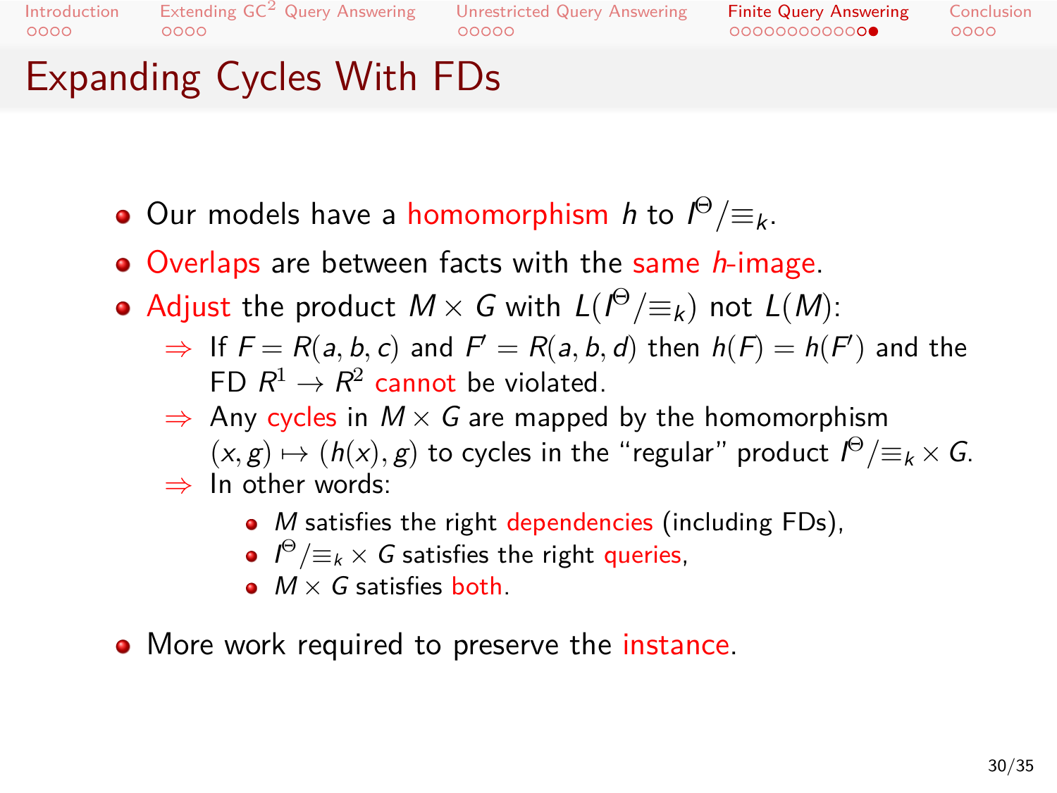# Expanding Cycles With FDs

- Our models have a homomorphism $h$ to $I^{\Theta}/{\equiv_k}$.
- Overlaps are between facts with the same $h$-image.
- Adjust the product $M \times G$ with $L(I^{\Theta}/{\equiv_k})$ not $L(M)$:
  - ⇒ If $F = R(a, b, c)$ and $F' = R(a, b, d)$ then $h(F) = h(F')$ and the FD $R^1 \to R^2$ cannot be violated.
  - ⇒ Any cycles in $M \times G$ are mapped by the homomorphism $(x, g) \mapsto (h(x), g)$ to cycles in the "regular" product $I^{\Theta}/{\equiv_k} \times G$.
  - ⇒ In other words:
    - $M$ satisfies the right dependencies (including FDs),
    - $I^{\Theta}/{\equiv_k} \times G$ satisfies the right queries,
    - $M \times G$ satisfies both.
- More work required to preserve the instance.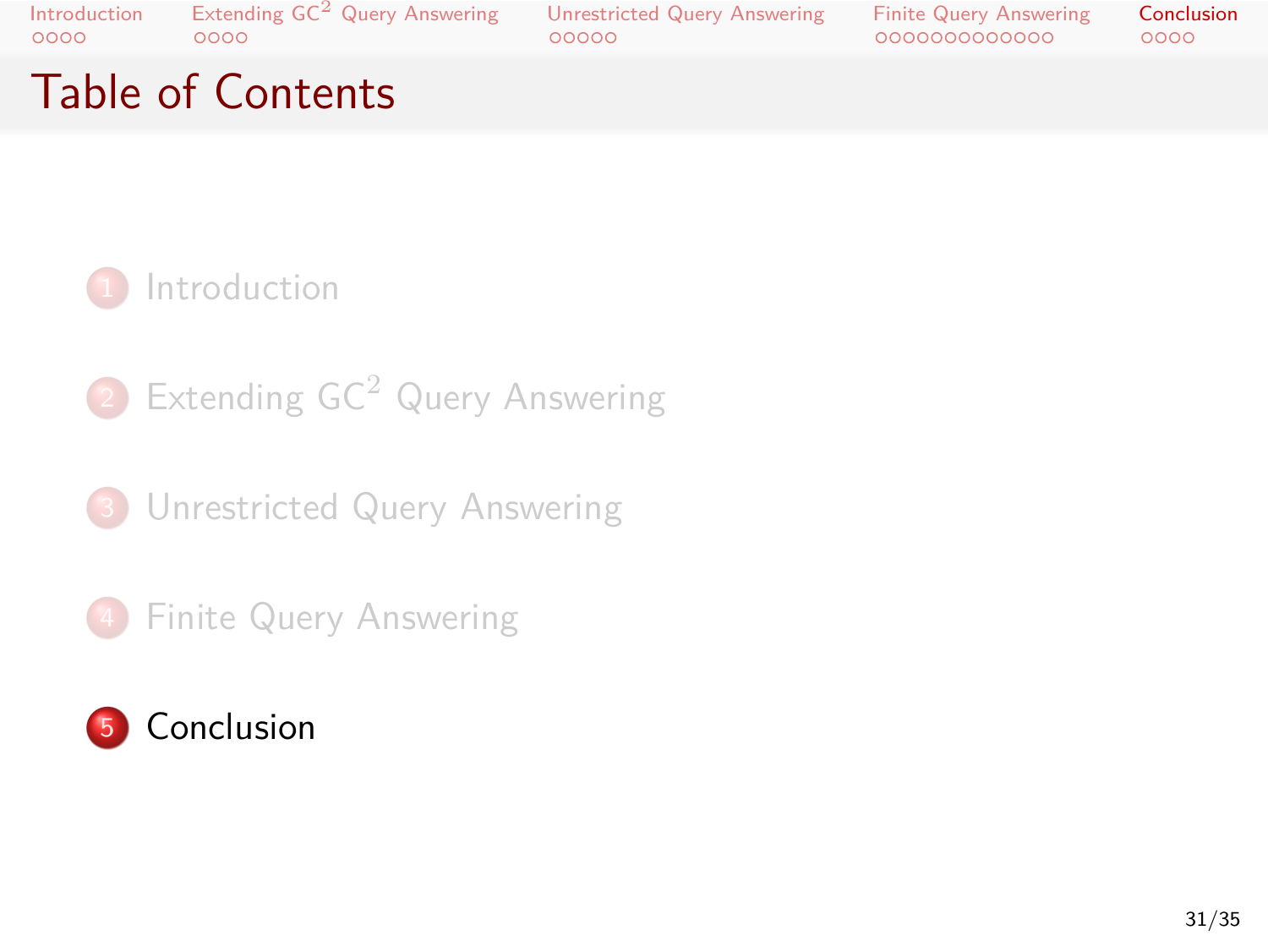# Table of Contents

1. Introduction
2. Extending $GC^2$ Query Answering
3. Unrestricted Query Answering
4. Finite Query Answering
5. Conclusion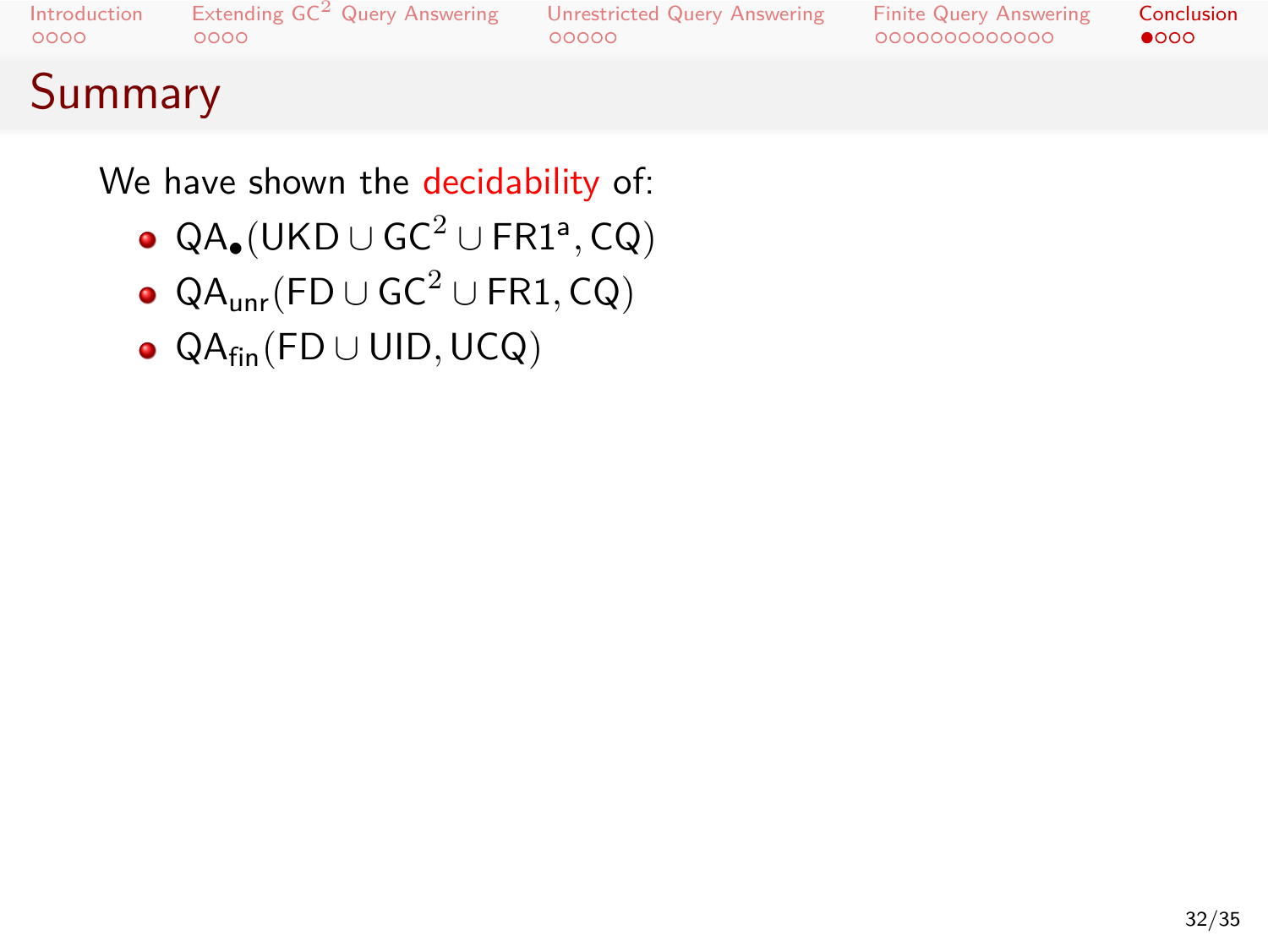## Summary

We have shown the decidability of:

- $\mathsf{QA}_\bullet(\mathsf{UKD} \cup \mathsf{GC}^2 \cup \mathsf{FR1}^{\mathsf{a}}, \mathsf{CQ})$
- $\mathsf{QA}_{\mathsf{unr}}(\mathsf{FD} \cup \mathsf{GC}^2 \cup \mathsf{FR1}, \mathsf{CQ})$
- $\mathsf{QA}_{\mathsf{fin}}(\mathsf{FD} \cup \mathsf{UID}, \mathsf{UCQ})$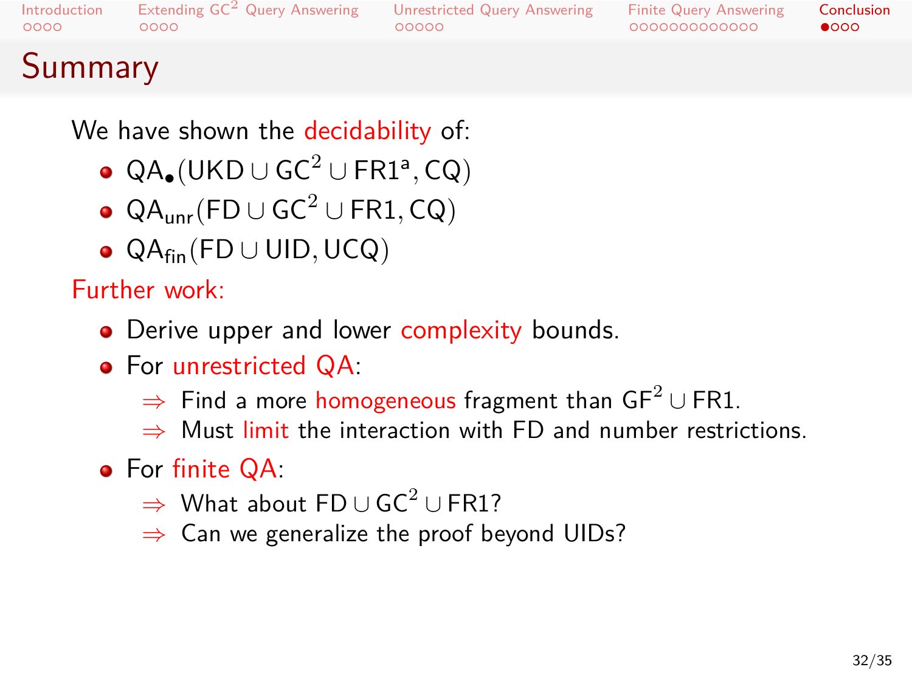# Summary

We have shown the decidability of:

- $\mathsf{QA}_\bullet(\mathsf{UKD} \cup \mathsf{GC}^2 \cup \mathsf{FR1}^\mathsf{a}, \mathsf{CQ})$
- $\mathsf{QA}_\mathsf{unr}(\mathsf{FD} \cup \mathsf{GC}^2 \cup \mathsf{FR1}, \mathsf{CQ})$
- $\mathsf{QA}_\mathsf{fin}(\mathsf{FD} \cup \mathsf{UID}, \mathsf{UCQ})$

Further work:

- Derive upper and lower complexity bounds.
- For unrestricted QA:
  - ⇒ Find a more homogeneous fragment than $\mathsf{GF}^2 \cup \mathsf{FR1}$.
  - ⇒ Must limit the interaction with FD and number restrictions.
- For finite QA:
  - ⇒ What about $\mathsf{FD} \cup \mathsf{GC}^2 \cup \mathsf{FR1}$?
  - ⇒ Can we generalize the proof beyond UIDs?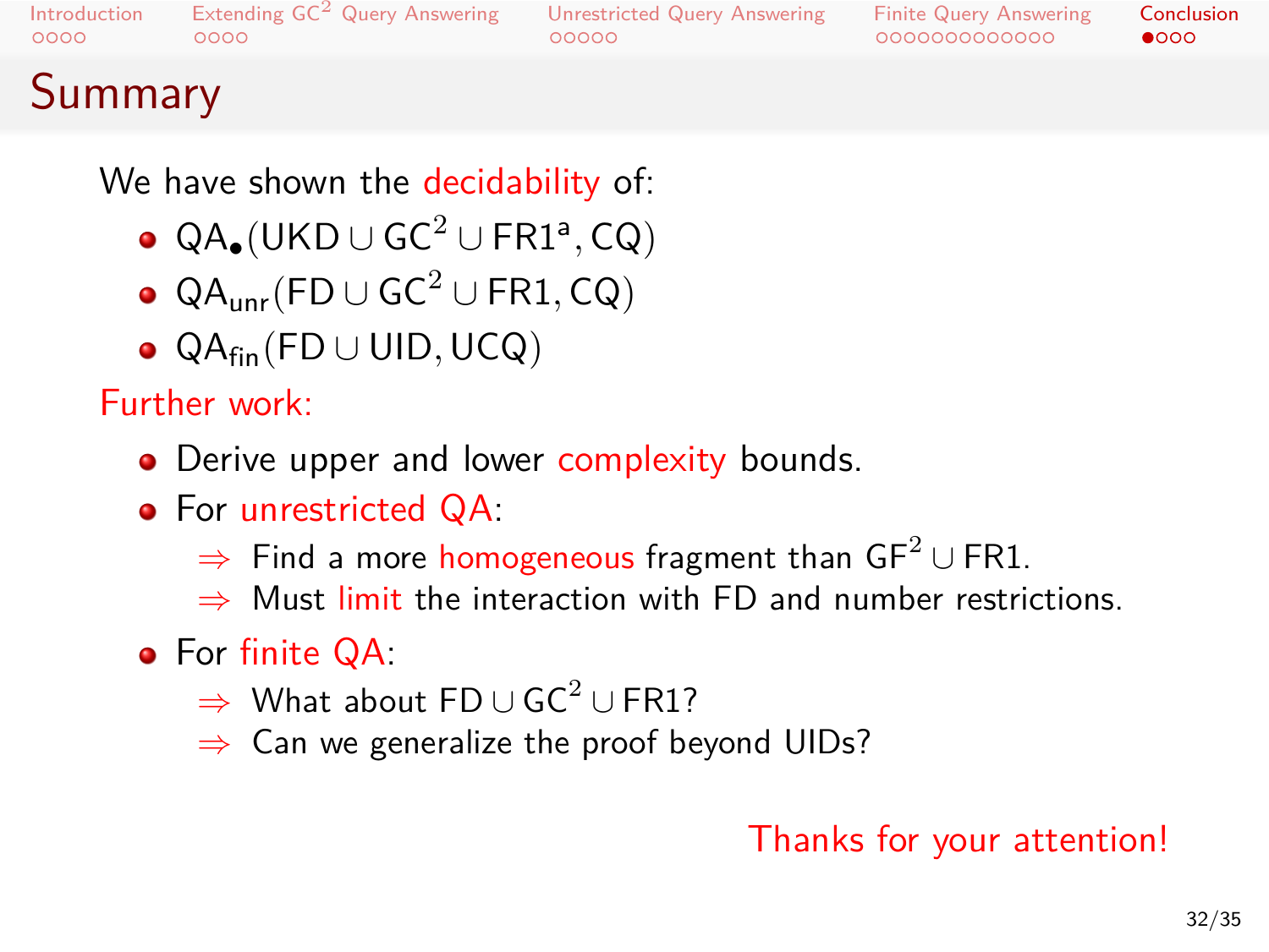# Summary

We have shown the decidability of:

- $\mathsf{QA}_{\bullet}(\mathsf{UKD} \cup \mathsf{GC}^2 \cup \mathsf{FR1}^{\mathsf{a}}, \mathsf{CQ})$
- $\mathsf{QA}_{\mathsf{unr}}(\mathsf{FD} \cup \mathsf{GC}^2 \cup \mathsf{FR1}, \mathsf{CQ})$
- $\mathsf{QA}_{\mathsf{fin}}(\mathsf{FD} \cup \mathsf{UID}, \mathsf{UCQ})$

Further work:

- Derive upper and lower complexity bounds.
- For unrestricted QA:
  - $\Rightarrow$ Find a more homogeneous fragment than $\mathsf{GF}^2 \cup \mathsf{FR1}$.
  - $\Rightarrow$ Must limit the interaction with FD and number restrictions.
- For finite QA:
  - $\Rightarrow$ What about $\mathsf{FD} \cup \mathsf{GC}^2 \cup \mathsf{FR1}$?
  - $\Rightarrow$ Can we generalize the proof beyond UIDs?

Thanks for your attention!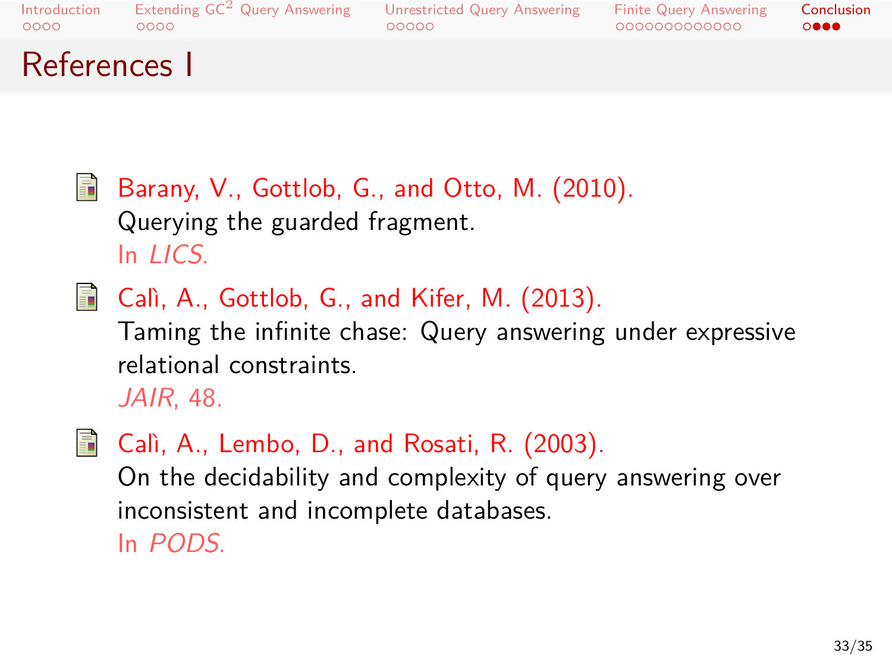# References I

- Barany, V., Gottlob, G., and Otto, M. (2010).
  Querying the guarded fragment.
  In *LICS*.

- Calì, A., Gottlob, G., and Kifer, M. (2013).
  Taming the infinite chase: Query answering under expressive relational constraints.
  *JAIR*, 48.

- Calì, A., Lembo, D., and Rosati, R. (2003).
  On the decidability and complexity of query answering over inconsistent and incomplete databases.
  In *PODS*.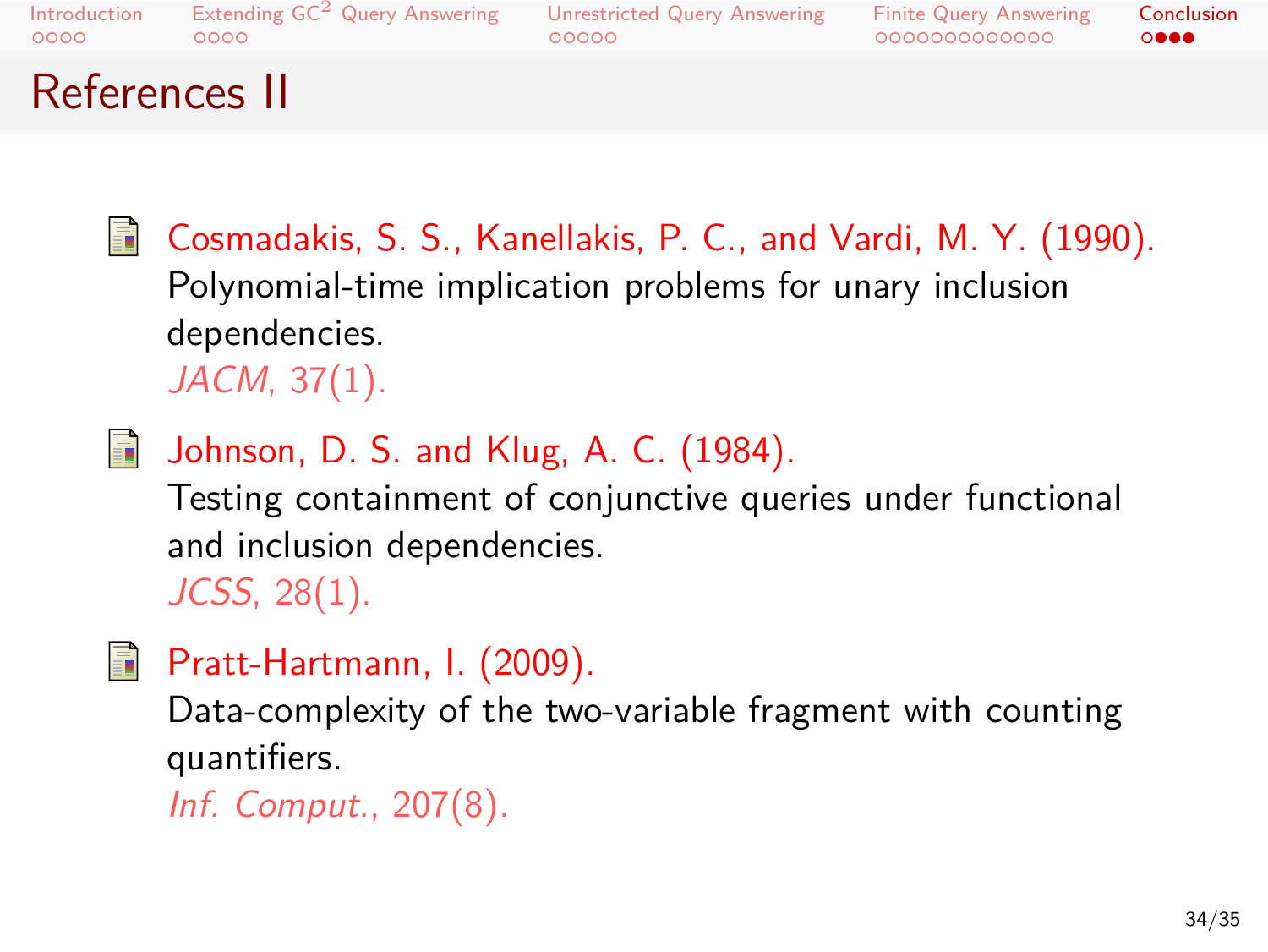# References II

- Cosmadakis, S. S., Kanellakis, P. C., and Vardi, M. Y. (1990).
  Polynomial-time implication problems for unary inclusion dependencies.
  *JACM*, 37(1).

- Johnson, D. S. and Klug, A. C. (1984).
  Testing containment of conjunctive queries under functional and inclusion dependencies.
  *JCSS*, 28(1).

- Pratt-Hartmann, I. (2009).
  Data-complexity of the two-variable fragment with counting quantifiers.
  *Inf. Comput.*, 207(8).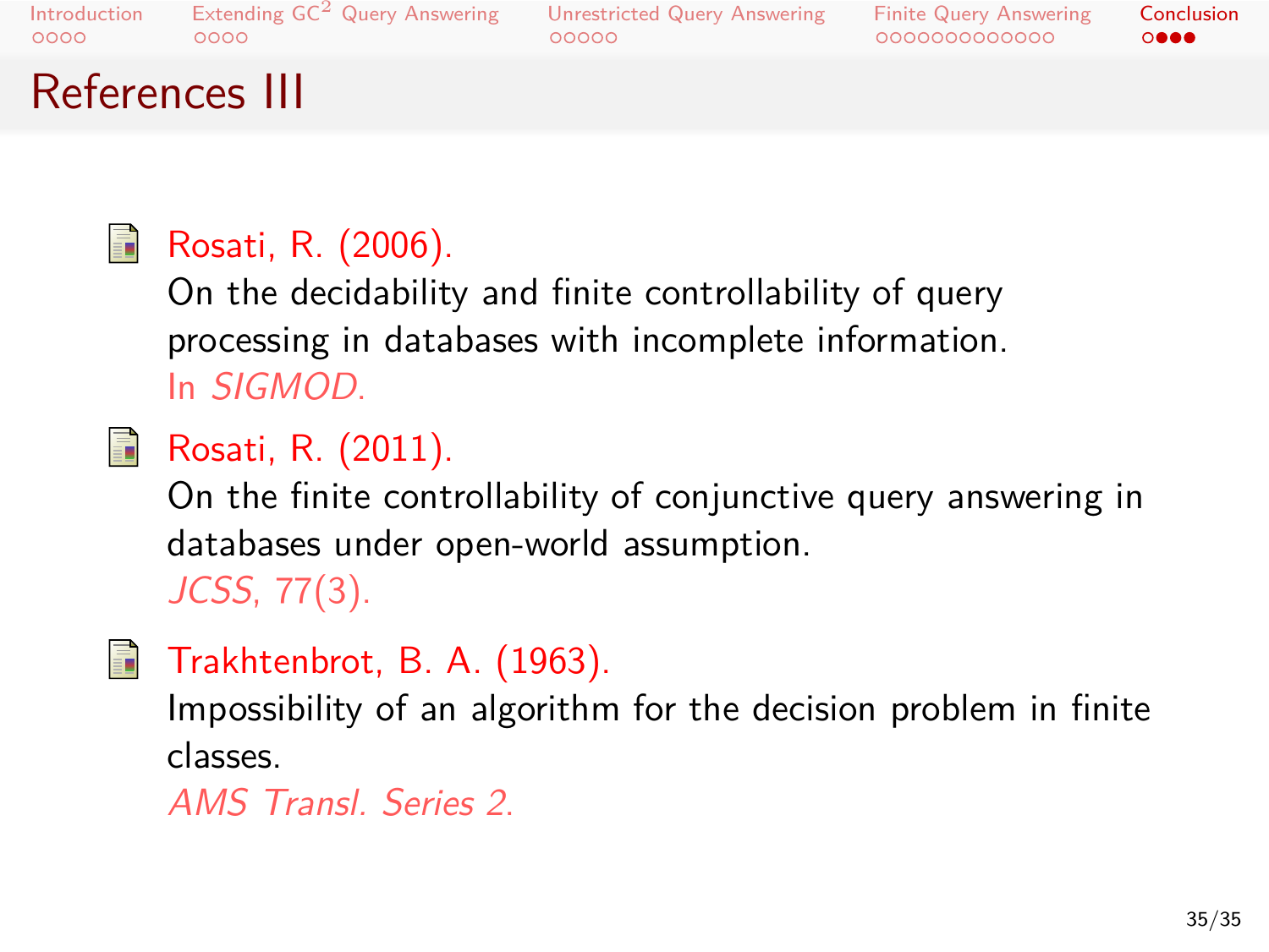# References III

- Rosati, R. (2006).
  On the decidability and finite controllability of query processing in databases with incomplete information.
  In *SIGMOD*.

- Rosati, R. (2011).
  On the finite controllability of conjunctive query answering in databases under open-world assumption.
  *JCSS*, 77(3).

- Trakhtenbrot, B. A. (1963).
  Impossibility of an algorithm for the decision problem in finite classes.
  *AMS Transl. Series 2*.